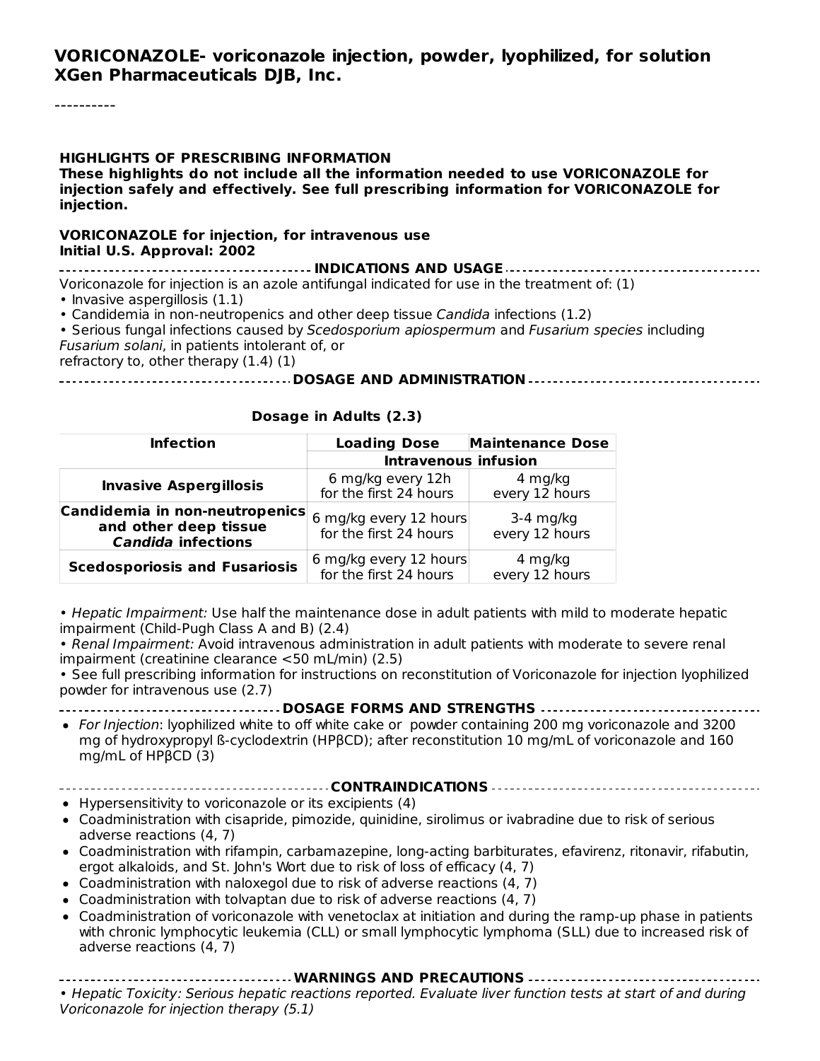# VORICONAZOLE- voriconazole injection, powder, lyophilized, for solution XGen Pharmaceuticals DJB, Inc.

----------

**HIGHLIGHTS OF PRESCRIBING INFORMATION**
**These highlights do not include all the information needed to use VORICONAZOLE for injection safely and effectively. See full prescribing information for VORICONAZOLE for injection.**

**VORICONAZOLE for injection, for intravenous use**
**Initial U.S. Approval: 2002**

## INDICATIONS AND USAGE

Voriconazole for injection is an azole antifungal indicated for use in the treatment of: (1)

- Invasive aspergillosis (1.1)
- Candidemia in non-neutropenics and other deep tissue *Candida* infections (1.2)
- Serious fungal infections caused by *Scedosporium apiospermum* and *Fusarium species* including *Fusarium solani*, in patients intolerant of, or refractory to, other therapy (1.4) (1)

## DOSAGE AND ADMINISTRATION

**Dosage in Adults (2.3)**

| Infection | Loading Dose | Maintenance Dose |
|---|---|---|
| | **Intravenous infusion** | |
| **Invasive Aspergillosis** | 6 mg/kg every 12h for the first 24 hours | 4 mg/kg every 12 hours |
| **Candidemia in non-neutropenics and other deep tissue *Candida* infections** | 6 mg/kg every 12 hours for the first 24 hours | 3-4 mg/kg every 12 hours |
| **Scedosporiosis and Fusariosis** | 6 mg/kg every 12 hours for the first 24 hours | 4 mg/kg every 12 hours |

- *Hepatic Impairment:* Use half the maintenance dose in adult patients with mild to moderate hepatic impairment (Child-Pugh Class A and B) (2.4)
- *Renal Impairment:* Avoid intravenous administration in adult patients with moderate to severe renal impairment (creatinine clearance <50 mL/min) (2.5)
- See full prescribing information for instructions on reconstitution of Voriconazole for injection lyophilized powder for intravenous use (2.7)

## DOSAGE FORMS AND STRENGTHS

- *For Injection*: lyophilized white to off white cake or powder containing 200 mg voriconazole and 3200 mg of hydroxypropyl ß-cyclodextrin (HPβCD); after reconstitution 10 mg/mL of voriconazole and 160 mg/mL of HPβCD (3)

## CONTRAINDICATIONS

- Hypersensitivity to voriconazole or its excipients (4)
- Coadministration with cisapride, pimozide, quinidine, sirolimus or ivabradine due to risk of serious adverse reactions (4, 7)
- Coadministration with rifampin, carbamazepine, long-acting barbiturates, efavirenz, ritonavir, rifabutin, ergot alkaloids, and St. John's Wort due to risk of loss of efficacy (4, 7)
- Coadministration with naloxegol due to risk of adverse reactions (4, 7)
- Coadministration with tolvaptan due to risk of adverse reactions (4, 7)
- Coadministration of voriconazole with venetoclax at initiation and during the ramp-up phase in patients with chronic lymphocytic leukemia (CLL) or small lymphocytic lymphoma (SLL) due to increased risk of adverse reactions (4, 7)

## WARNINGS AND PRECAUTIONS

- *Hepatic Toxicity: Serious hepatic reactions reported. Evaluate liver function tests at start of and during Voriconazole for injection therapy (5.1)*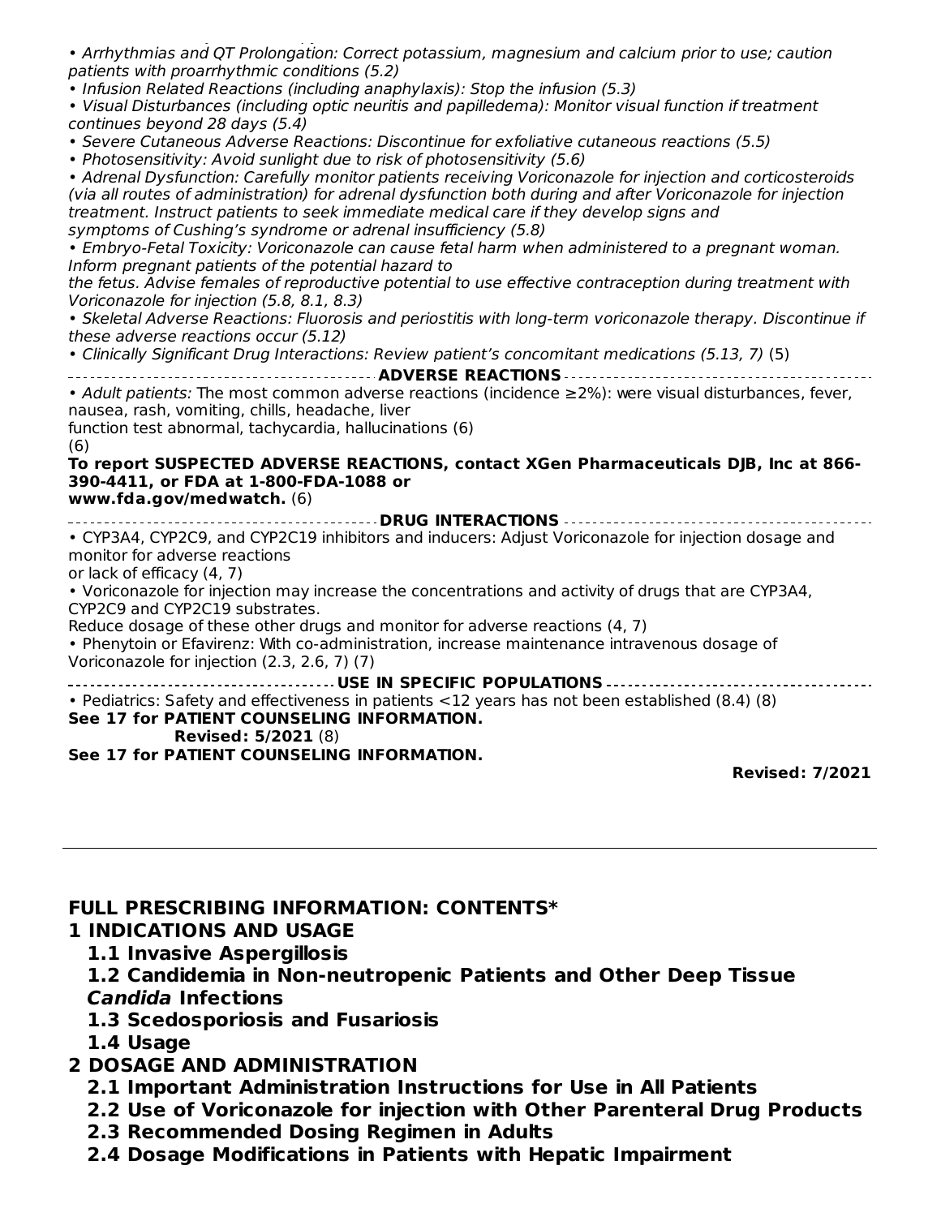• *Arrhythmias and QT Prolongation: Correct potassium, magnesium and calcium prior to use; caution patients with proarrhythmic conditions (5.2)*

• *Infusion Related Reactions (including anaphylaxis): Stop the infusion (5.3)*

• *Visual Disturbances (including optic neuritis and papilledema): Monitor visual function if treatment continues beyond 28 days (5.4)*

• *Severe Cutaneous Adverse Reactions: Discontinue for exfoliative cutaneous reactions (5.5)*

• *Photosensitivity: Avoid sunlight due to risk of photosensitivity (5.6)*

• *Adrenal Dysfunction: Carefully monitor patients receiving Voriconazole for injection and corticosteroids (via all routes of administration) for adrenal dysfunction both during and after Voriconazole for injection treatment. Instruct patients to seek immediate medical care if they develop signs and symptoms of Cushing's syndrome or adrenal insufficiency (5.8)*

• *Embryo-Fetal Toxicity: Voriconazole can cause fetal harm when administered to a pregnant woman. Inform pregnant patients of the potential hazard to the fetus. Advise females of reproductive potential to use effective contraception during treatment with Voriconazole for injection (5.8, 8.1, 8.3)*

• *Skeletal Adverse Reactions: Fluorosis and periostitis with long-term voriconazole therapy. Discontinue if these adverse reactions occur (5.12)*

• *Clinically Significant Drug Interactions: Review patient's concomitant medications (5.13, 7)* (5)

**ADVERSE REACTIONS**

• *Adult patients:* The most common adverse reactions (incidence ≥2%): were visual disturbances, fever, nausea, rash, vomiting, chills, headache, liver function test abnormal, tachycardia, hallucinations (6)

(6)

**To report SUSPECTED ADVERSE REACTIONS, contact XGen Pharmaceuticals DJB, Inc at 866-390-4411, or FDA at 1-800-FDA-1088 or www.fda.gov/medwatch.** (6)

**DRUG INTERACTIONS**

• CYP3A4, CYP2C9, and CYP2C19 inhibitors and inducers: Adjust Voriconazole for injection dosage and monitor for adverse reactions or lack of efficacy (4, 7)

• Voriconazole for injection may increase the concentrations and activity of drugs that are CYP3A4, CYP2C9 and CYP2C19 substrates. Reduce dosage of these other drugs and monitor for adverse reactions (4, 7)

• Phenytoin or Efavirenz: With co-administration, increase maintenance intravenous dosage of Voriconazole for injection (2.3, 2.6, 7) (7)

**USE IN SPECIFIC POPULATIONS**

• Pediatrics: Safety and effectiveness in patients <12 years has not been established (8.4) (8)

**See 17 for PATIENT COUNSELING INFORMATION.**

**Revised: 5/2021** (8)

**See 17 for PATIENT COUNSELING INFORMATION.**

**Revised: 7/2021**

---

# FULL PRESCRIBING INFORMATION: CONTENTS*

**1 INDICATIONS AND USAGE**

**1.1 Invasive Aspergillosis**

**1.2 Candidemia in Non-neutropenic Patients and Other Deep Tissue *Candida* Infections**

**1.3 Scedosporiosis and Fusariosis**

**1.4 Usage**

**2 DOSAGE AND ADMINISTRATION**

**2.1 Important Administration Instructions for Use in All Patients**

**2.2 Use of Voriconazole for injection with Other Parenteral Drug Products**

**2.3 Recommended Dosing Regimen in Adults**

**2.4 Dosage Modifications in Patients with Hepatic Impairment**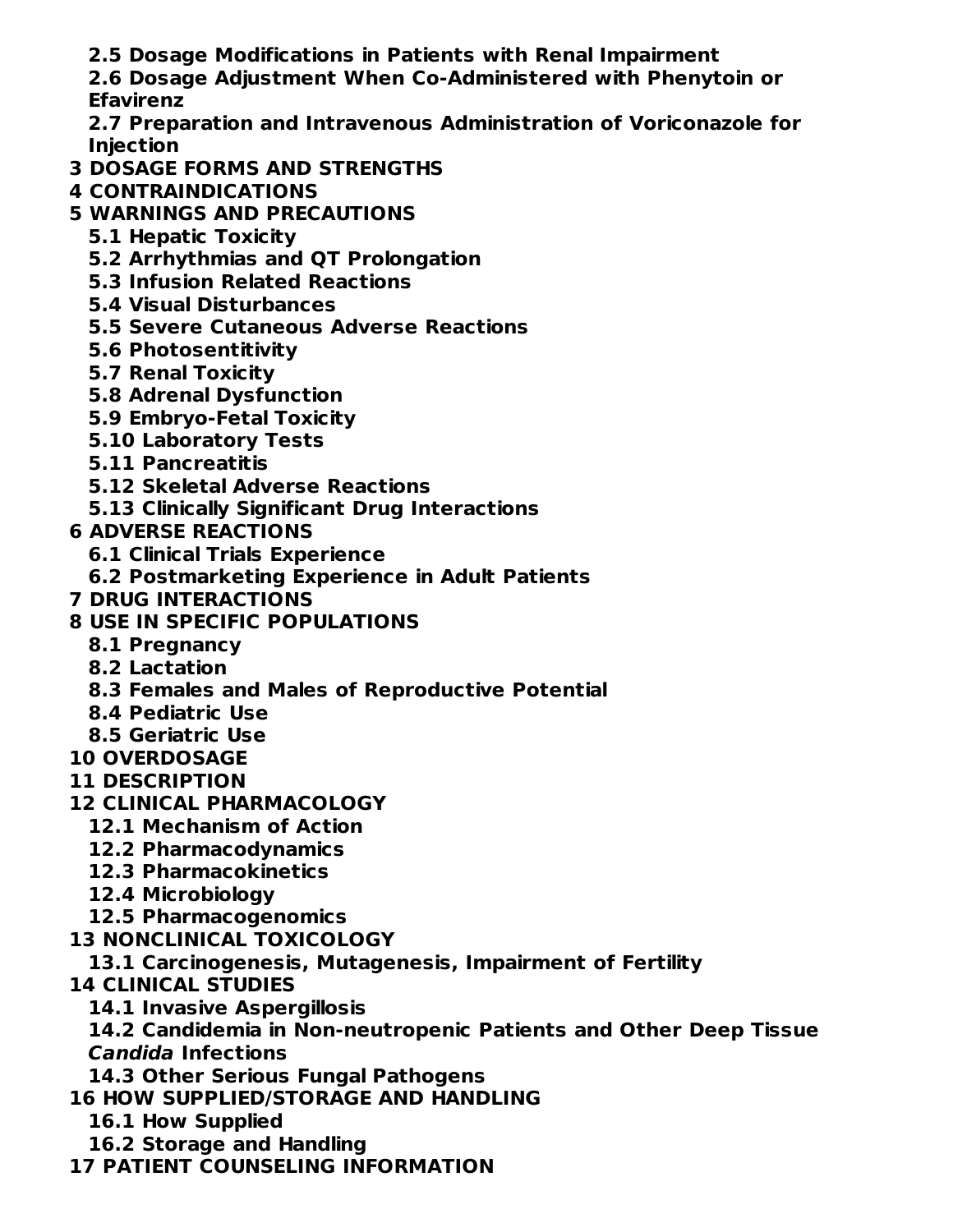**2.5 Dosage Modifications in Patients with Renal Impairment**

**2.6 Dosage Adjustment When Co-Administered with Phenytoin or Efavirenz**

**2.7 Preparation and Intravenous Administration of Voriconazole for Injection**

**3 DOSAGE FORMS AND STRENGTHS**

**4 CONTRAINDICATIONS**

**5 WARNINGS AND PRECAUTIONS**

**5.1 Hepatic Toxicity**

**5.2 Arrhythmias and QT Prolongation**

**5.3 Infusion Related Reactions**

**5.4 Visual Disturbances**

**5.5 Severe Cutaneous Adverse Reactions**

**5.6 Photosentitivity**

**5.7 Renal Toxicity**

**5.8 Adrenal Dysfunction**

**5.9 Embryo-Fetal Toxicity**

**5.10 Laboratory Tests**

**5.11 Pancreatitis**

**5.12 Skeletal Adverse Reactions**

**5.13 Clinically Significant Drug Interactions**

**6 ADVERSE REACTIONS**

**6.1 Clinical Trials Experience**

**6.2 Postmarketing Experience in Adult Patients**

**7 DRUG INTERACTIONS**

**8 USE IN SPECIFIC POPULATIONS**

**8.1 Pregnancy**

**8.2 Lactation**

**8.3 Females and Males of Reproductive Potential**

**8.4 Pediatric Use**

**8.5 Geriatric Use**

**10 OVERDOSAGE**

**11 DESCRIPTION**

**12 CLINICAL PHARMACOLOGY**

**12.1 Mechanism of Action**

**12.2 Pharmacodynamics**

**12.3 Pharmacokinetics**

**12.4 Microbiology**

**12.5 Pharmacogenomics**

**13 NONCLINICAL TOXICOLOGY**

**13.1 Carcinogenesis, Mutagenesis, Impairment of Fertility**

**14 CLINICAL STUDIES**

**14.1 Invasive Aspergillosis**

**14.2 Candidemia in Non-neutropenic Patients and Other Deep Tissue *Candida* Infections**

**14.3 Other Serious Fungal Pathogens**

**16 HOW SUPPLIED/STORAGE AND HANDLING**

**16.1 How Supplied**

**16.2 Storage and Handling**

**17 PATIENT COUNSELING INFORMATION**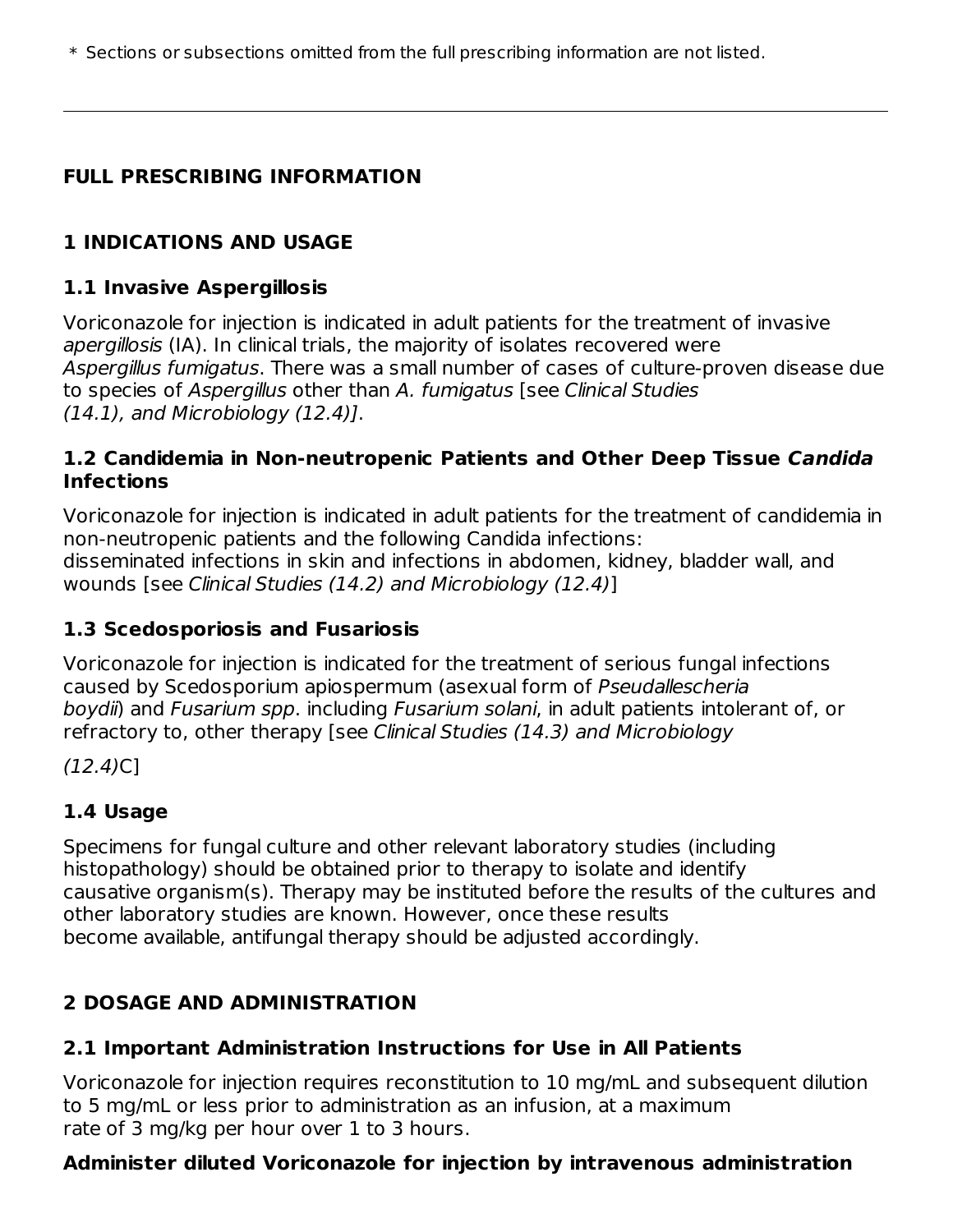* Sections or subsections omitted from the full prescribing information are not listed.

---

## FULL PRESCRIBING INFORMATION

## 1 INDICATIONS AND USAGE

### 1.1 Invasive Aspergillosis

Voriconazole for injection is indicated in adult patients for the treatment of invasive *apergillosis* (IA). In clinical trials, the majority of isolates recovered were *Aspergillus fumigatus*. There was a small number of cases of culture-proven disease due to species of *Aspergillus* other than *A. fumigatus* [see *Clinical Studies (14.1), and Microbiology (12.4)]*.

### 1.2 Candidemia in Non-neutropenic Patients and Other Deep Tissue *Candida* Infections

Voriconazole for injection is indicated in adult patients for the treatment of candidemia in non-neutropenic patients and the following Candida infections:
disseminated infections in skin and infections in abdomen, kidney, bladder wall, and wounds [see *Clinical Studies (14.2) and Microbiology (12.4)*]

### 1.3 Scedosporiosis and Fusariosis

Voriconazole for injection is indicated for the treatment of serious fungal infections caused by Scedosporium apiospermum (asexual form of *Pseudallescheria boydii*) and *Fusarium spp*. including *Fusarium solani*, in adult patients intolerant of, or refractory to, other therapy [see *Clinical Studies (14.3) and Microbiology*

*(12.4)*C]

### 1.4 Usage

Specimens for fungal culture and other relevant laboratory studies (including histopathology) should be obtained prior to therapy to isolate and identify causative organism(s). Therapy may be instituted before the results of the cultures and other laboratory studies are known. However, once these results become available, antifungal therapy should be adjusted accordingly.

## 2 DOSAGE AND ADMINISTRATION

### 2.1 Important Administration Instructions for Use in All Patients

Voriconazole for injection requires reconstitution to 10 mg/mL and subsequent dilution to 5 mg/mL or less prior to administration as an infusion, at a maximum rate of 3 mg/kg per hour over 1 to 3 hours.

**Administer diluted Voriconazole for injection by intravenous administration**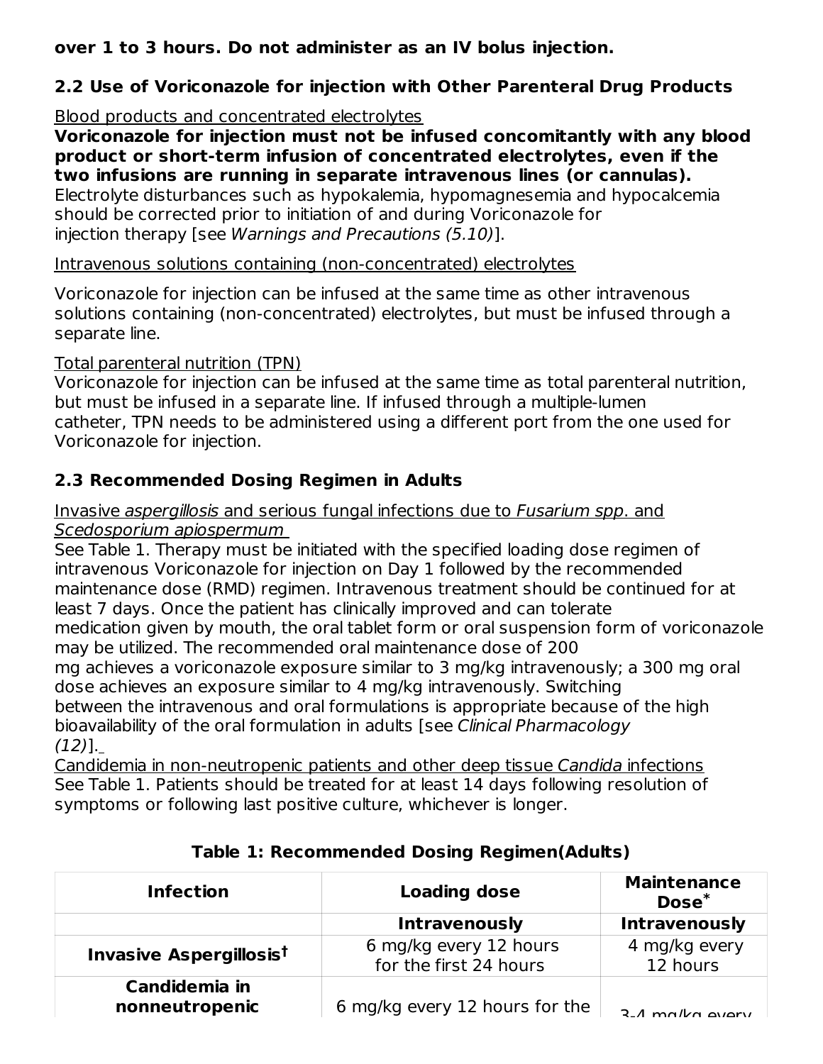**over 1 to 3 hours. Do not administer as an IV bolus injection.**

### 2.2 Use of Voriconazole for injection with Other Parenteral Drug Products

Blood products and concentrated electrolytes

**Voriconazole for injection must not be infused concomitantly with any blood product or short-term infusion of concentrated electrolytes, even if the two infusions are running in separate intravenous lines (or cannulas).** Electrolyte disturbances such as hypokalemia, hypomagnesemia and hypocalcemia should be corrected prior to initiation of and during Voriconazole for injection therapy [see *Warnings and Precautions (5.10)*].

Intravenous solutions containing (non-concentrated) electrolytes

Voriconazole for injection can be infused at the same time as other intravenous solutions containing (non-concentrated) electrolytes, but must be infused through a separate line.

Total parenteral nutrition (TPN)

Voriconazole for injection can be infused at the same time as total parenteral nutrition, but must be infused in a separate line. If infused through a multiple-lumen catheter, TPN needs to be administered using a different port from the one used for Voriconazole for injection.

### 2.3 Recommended Dosing Regimen in Adults

Invasive *aspergillosis* and serious fungal infections due to *Fusarium spp*. and *Scedosporium apiospermum*

See Table 1. Therapy must be initiated with the specified loading dose regimen of intravenous Voriconazole for injection on Day 1 followed by the recommended maintenance dose (RMD) regimen. Intravenous treatment should be continued for at least 7 days. Once the patient has clinically improved and can tolerate medication given by mouth, the oral tablet form or oral suspension form of voriconazole may be utilized. The recommended oral maintenance dose of 200 mg achieves a voriconazole exposure similar to 3 mg/kg intravenously; a 300 mg oral dose achieves an exposure similar to 4 mg/kg intravenously. Switching between the intravenous and oral formulations is appropriate because of the high bioavailability of the oral formulation in adults [see *Clinical Pharmacology (12)*].

Candidemia in non-neutropenic patients and other deep tissue *Candida* infections

See Table 1. Patients should be treated for at least 14 days following resolution of symptoms or following last positive culture, whichever is longer.

**Table 1: Recommended Dosing Regimen(Adults)**

| Infection | Loading dose | Maintenance Dose* |
|---|---|---|
| | **Intravenously** | **Intravenously** |
| **Invasive Aspergillosis†** | 6 mg/kg every 12 hours for the first 24 hours | 4 mg/kg every 12 hours |
| **Candidemia in nonneutropenic** | 6 mg/kg every 12 hours for the | 3-4 mg/kg every |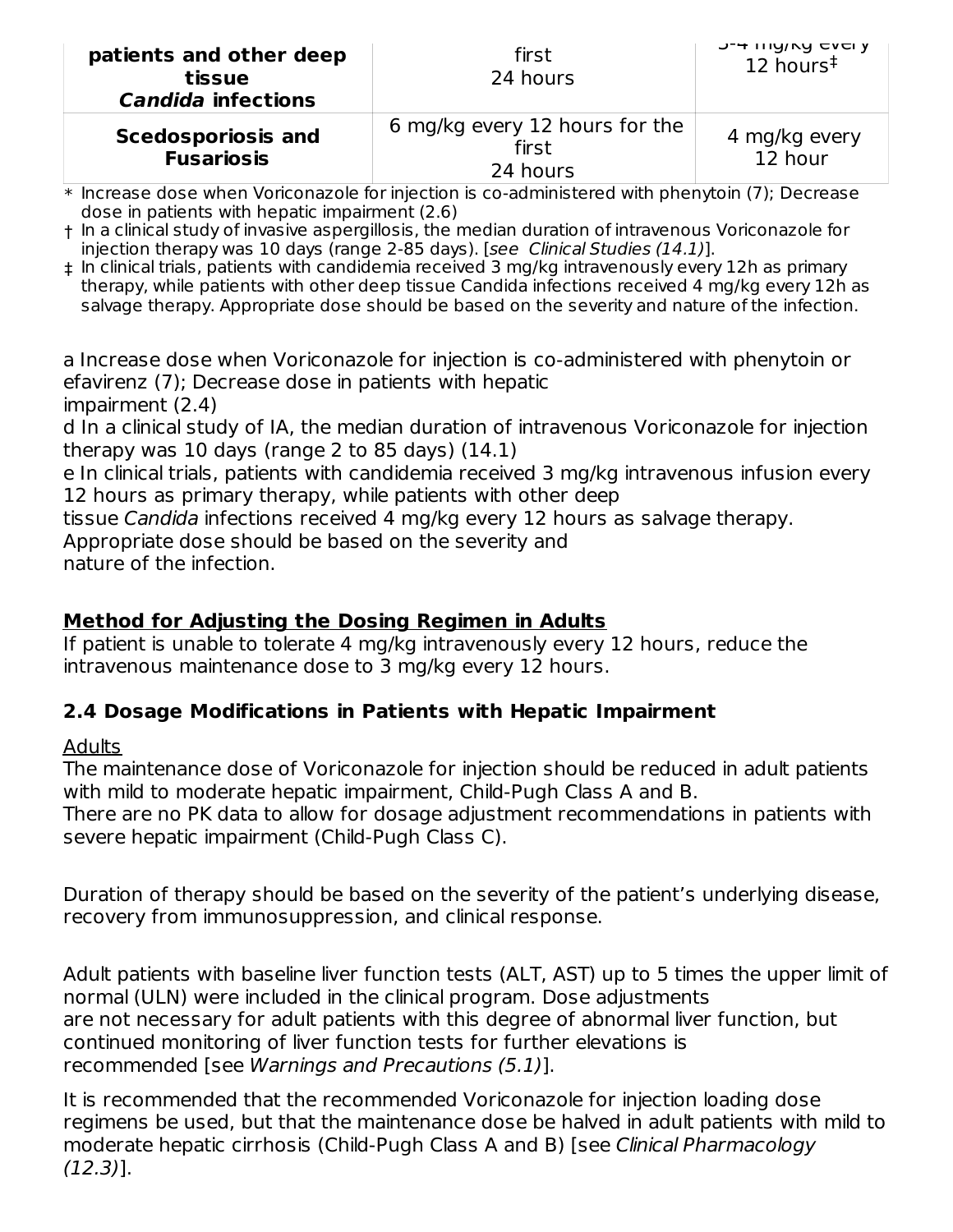| patients and other deep tissue *Candida* infections | first 24 hours | 3-4 mg/kg every 12 hours‡ |
|---|---|---|
| **Scedosporiosis and Fusariosis** | 6 mg/kg every 12 hours for the first 24 hours | 4 mg/kg every 12 hour |

\* Increase dose when Voriconazole for injection is co-administered with phenytoin (7); Decrease dose in patients with hepatic impairment (2.6)

† In a clinical study of invasive aspergillosis, the median duration of intravenous Voriconazole for injection therapy was 10 days (range 2-85 days). [*see Clinical Studies (14.1)*].

‡ In clinical trials, patients with candidemia received 3 mg/kg intravenously every 12h as primary therapy, while patients with other deep tissue Candida infections received 4 mg/kg every 12h as salvage therapy. Appropriate dose should be based on the severity and nature of the infection.

a Increase dose when Voriconazole for injection is co-administered with phenytoin or efavirenz (7); Decrease dose in patients with hepatic impairment (2.4)

d In a clinical study of IA, the median duration of intravenous Voriconazole for injection therapy was 10 days (range 2 to 85 days) (14.1)

e In clinical trials, patients with candidemia received 3 mg/kg intravenous infusion every 12 hours as primary therapy, while patients with other deep tissue *Candida* infections received 4 mg/kg every 12 hours as salvage therapy. Appropriate dose should be based on the severity and nature of the infection.

**Method for Adjusting the Dosing Regimen in Adults**

If patient is unable to tolerate 4 mg/kg intravenously every 12 hours, reduce the intravenous maintenance dose to 3 mg/kg every 12 hours.

### 2.4 Dosage Modifications in Patients with Hepatic Impairment

Adults

The maintenance dose of Voriconazole for injection should be reduced in adult patients with mild to moderate hepatic impairment, Child-Pugh Class A and B.

There are no PK data to allow for dosage adjustment recommendations in patients with severe hepatic impairment (Child-Pugh Class C).

Duration of therapy should be based on the severity of the patient's underlying disease, recovery from immunosuppression, and clinical response.

Adult patients with baseline liver function tests (ALT, AST) up to 5 times the upper limit of normal (ULN) were included in the clinical program. Dose adjustments are not necessary for adult patients with this degree of abnormal liver function, but continued monitoring of liver function tests for further elevations is recommended [see *Warnings and Precautions (5.1)*].

It is recommended that the recommended Voriconazole for injection loading dose regimens be used, but that the maintenance dose be halved in adult patients with mild to moderate hepatic cirrhosis (Child-Pugh Class A and B) [see *Clinical Pharmacology (12.3)*].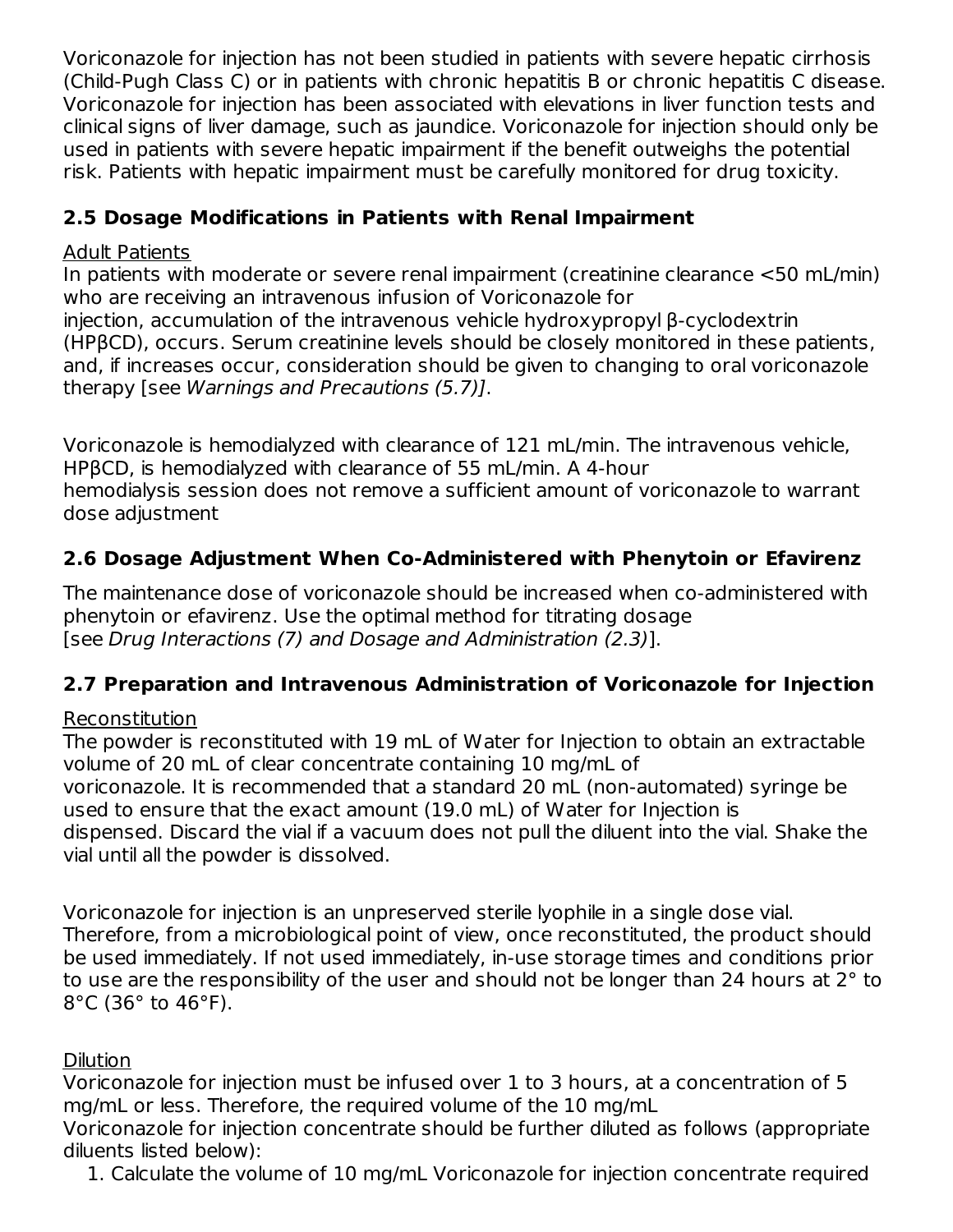Voriconazole for injection has not been studied in patients with severe hepatic cirrhosis (Child-Pugh Class C) or in patients with chronic hepatitis B or chronic hepatitis C disease. Voriconazole for injection has been associated with elevations in liver function tests and clinical signs of liver damage, such as jaundice. Voriconazole for injection should only be used in patients with severe hepatic impairment if the benefit outweighs the potential risk. Patients with hepatic impairment must be carefully monitored for drug toxicity.

## 2.5 Dosage Modifications in Patients with Renal Impairment

Adult Patients

In patients with moderate or severe renal impairment (creatinine clearance <50 mL/min) who are receiving an intravenous infusion of Voriconazole for injection, accumulation of the intravenous vehicle hydroxypropyl β-cyclodextrin (HPβCD), occurs. Serum creatinine levels should be closely monitored in these patients, and, if increases occur, consideration should be given to changing to oral voriconazole therapy [see *Warnings and Precautions (5.7)]*.

Voriconazole is hemodialyzed with clearance of 121 mL/min. The intravenous vehicle, HPβCD, is hemodialyzed with clearance of 55 mL/min. A 4-hour hemodialysis session does not remove a sufficient amount of voriconazole to warrant dose adjustment

## 2.6 Dosage Adjustment When Co-Administered with Phenytoin or Efavirenz

The maintenance dose of voriconazole should be increased when co-administered with phenytoin or efavirenz. Use the optimal method for titrating dosage [see *Drug Interactions (7) and Dosage and Administration (2.3)*].

## 2.7 Preparation and Intravenous Administration of Voriconazole for Injection

Reconstitution

The powder is reconstituted with 19 mL of Water for Injection to obtain an extractable volume of 20 mL of clear concentrate containing 10 mg/mL of voriconazole. It is recommended that a standard 20 mL (non-automated) syringe be used to ensure that the exact amount (19.0 mL) of Water for Injection is dispensed. Discard the vial if a vacuum does not pull the diluent into the vial. Shake the vial until all the powder is dissolved.

Voriconazole for injection is an unpreserved sterile lyophile in a single dose vial. Therefore, from a microbiological point of view, once reconstituted, the product should be used immediately. If not used immediately, in-use storage times and conditions prior to use are the responsibility of the user and should not be longer than 24 hours at 2° to 8°C (36° to 46°F).

Dilution

Voriconazole for injection must be infused over 1 to 3 hours, at a concentration of 5 mg/mL or less. Therefore, the required volume of the 10 mg/mL Voriconazole for injection concentrate should be further diluted as follows (appropriate diluents listed below):

1. Calculate the volume of 10 mg/mL Voriconazole for injection concentrate required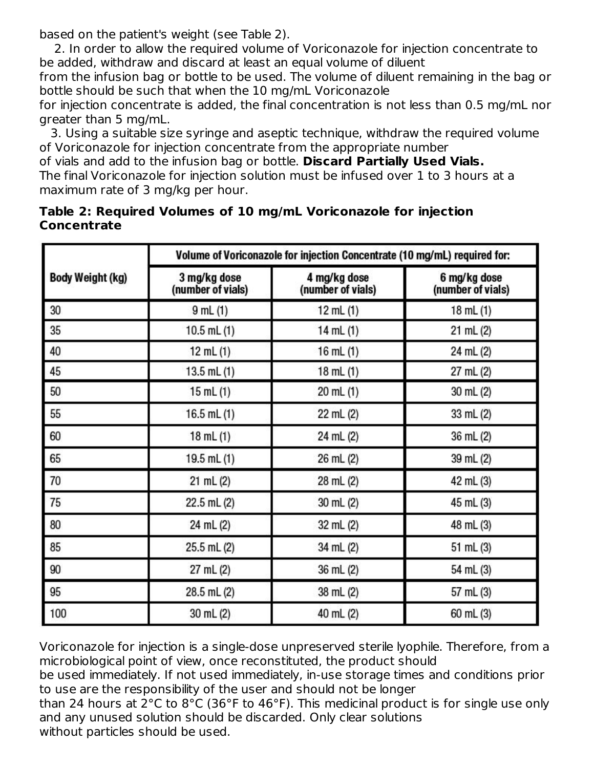based on the patient's weight (see Table 2).

2. In order to allow the required volume of Voriconazole for injection concentrate to be added, withdraw and discard at least an equal volume of diluent from the infusion bag or bottle to be used. The volume of diluent remaining in the bag or bottle should be such that when the 10 mg/mL Voriconazole for injection concentrate is added, the final concentration is not less than 0.5 mg/mL nor greater than 5 mg/mL.

3. Using a suitable size syringe and aseptic technique, withdraw the required volume of Voriconazole for injection concentrate from the appropriate number of vials and add to the infusion bag or bottle. **Discard Partially Used Vials.** The final Voriconazole for injection solution must be infused over 1 to 3 hours at a maximum rate of 3 mg/kg per hour.

**Table 2: Required Volumes of 10 mg/mL Voriconazole for injection Concentrate**

| Body Weight (kg) | Volume of Voriconazole for injection Concentrate (10 mg/mL) required for: | | |
|---|---|---|---|
| | 3 mg/kg dose (number of vials) | 4 mg/kg dose (number of vials) | 6 mg/kg dose (number of vials) |
| 30 | 9 mL (1) | 12 mL (1) | 18 mL (1) |
| 35 | 10.5 mL (1) | 14 mL (1) | 21 mL (2) |
| 40 | 12 mL (1) | 16 mL (1) | 24 mL (2) |
| 45 | 13.5 mL (1) | 18 mL (1) | 27 mL (2) |
| 50 | 15 mL (1) | 20 mL (1) | 30 mL (2) |
| 55 | 16.5 mL (1) | 22 mL (2) | 33 mL (2) |
| 60 | 18 mL (1) | 24 mL (2) | 36 mL (2) |
| 65 | 19.5 mL (1) | 26 mL (2) | 39 mL (2) |
| 70 | 21 mL (2) | 28 mL (2) | 42 mL (3) |
| 75 | 22.5 mL (2) | 30 mL (2) | 45 mL (3) |
| 80 | 24 mL (2) | 32 mL (2) | 48 mL (3) |
| 85 | 25.5 mL (2) | 34 mL (2) | 51 mL (3) |
| 90 | 27 mL (2) | 36 mL (2) | 54 mL (3) |
| 95 | 28.5 mL (2) | 38 mL (2) | 57 mL (3) |
| 100 | 30 mL (2) | 40 mL (2) | 60 mL (3) |

Voriconazole for injection is a single-dose unpreserved sterile lyophile. Therefore, from a microbiological point of view, once reconstituted, the product should be used immediately. If not used immediately, in-use storage times and conditions prior to use are the responsibility of the user and should not be longer than 24 hours at 2°C to 8°C (36°F to 46°F). This medicinal product is for single use only and any unused solution should be discarded. Only clear solutions without particles should be used.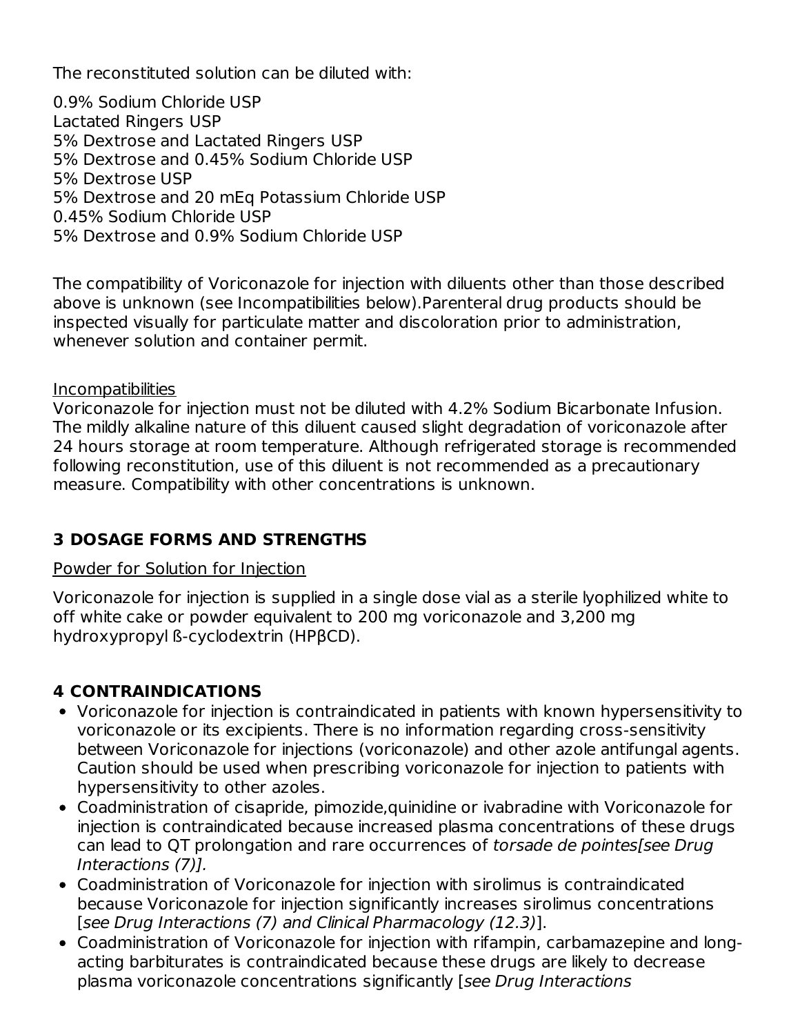The reconstituted solution can be diluted with:

0.9% Sodium Chloride USP
Lactated Ringers USP
5% Dextrose and Lactated Ringers USP
5% Dextrose and 0.45% Sodium Chloride USP
5% Dextrose USP
5% Dextrose and 20 mEq Potassium Chloride USP
0.45% Sodium Chloride USP
5% Dextrose and 0.9% Sodium Chloride USP

The compatibility of Voriconazole for injection with diluents other than those described above is unknown (see Incompatibilities below).Parenteral drug products should be inspected visually for particulate matter and discoloration prior to administration, whenever solution and container permit.

Incompatibilities
Voriconazole for injection must not be diluted with 4.2% Sodium Bicarbonate Infusion. The mildly alkaline nature of this diluent caused slight degradation of voriconazole after 24 hours storage at room temperature. Although refrigerated storage is recommended following reconstitution, use of this diluent is not recommended as a precautionary measure. Compatibility with other concentrations is unknown.

## 3 DOSAGE FORMS AND STRENGTHS

Powder for Solution for Injection

Voriconazole for injection is supplied in a single dose vial as a sterile lyophilized white to off white cake or powder equivalent to 200 mg voriconazole and 3,200 mg hydroxypropyl ß-cyclodextrin (HPβCD).

## 4 CONTRAINDICATIONS

- Voriconazole for injection is contraindicated in patients with known hypersensitivity to voriconazole or its excipients. There is no information regarding cross-sensitivity between Voriconazole for injections (voriconazole) and other azole antifungal agents. Caution should be used when prescribing voriconazole for injection to patients with hypersensitivity to other azoles.
- Coadministration of cisapride, pimozide,quinidine or ivabradine with Voriconazole for injection is contraindicated because increased plasma concentrations of these drugs can lead to QT prolongation and rare occurrences of *torsade de pointes[see Drug Interactions (7)].*
- Coadministration of Voriconazole for injection with sirolimus is contraindicated because Voriconazole for injection significantly increases sirolimus concentrations [*see Drug Interactions (7) and Clinical Pharmacology (12.3)*].
- Coadministration of Voriconazole for injection with rifampin, carbamazepine and long-acting barbiturates is contraindicated because these drugs are likely to decrease plasma voriconazole concentrations significantly [*see Drug Interactions*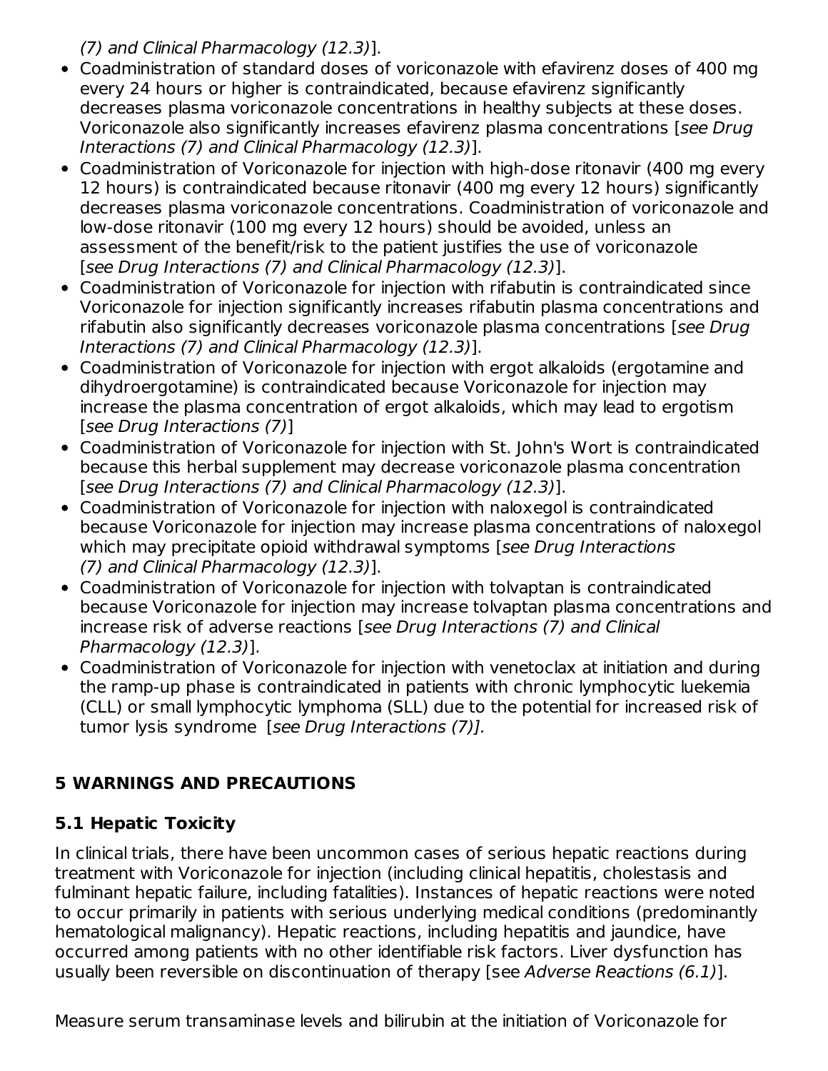(7) and Clinical Pharmacology (12.3)].

- Coadministration of standard doses of voriconazole with efavirenz doses of 400 mg every 24 hours or higher is contraindicated, because efavirenz significantly decreases plasma voriconazole concentrations in healthy subjects at these doses. Voriconazole also significantly increases efavirenz plasma concentrations [*see Drug Interactions (7) and Clinical Pharmacology (12.3)*].
- Coadministration of Voriconazole for injection with high-dose ritonavir (400 mg every 12 hours) is contraindicated because ritonavir (400 mg every 12 hours) significantly decreases plasma voriconazole concentrations. Coadministration of voriconazole and low-dose ritonavir (100 mg every 12 hours) should be avoided, unless an assessment of the benefit/risk to the patient justifies the use of voriconazole [*see Drug Interactions (7) and Clinical Pharmacology (12.3)*].
- Coadministration of Voriconazole for injection with rifabutin is contraindicated since Voriconazole for injection significantly increases rifabutin plasma concentrations and rifabutin also significantly decreases voriconazole plasma concentrations [*see Drug Interactions (7) and Clinical Pharmacology (12.3)*].
- Coadministration of Voriconazole for injection with ergot alkaloids (ergotamine and dihydroergotamine) is contraindicated because Voriconazole for injection may increase the plasma concentration of ergot alkaloids, which may lead to ergotism [*see Drug Interactions (7)*]
- Coadministration of Voriconazole for injection with St. John's Wort is contraindicated because this herbal supplement may decrease voriconazole plasma concentration [*see Drug Interactions (7) and Clinical Pharmacology (12.3)*].
- Coadministration of Voriconazole for injection with naloxegol is contraindicated because Voriconazole for injection may increase plasma concentrations of naloxegol which may precipitate opioid withdrawal symptoms [*see Drug Interactions (7) and Clinical Pharmacology (12.3)*].
- Coadministration of Voriconazole for injection with tolvaptan is contraindicated because Voriconazole for injection may increase tolvaptan plasma concentrations and increase risk of adverse reactions [*see Drug Interactions (7) and Clinical Pharmacology (12.3)*].
- Coadministration of Voriconazole for injection with venetoclax at initiation and during the ramp-up phase is contraindicated in patients with chronic lymphocytic luekemia (CLL) or small lymphocytic lymphoma (SLL) due to the potential for increased risk of tumor lysis syndrome [*see Drug Interactions (7)].*

## 5 WARNINGS AND PRECAUTIONS

### 5.1 Hepatic Toxicity

In clinical trials, there have been uncommon cases of serious hepatic reactions during treatment with Voriconazole for injection (including clinical hepatitis, cholestasis and fulminant hepatic failure, including fatalities). Instances of hepatic reactions were noted to occur primarily in patients with serious underlying medical conditions (predominantly hematological malignancy). Hepatic reactions, including hepatitis and jaundice, have occurred among patients with no other identifiable risk factors. Liver dysfunction has usually been reversible on discontinuation of therapy [see *Adverse Reactions (6.1)*].

Measure serum transaminase levels and bilirubin at the initiation of Voriconazole for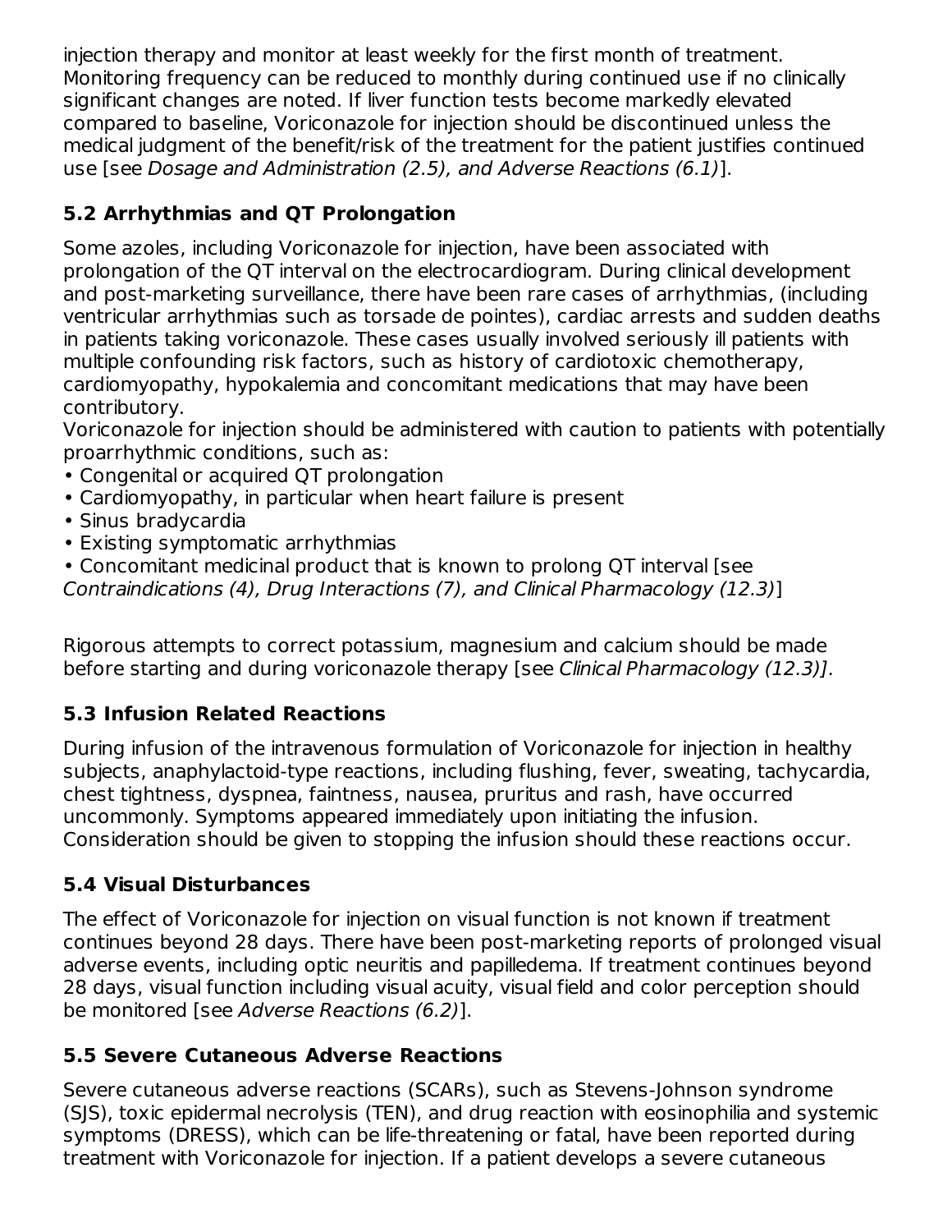injection therapy and monitor at least weekly for the first month of treatment. Monitoring frequency can be reduced to monthly during continued use if no clinically significant changes are noted. If liver function tests become markedly elevated compared to baseline, Voriconazole for injection should be discontinued unless the medical judgment of the benefit/risk of the treatment for the patient justifies continued use [see *Dosage and Administration (2.5), and Adverse Reactions (6.1)*].

### 5.2 Arrhythmias and QT Prolongation

Some azoles, including Voriconazole for injection, have been associated with prolongation of the QT interval on the electrocardiogram. During clinical development and post-marketing surveillance, there have been rare cases of arrhythmias, (including ventricular arrhythmias such as torsade de pointes), cardiac arrests and sudden deaths in patients taking voriconazole. These cases usually involved seriously ill patients with multiple confounding risk factors, such as history of cardiotoxic chemotherapy, cardiomyopathy, hypokalemia and concomitant medications that may have been contributory.

Voriconazole for injection should be administered with caution to patients with potentially proarrhythmic conditions, such as:

- Congenital or acquired QT prolongation
- Cardiomyopathy, in particular when heart failure is present
- Sinus bradycardia
- Existing symptomatic arrhythmias
- Concomitant medicinal product that is known to prolong QT interval [see *Contraindications (4), Drug Interactions (7), and Clinical Pharmacology (12.3)*]

Rigorous attempts to correct potassium, magnesium and calcium should be made before starting and during voriconazole therapy [see *Clinical Pharmacology (12.3)]*.

### 5.3 Infusion Related Reactions

During infusion of the intravenous formulation of Voriconazole for injection in healthy subjects, anaphylactoid-type reactions, including flushing, fever, sweating, tachycardia, chest tightness, dyspnea, faintness, nausea, pruritus and rash, have occurred uncommonly. Symptoms appeared immediately upon initiating the infusion. Consideration should be given to stopping the infusion should these reactions occur.

### 5.4 Visual Disturbances

The effect of Voriconazole for injection on visual function is not known if treatment continues beyond 28 days. There have been post-marketing reports of prolonged visual adverse events, including optic neuritis and papilledema. If treatment continues beyond 28 days, visual function including visual acuity, visual field and color perception should be monitored [see *Adverse Reactions (6.2)*].

### 5.5 Severe Cutaneous Adverse Reactions

Severe cutaneous adverse reactions (SCARs), such as Stevens-Johnson syndrome (SJS), toxic epidermal necrolysis (TEN), and drug reaction with eosinophilia and systemic symptoms (DRESS), which can be life-threatening or fatal, have been reported during treatment with Voriconazole for injection. If a patient develops a severe cutaneous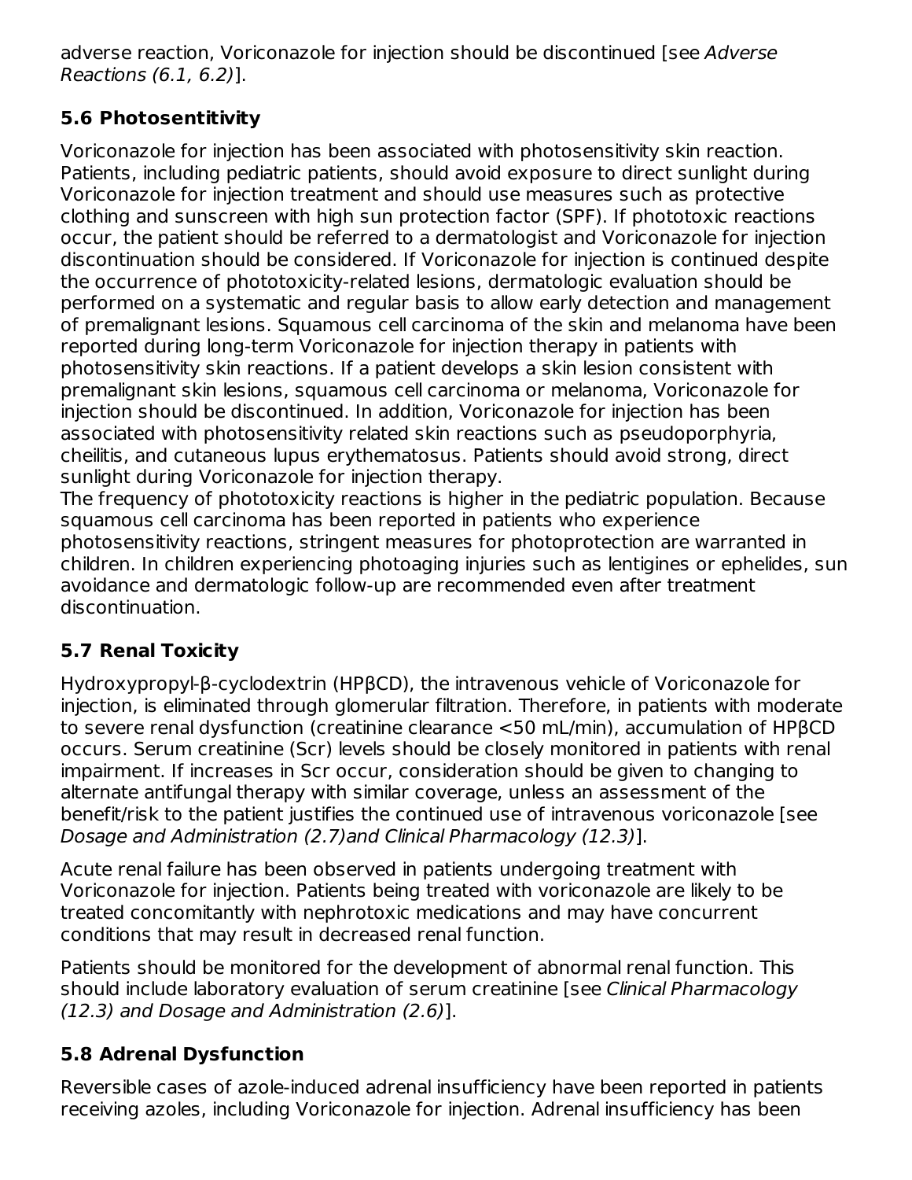adverse reaction, Voriconazole for injection should be discontinued [see *Adverse Reactions (6.1, 6.2)*].

### 5.6 Photosentitivity

Voriconazole for injection has been associated with photosensitivity skin reaction. Patients, including pediatric patients, should avoid exposure to direct sunlight during Voriconazole for injection treatment and should use measures such as protective clothing and sunscreen with high sun protection factor (SPF). If phototoxic reactions occur, the patient should be referred to a dermatologist and Voriconazole for injection discontinuation should be considered. If Voriconazole for injection is continued despite the occurrence of phototoxicity-related lesions, dermatologic evaluation should be performed on a systematic and regular basis to allow early detection and management of premalignant lesions. Squamous cell carcinoma of the skin and melanoma have been reported during long-term Voriconazole for injection therapy in patients with photosensitivity skin reactions. If a patient develops a skin lesion consistent with premalignant skin lesions, squamous cell carcinoma or melanoma, Voriconazole for injection should be discontinued. In addition, Voriconazole for injection has been associated with photosensitivity related skin reactions such as pseudoporphyria, cheilitis, and cutaneous lupus erythematosus. Patients should avoid strong, direct sunlight during Voriconazole for injection therapy.
The frequency of phototoxicity reactions is higher in the pediatric population. Because squamous cell carcinoma has been reported in patients who experience photosensitivity reactions, stringent measures for photoprotection are warranted in children. In children experiencing photoaging injuries such as lentigines or ephelides, sun avoidance and dermatologic follow-up are recommended even after treatment discontinuation.

### 5.7 Renal Toxicity

Hydroxypropyl-β-cyclodextrin (HPβCD), the intravenous vehicle of Voriconazole for injection, is eliminated through glomerular filtration. Therefore, in patients with moderate to severe renal dysfunction (creatinine clearance <50 mL/min), accumulation of HPβCD occurs. Serum creatinine (Scr) levels should be closely monitored in patients with renal impairment. If increases in Scr occur, consideration should be given to changing to alternate antifungal therapy with similar coverage, unless an assessment of the benefit/risk to the patient justifies the continued use of intravenous voriconazole [see *Dosage and Administration (2.7)and Clinical Pharmacology (12.3)*].

Acute renal failure has been observed in patients undergoing treatment with Voriconazole for injection. Patients being treated with voriconazole are likely to be treated concomitantly with nephrotoxic medications and may have concurrent conditions that may result in decreased renal function.

Patients should be monitored for the development of abnormal renal function. This should include laboratory evaluation of serum creatinine [see *Clinical Pharmacology (12.3) and Dosage and Administration (2.6)*].

### 5.8 Adrenal Dysfunction

Reversible cases of azole-induced adrenal insufficiency have been reported in patients receiving azoles, including Voriconazole for injection. Adrenal insufficiency has been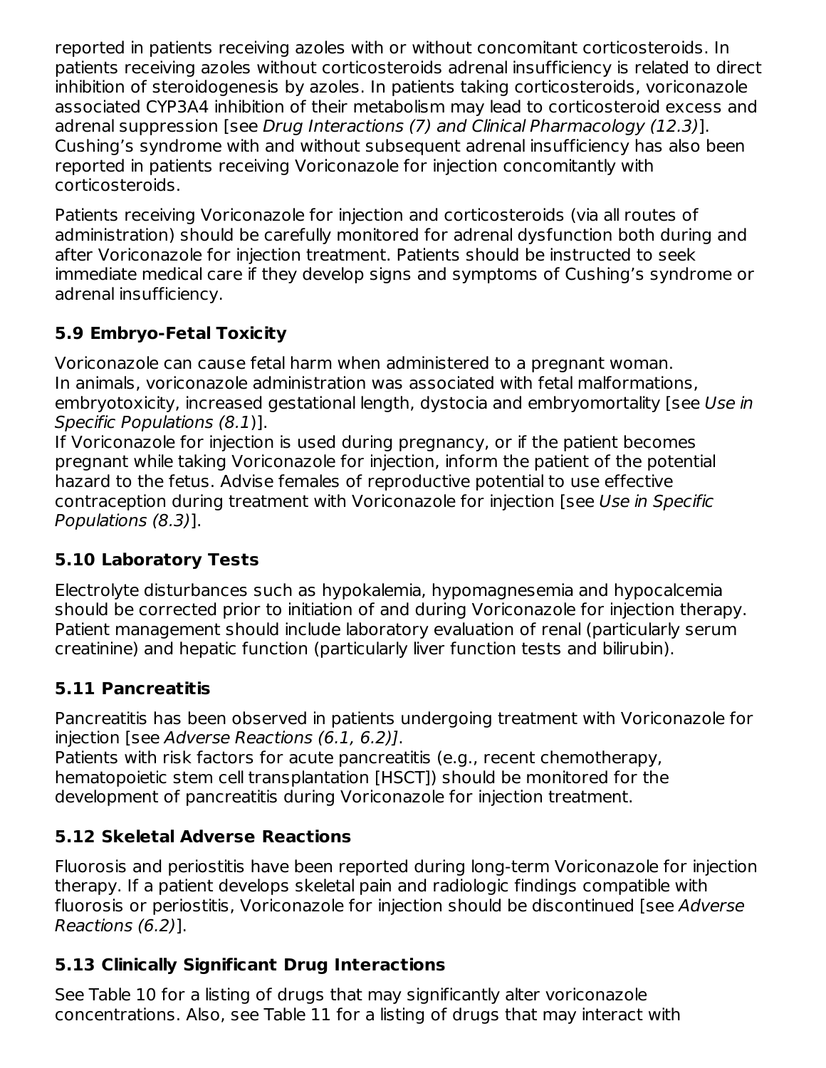reported in patients receiving azoles with or without concomitant corticosteroids. In patients receiving azoles without corticosteroids adrenal insufficiency is related to direct inhibition of steroidogenesis by azoles. In patients taking corticosteroids, voriconazole associated CYP3A4 inhibition of their metabolism may lead to corticosteroid excess and adrenal suppression [see *Drug Interactions (7) and Clinical Pharmacology (12.3)*]. Cushing's syndrome with and without subsequent adrenal insufficiency has also been reported in patients receiving Voriconazole for injection concomitantly with corticosteroids.

Patients receiving Voriconazole for injection and corticosteroids (via all routes of administration) should be carefully monitored for adrenal dysfunction both during and after Voriconazole for injection treatment. Patients should be instructed to seek immediate medical care if they develop signs and symptoms of Cushing's syndrome or adrenal insufficiency.

### 5.9 Embryo-Fetal Toxicity

Voriconazole can cause fetal harm when administered to a pregnant woman.
In animals, voriconazole administration was associated with fetal malformations, embryotoxicity, increased gestational length, dystocia and embryomortality [see *Use in Specific Populations (8.1)*].
If Voriconazole for injection is used during pregnancy, or if the patient becomes pregnant while taking Voriconazole for injection, inform the patient of the potential hazard to the fetus. Advise females of reproductive potential to use effective contraception during treatment with Voriconazole for injection [see *Use in Specific Populations (8.3)*].

### 5.10 Laboratory Tests

Electrolyte disturbances such as hypokalemia, hypomagnesemia and hypocalcemia should be corrected prior to initiation of and during Voriconazole for injection therapy. Patient management should include laboratory evaluation of renal (particularly serum creatinine) and hepatic function (particularly liver function tests and bilirubin).

### 5.11 Pancreatitis

Pancreatitis has been observed in patients undergoing treatment with Voriconazole for injection [see *Adverse Reactions (6.1, 6.2)]*.
Patients with risk factors for acute pancreatitis (e.g., recent chemotherapy, hematopoietic stem cell transplantation [HSCT]) should be monitored for the development of pancreatitis during Voriconazole for injection treatment.

### 5.12 Skeletal Adverse Reactions

Fluorosis and periostitis have been reported during long-term Voriconazole for injection therapy. If a patient develops skeletal pain and radiologic findings compatible with fluorosis or periostitis, Voriconazole for injection should be discontinued [see *Adverse Reactions (6.2)*].

### 5.13 Clinically Significant Drug Interactions

See Table 10 for a listing of drugs that may significantly alter voriconazole concentrations. Also, see Table 11 for a listing of drugs that may interact with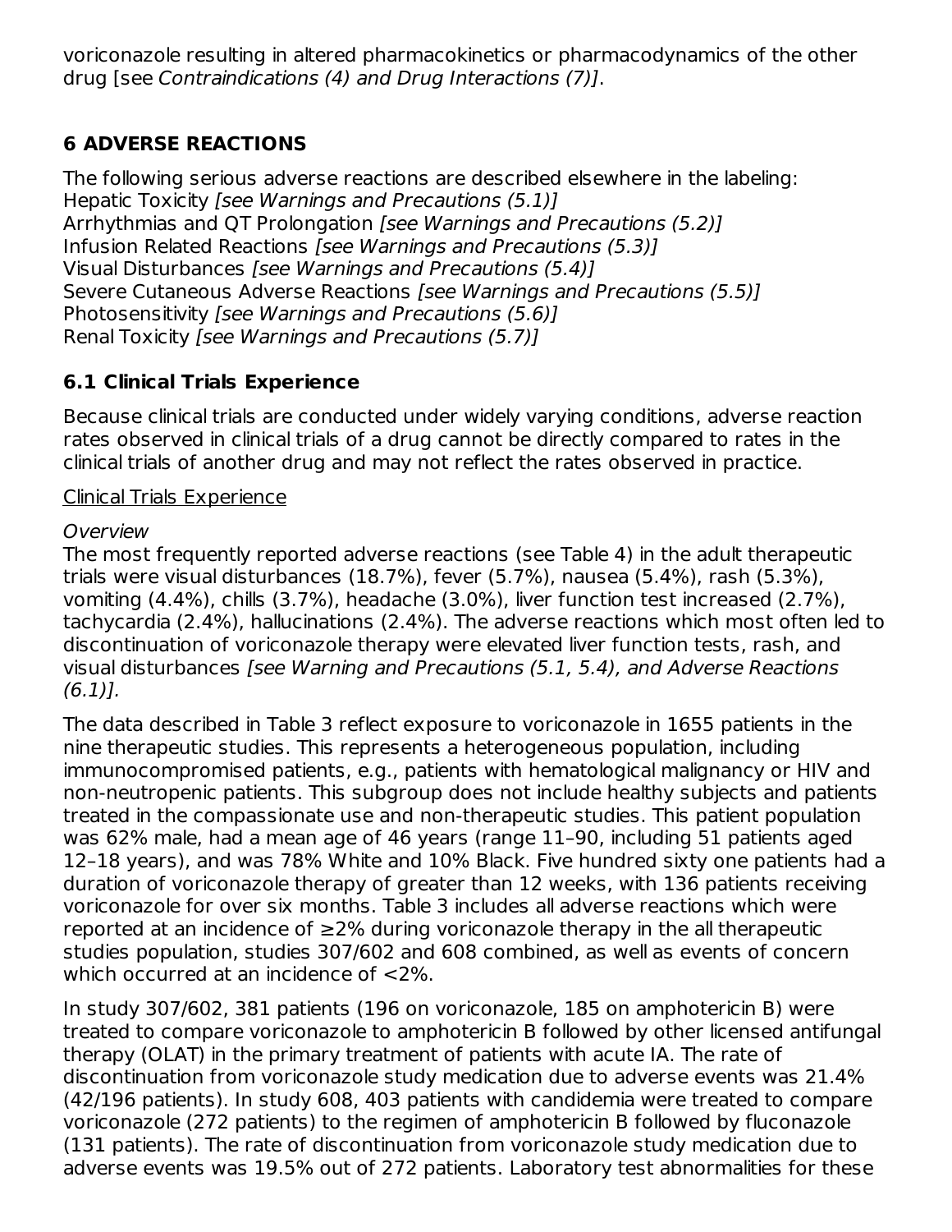voriconazole resulting in altered pharmacokinetics or pharmacodynamics of the other drug [see *Contraindications (4) and Drug Interactions (7)]*.

## 6 ADVERSE REACTIONS

The following serious adverse reactions are described elsewhere in the labeling:
Hepatic Toxicity *[see Warnings and Precautions (5.1)]*
Arrhythmias and QT Prolongation *[see Warnings and Precautions (5.2)]*
Infusion Related Reactions *[see Warnings and Precautions (5.3)]*
Visual Disturbances *[see Warnings and Precautions (5.4)]*
Severe Cutaneous Adverse Reactions *[see Warnings and Precautions (5.5)]*
Photosensitivity *[see Warnings and Precautions (5.6)]*
Renal Toxicity *[see Warnings and Precautions (5.7)]*

### 6.1 Clinical Trials Experience

Because clinical trials are conducted under widely varying conditions, adverse reaction rates observed in clinical trials of a drug cannot be directly compared to rates in the clinical trials of another drug and may not reflect the rates observed in practice.

<u>Clinical Trials Experience</u>

*Overview*
The most frequently reported adverse reactions (see Table 4) in the adult therapeutic trials were visual disturbances (18.7%), fever (5.7%), nausea (5.4%), rash (5.3%), vomiting (4.4%), chills (3.7%), headache (3.0%), liver function test increased (2.7%), tachycardia (2.4%), hallucinations (2.4%). The adverse reactions which most often led to discontinuation of voriconazole therapy were elevated liver function tests, rash, and visual disturbances *[see Warning and Precautions (5.1, 5.4), and Adverse Reactions (6.1)].*

The data described in Table 3 reflect exposure to voriconazole in 1655 patients in the nine therapeutic studies. This represents a heterogeneous population, including immunocompromised patients, e.g., patients with hematological malignancy or HIV and non-neutropenic patients. This subgroup does not include healthy subjects and patients treated in the compassionate use and non-therapeutic studies. This patient population was 62% male, had a mean age of 46 years (range 11–90, including 51 patients aged 12–18 years), and was 78% White and 10% Black. Five hundred sixty one patients had a duration of voriconazole therapy of greater than 12 weeks, with 136 patients receiving voriconazole for over six months. Table 3 includes all adverse reactions which were reported at an incidence of ≥2% during voriconazole therapy in the all therapeutic studies population, studies 307/602 and 608 combined, as well as events of concern which occurred at an incidence of <2%.

In study 307/602, 381 patients (196 on voriconazole, 185 on amphotericin B) were treated to compare voriconazole to amphotericin B followed by other licensed antifungal therapy (OLAT) in the primary treatment of patients with acute IA. The rate of discontinuation from voriconazole study medication due to adverse events was 21.4% (42/196 patients). In study 608, 403 patients with candidemia were treated to compare voriconazole (272 patients) to the regimen of amphotericin B followed by fluconazole (131 patients). The rate of discontinuation from voriconazole study medication due to adverse events was 19.5% out of 272 patients. Laboratory test abnormalities for these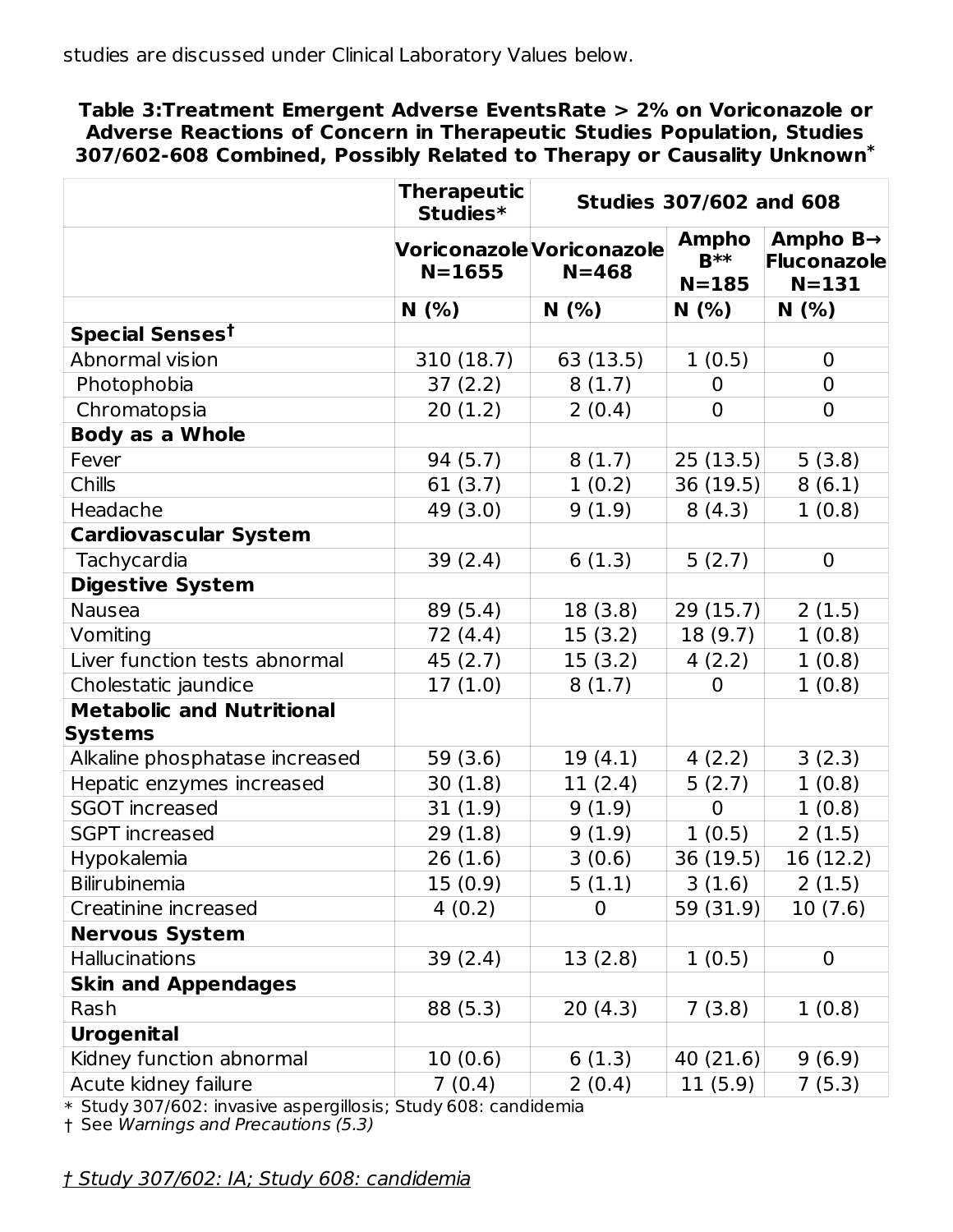studies are discussed under Clinical Laboratory Values below.

**Table 3:Treatment Emergent Adverse EventsRate > 2% on Voriconazole or Adverse Reactions of Concern in Therapeutic Studies Population, Studies 307/602-608 Combined, Possibly Related to Therapy or Causality Unknown***

| | Therapeutic Studies* | Studies 307/602 and 608 | | |
|---|---|---|---|---|
| | Voriconazole N=1655 | Voriconazole N=468 | Ampho B** N=185 | Ampho B→ Fluconazole N=131 |
| | N (%) | N (%) | N (%) | N (%) |
| **Special Senses†** | | | | |
| Abnormal vision | 310 (18.7) | 63 (13.5) | 1 (0.5) | 0 |
| Photophobia | 37 (2.2) | 8 (1.7) | 0 | 0 |
| Chromatopsia | 20 (1.2) | 2 (0.4) | 0 | 0 |
| **Body as a Whole** | | | | |
| Fever | 94 (5.7) | 8 (1.7) | 25 (13.5) | 5 (3.8) |
| Chills | 61 (3.7) | 1 (0.2) | 36 (19.5) | 8 (6.1) |
| Headache | 49 (3.0) | 9 (1.9) | 8 (4.3) | 1 (0.8) |
| **Cardiovascular System** | | | | |
| Tachycardia | 39 (2.4) | 6 (1.3) | 5 (2.7) | 0 |
| **Digestive System** | | | | |
| Nausea | 89 (5.4) | 18 (3.8) | 29 (15.7) | 2 (1.5) |
| Vomiting | 72 (4.4) | 15 (3.2) | 18 (9.7) | 1 (0.8) |
| Liver function tests abnormal | 45 (2.7) | 15 (3.2) | 4 (2.2) | 1 (0.8) |
| Cholestatic jaundice | 17 (1.0) | 8 (1.7) | 0 | 1 (0.8) |
| **Metabolic and Nutritional Systems** | | | | |
| Alkaline phosphatase increased | 59 (3.6) | 19 (4.1) | 4 (2.2) | 3 (2.3) |
| Hepatic enzymes increased | 30 (1.8) | 11 (2.4) | 5 (2.7) | 1 (0.8) |
| SGOT increased | 31 (1.9) | 9 (1.9) | 0 | 1 (0.8) |
| SGPT increased | 29 (1.8) | 9 (1.9) | 1 (0.5) | 2 (1.5) |
| Hypokalemia | 26 (1.6) | 3 (0.6) | 36 (19.5) | 16 (12.2) |
| Bilirubinemia | 15 (0.9) | 5 (1.1) | 3 (1.6) | 2 (1.5) |
| Creatinine increased | 4 (0.2) | 0 | 59 (31.9) | 10 (7.6) |
| **Nervous System** | | | | |
| Hallucinations | 39 (2.4) | 13 (2.8) | 1 (0.5) | 0 |
| **Skin and Appendages** | | | | |
| Rash | 88 (5.3) | 20 (4.3) | 7 (3.8) | 1 (0.8) |
| **Urogenital** | | | | |
| Kidney function abnormal | 10 (0.6) | 6 (1.3) | 40 (21.6) | 9 (6.9) |
| Acute kidney failure | 7 (0.4) | 2 (0.4) | 11 (5.9) | 7 (5.3) |

\* Study 307/602: invasive aspergillosis; Study 608: candidemia
† See *Warnings and Precautions (5.3)*

*† Study 307/602: IA; Study 608: candidemia*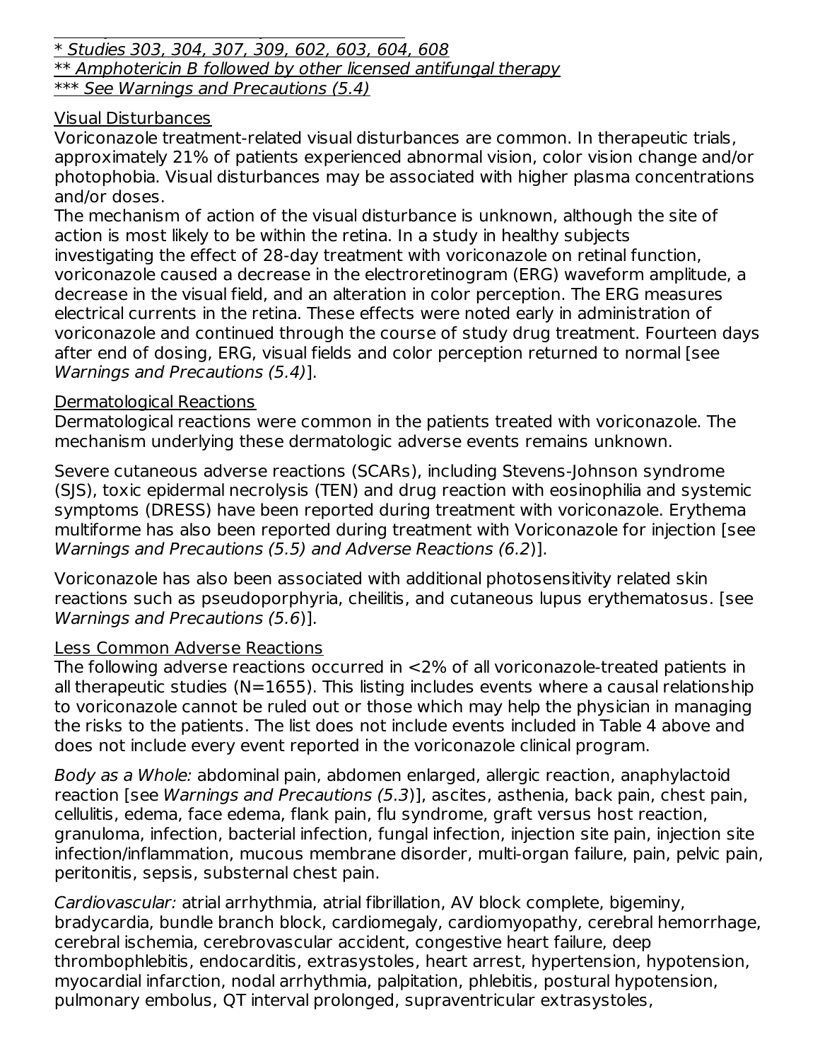* Studies 303, 304, 307, 309, 602, 603, 604, 608
** Amphotericin B followed by other licensed antifungal therapy
*** See Warnings and Precautions (5.4)

Visual Disturbances

Voriconazole treatment-related visual disturbances are common. In therapeutic trials, approximately 21% of patients experienced abnormal vision, color vision change and/or photophobia. Visual disturbances may be associated with higher plasma concentrations and/or doses.

The mechanism of action of the visual disturbance is unknown, although the site of action is most likely to be within the retina. In a study in healthy subjects investigating the effect of 28-day treatment with voriconazole on retinal function, voriconazole caused a decrease in the electroretinogram (ERG) waveform amplitude, a decrease in the visual field, and an alteration in color perception. The ERG measures electrical currents in the retina. These effects were noted early in administration of voriconazole and continued through the course of study drug treatment. Fourteen days after end of dosing, ERG, visual fields and color perception returned to normal [see *Warnings and Precautions (5.4)*].

Dermatological Reactions

Dermatological reactions were common in the patients treated with voriconazole. The mechanism underlying these dermatologic adverse events remains unknown.

Severe cutaneous adverse reactions (SCARs), including Stevens-Johnson syndrome (SJS), toxic epidermal necrolysis (TEN) and drug reaction with eosinophilia and systemic symptoms (DRESS) have been reported during treatment with voriconazole. Erythema multiforme has also been reported during treatment with Voriconazole for injection [see *Warnings and Precautions (5.5) and Adverse Reactions (6.2)*].

Voriconazole has also been associated with additional photosensitivity related skin reactions such as pseudoporphyria, cheilitis, and cutaneous lupus erythematosus. [see *Warnings and Precautions (5.6)*].

Less Common Adverse Reactions

The following adverse reactions occurred in <2% of all voriconazole-treated patients in all therapeutic studies (N=1655). This listing includes events where a causal relationship to voriconazole cannot be ruled out or those which may help the physician in managing the risks to the patients. The list does not include events included in Table 4 above and does not include every event reported in the voriconazole clinical program.

*Body as a Whole:* abdominal pain, abdomen enlarged, allergic reaction, anaphylactoid reaction [see *Warnings and Precautions (5.3)*], ascites, asthenia, back pain, chest pain, cellulitis, edema, face edema, flank pain, flu syndrome, graft versus host reaction, granuloma, infection, bacterial infection, fungal infection, injection site pain, injection site infection/inflammation, mucous membrane disorder, multi-organ failure, pain, pelvic pain, peritonitis, sepsis, substernal chest pain.

*Cardiovascular:* atrial arrhythmia, atrial fibrillation, AV block complete, bigeminy, bradycardia, bundle branch block, cardiomegaly, cardiomyopathy, cerebral hemorrhage, cerebral ischemia, cerebrovascular accident, congestive heart failure, deep thrombophlebitis, endocarditis, extrasystoles, heart arrest, hypertension, hypotension, myocardial infarction, nodal arrhythmia, palpitation, phlebitis, postural hypotension, pulmonary embolus, QT interval prolonged, supraventricular extrasystoles,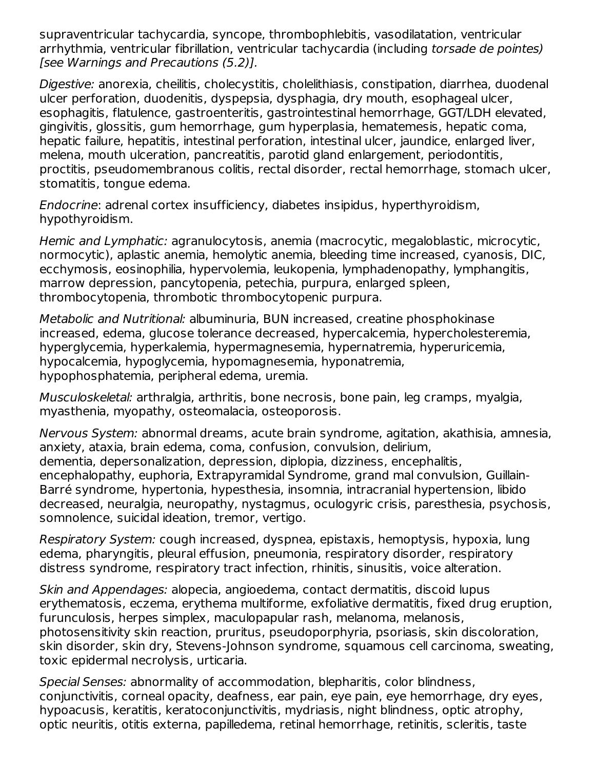supraventricular tachycardia, syncope, thrombophlebitis, vasodilatation, ventricular arrhythmia, ventricular fibrillation, ventricular tachycardia (including *torsade de pointes)* *[see Warnings and Precautions (5.2)]*.

*Digestive:* anorexia, cheilitis, cholecystitis, cholelithiasis, constipation, diarrhea, duodenal ulcer perforation, duodenitis, dyspepsia, dysphagia, dry mouth, esophageal ulcer, esophagitis, flatulence, gastroenteritis, gastrointestinal hemorrhage, GGT/LDH elevated, gingivitis, glossitis, gum hemorrhage, gum hyperplasia, hematemesis, hepatic coma, hepatic failure, hepatitis, intestinal perforation, intestinal ulcer, jaundice, enlarged liver, melena, mouth ulceration, pancreatitis, parotid gland enlargement, periodontitis, proctitis, pseudomembranous colitis, rectal disorder, rectal hemorrhage, stomach ulcer, stomatitis, tongue edema.

*Endocrine*: adrenal cortex insufficiency, diabetes insipidus, hyperthyroidism, hypothyroidism.

*Hemic and Lymphatic:* agranulocytosis, anemia (macrocytic, megaloblastic, microcytic, normocytic), aplastic anemia, hemolytic anemia, bleeding time increased, cyanosis, DIC, ecchymosis, eosinophilia, hypervolemia, leukopenia, lymphadenopathy, lymphangitis, marrow depression, pancytopenia, petechia, purpura, enlarged spleen, thrombocytopenia, thrombotic thrombocytopenic purpura.

*Metabolic and Nutritional:* albuminuria, BUN increased, creatine phosphokinase increased, edema, glucose tolerance decreased, hypercalcemia, hypercholesteremia, hyperglycemia, hyperkalemia, hypermagnesemia, hypernatremia, hyperuricemia, hypocalcemia, hypoglycemia, hypomagnesemia, hyponatremia, hypophosphatemia, peripheral edema, uremia.

*Musculoskeletal:* arthralgia, arthritis, bone necrosis, bone pain, leg cramps, myalgia, myasthenia, myopathy, osteomalacia, osteoporosis.

*Nervous System:* abnormal dreams, acute brain syndrome, agitation, akathisia, amnesia, anxiety, ataxia, brain edema, coma, confusion, convulsion, delirium, dementia, depersonalization, depression, diplopia, dizziness, encephalitis, encephalopathy, euphoria, Extrapyramidal Syndrome, grand mal convulsion, Guillain-Barré syndrome, hypertonia, hypesthesia, insomnia, intracranial hypertension, libido decreased, neuralgia, neuropathy, nystagmus, oculogyric crisis, paresthesia, psychosis, somnolence, suicidal ideation, tremor, vertigo.

*Respiratory System:* cough increased, dyspnea, epistaxis, hemoptysis, hypoxia, lung edema, pharyngitis, pleural effusion, pneumonia, respiratory disorder, respiratory distress syndrome, respiratory tract infection, rhinitis, sinusitis, voice alteration.

*Skin and Appendages:* alopecia, angioedema, contact dermatitis, discoid lupus erythematosis, eczema, erythema multiforme, exfoliative dermatitis, fixed drug eruption, furunculosis, herpes simplex, maculopapular rash, melanoma, melanosis, photosensitivity skin reaction, pruritus, pseudoporphyria, psoriasis, skin discoloration, skin disorder, skin dry, Stevens-Johnson syndrome, squamous cell carcinoma, sweating, toxic epidermal necrolysis, urticaria.

*Special Senses:* abnormality of accommodation, blepharitis, color blindness, conjunctivitis, corneal opacity, deafness, ear pain, eye pain, eye hemorrhage, dry eyes, hypoacusis, keratitis, keratoconjunctivitis, mydriasis, night blindness, optic atrophy, optic neuritis, otitis externa, papilledema, retinal hemorrhage, retinitis, scleritis, taste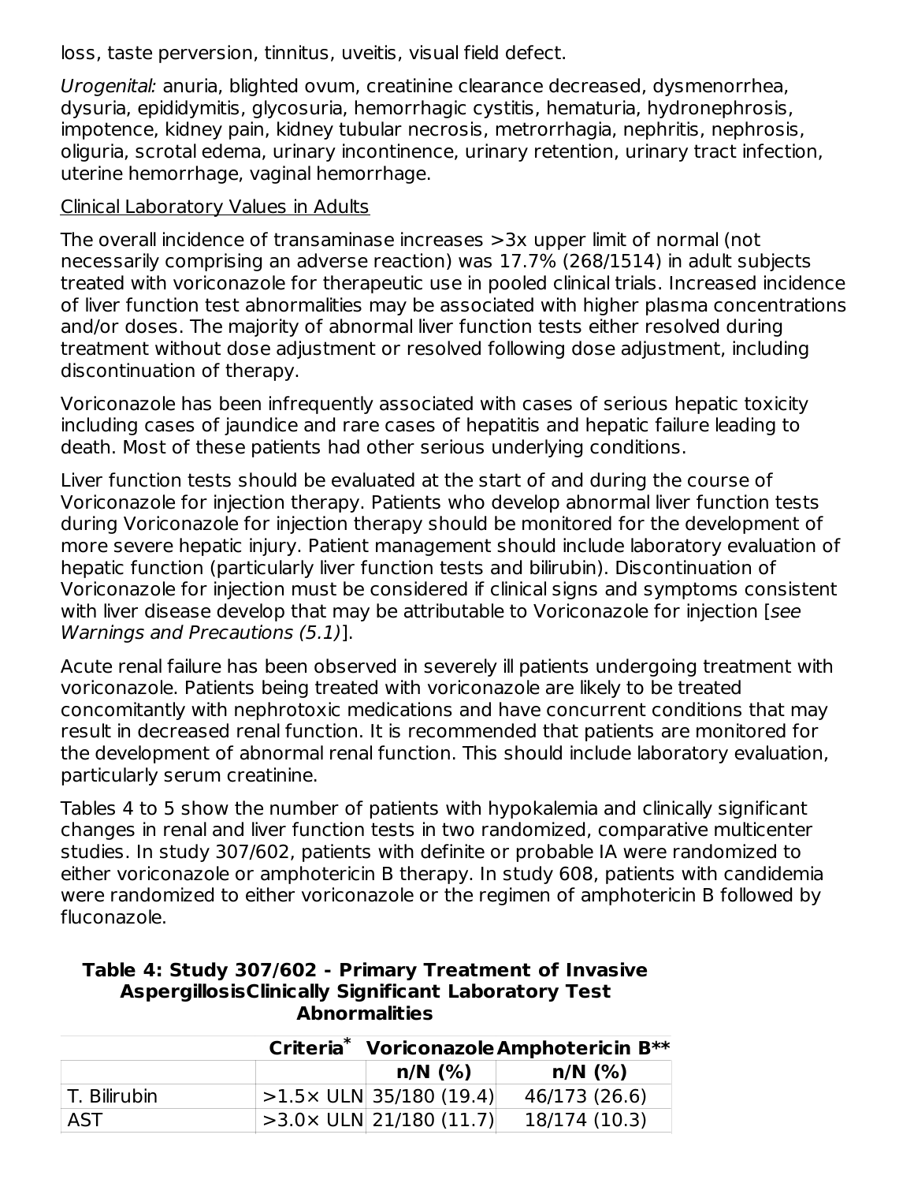loss, taste perversion, tinnitus, uveitis, visual field defect.

*Urogenital:* anuria, blighted ovum, creatinine clearance decreased, dysmenorrhea, dysuria, epididymitis, glycosuria, hemorrhagic cystitis, hematuria, hydronephrosis, impotence, kidney pain, kidney tubular necrosis, metrorrhagia, nephritis, nephrosis, oliguria, scrotal edema, urinary incontinence, urinary retention, urinary tract infection, uterine hemorrhage, vaginal hemorrhage.

Clinical Laboratory Values in Adults

The overall incidence of transaminase increases >3x upper limit of normal (not necessarily comprising an adverse reaction) was 17.7% (268/1514) in adult subjects treated with voriconazole for therapeutic use in pooled clinical trials. Increased incidence of liver function test abnormalities may be associated with higher plasma concentrations and/or doses. The majority of abnormal liver function tests either resolved during treatment without dose adjustment or resolved following dose adjustment, including discontinuation of therapy.

Voriconazole has been infrequently associated with cases of serious hepatic toxicity including cases of jaundice and rare cases of hepatitis and hepatic failure leading to death. Most of these patients had other serious underlying conditions.

Liver function tests should be evaluated at the start of and during the course of Voriconazole for injection therapy. Patients who develop abnormal liver function tests during Voriconazole for injection therapy should be monitored for the development of more severe hepatic injury. Patient management should include laboratory evaluation of hepatic function (particularly liver function tests and bilirubin). Discontinuation of Voriconazole for injection must be considered if clinical signs and symptoms consistent with liver disease develop that may be attributable to Voriconazole for injection [*see Warnings and Precautions (5.1)*].

Acute renal failure has been observed in severely ill patients undergoing treatment with voriconazole. Patients being treated with voriconazole are likely to be treated concomitantly with nephrotoxic medications and have concurrent conditions that may result in decreased renal function. It is recommended that patients are monitored for the development of abnormal renal function. This should include laboratory evaluation, particularly serum creatinine.

Tables 4 to 5 show the number of patients with hypokalemia and clinically significant changes in renal and liver function tests in two randomized, comparative multicenter studies. In study 307/602, patients with definite or probable IA were randomized to either voriconazole or amphotericin B therapy. In study 608, patients with candidemia were randomized to either voriconazole or the regimen of amphotericin B followed by fluconazole.

**Table 4: Study 307/602 - Primary Treatment of Invasive AspergillosisClinically Significant Laboratory Test Abnormalities**

| | Criteria* | Voriconazole | Amphotericin B** |
|---|---|---|---|
| | | n/N (%) | n/N (%) |
| T. Bilirubin | >1.5× ULN | 35/180 (19.4) | 46/173 (26.6) |
| AST | >3.0× ULN | 21/180 (11.7) | 18/174 (10.3) |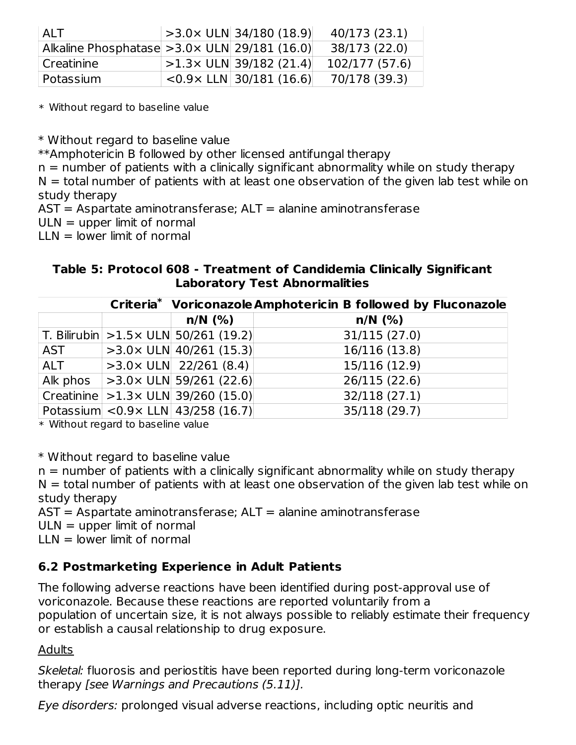| ALT | >3.0× ULN | 34/180 (18.9) | 40/173 (23.1) |
|---|---|---|---|
| Alkaline Phosphatase | >3.0× ULN | 29/181 (16.0) | 38/173 (22.0) |
| Creatinine | >1.3× ULN | 39/182 (21.4) | 102/177 (57.6) |
| Potassium | <0.9× LLN | 30/181 (16.6) | 70/178 (39.3) |

* Without regard to baseline value

* Without regard to baseline value
**Amphotericin B followed by other licensed antifungal therapy
n = number of patients with a clinically significant abnormality while on study therapy
N = total number of patients with at least one observation of the given lab test while on study therapy
AST = Aspartate aminotransferase; ALT = alanine aminotransferase
ULN = upper limit of normal
LLN = lower limit of normal

**Table 5: Protocol 608 - Treatment of Candidemia Clinically Significant Laboratory Test Abnormalities**

| | Criteria* | Voriconazole | Amphotericin B followed by Fluconazole |
|---|---|---|---|
| | | n/N (%) | n/N (%) |
| T. Bilirubin | >1.5× ULN | 50/261 (19.2) | 31/115 (27.0) |
| AST | >3.0× ULN | 40/261 (15.3) | 16/116 (13.8) |
| ALT | >3.0× ULN | 22/261 (8.4) | 15/116 (12.9) |
| Alk phos | >3.0× ULN | 59/261 (22.6) | 26/115 (22.6) |
| Creatinine | >1.3× ULN | 39/260 (15.0) | 32/118 (27.1) |
| Potassium | <0.9× LLN | 43/258 (16.7) | 35/118 (29.7) |

* Without regard to baseline value

* Without regard to baseline value
n = number of patients with a clinically significant abnormality while on study therapy
N = total number of patients with at least one observation of the given lab test while on study therapy
AST = Aspartate aminotransferase; ALT = alanine aminotransferase
ULN = upper limit of normal
LLN = lower limit of normal

### 6.2 Postmarketing Experience in Adult Patients

The following adverse reactions have been identified during post-approval use of voriconazole. Because these reactions are reported voluntarily from a population of uncertain size, it is not always possible to reliably estimate their frequency or establish a causal relationship to drug exposure.

Adults

*Skeletal:* fluorosis and periostitis have been reported during long-term voriconazole therapy *[see Warnings and Precautions (5.11)].*

*Eye disorders:* prolonged visual adverse reactions, including optic neuritis and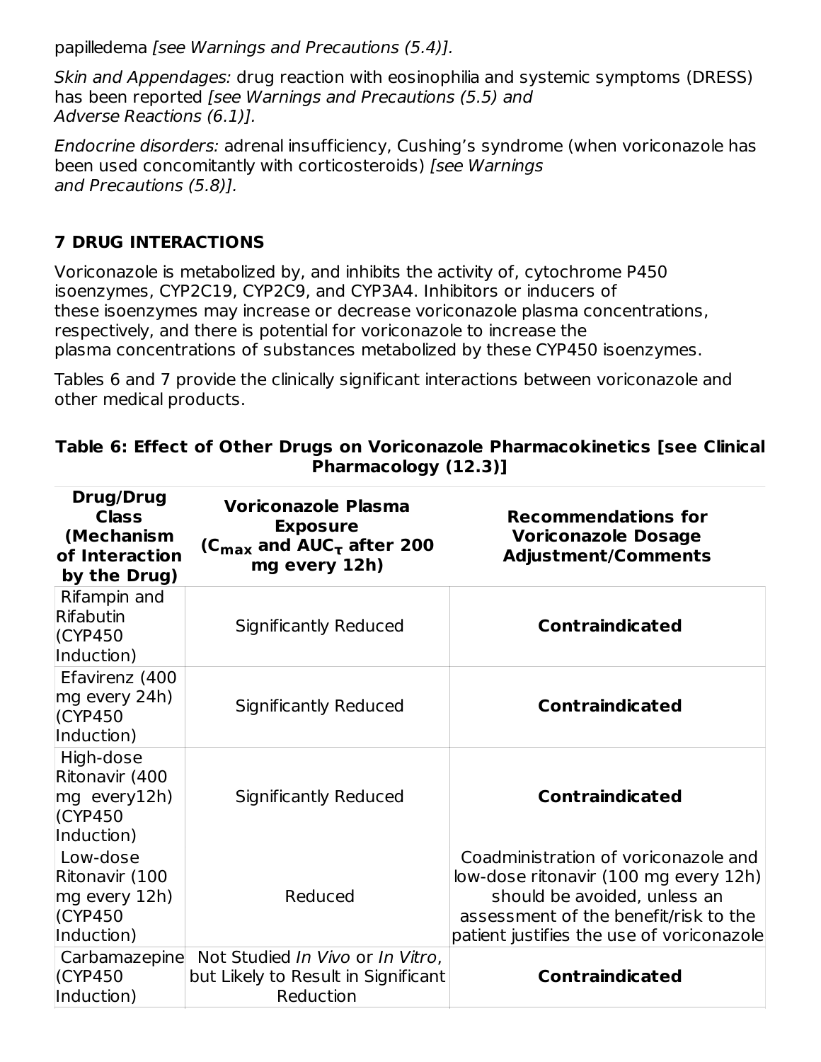papilledema *[see Warnings and Precautions (5.4)].*

*Skin and Appendages:* drug reaction with eosinophilia and systemic symptoms (DRESS) has been reported *[see Warnings and Precautions (5.5) and Adverse Reactions (6.1)].*

*Endocrine disorders:* adrenal insufficiency, Cushing's syndrome (when voriconazole has been used concomitantly with corticosteroids) *[see Warnings and Precautions (5.8)].*

## 7 DRUG INTERACTIONS

Voriconazole is metabolized by, and inhibits the activity of, cytochrome P450 isoenzymes, CYP2C19, CYP2C9, and CYP3A4. Inhibitors or inducers of these isoenzymes may increase or decrease voriconazole plasma concentrations, respectively, and there is potential for voriconazole to increase the plasma concentrations of substances metabolized by these CYP450 isoenzymes.

Tables 6 and 7 provide the clinically significant interactions between voriconazole and other medical products.

**Table 6: Effect of Other Drugs on Voriconazole Pharmacokinetics [see Clinical Pharmacology (12.3)]**

| Drug/Drug Class (Mechanism of Interaction by the Drug) | Voriconazole Plasma Exposure ($C_{max}$ and $AUC_{\tau}$ after 200 mg every 12h) | Recommendations for Voriconazole Dosage Adjustment/Comments |
|---|---|---|
| Rifampin and Rifabutin (CYP450 Induction) | Significantly Reduced | **Contraindicated** |
| Efavirenz (400 mg every 24h) (CYP450 Induction) | Significantly Reduced | **Contraindicated** |
| High-dose Ritonavir (400 mg every12h) (CYP450 Induction) | Significantly Reduced | **Contraindicated** |
| Low-dose Ritonavir (100 mg every 12h) (CYP450 Induction) | Reduced | Coadministration of voriconazole and low-dose ritonavir (100 mg every 12h) should be avoided, unless an assessment of the benefit/risk to the patient justifies the use of voriconazole |
| Carbamazepine (CYP450 Induction) | Not Studied *In Vivo* or *In Vitro*, but Likely to Result in Significant Reduction | **Contraindicated** |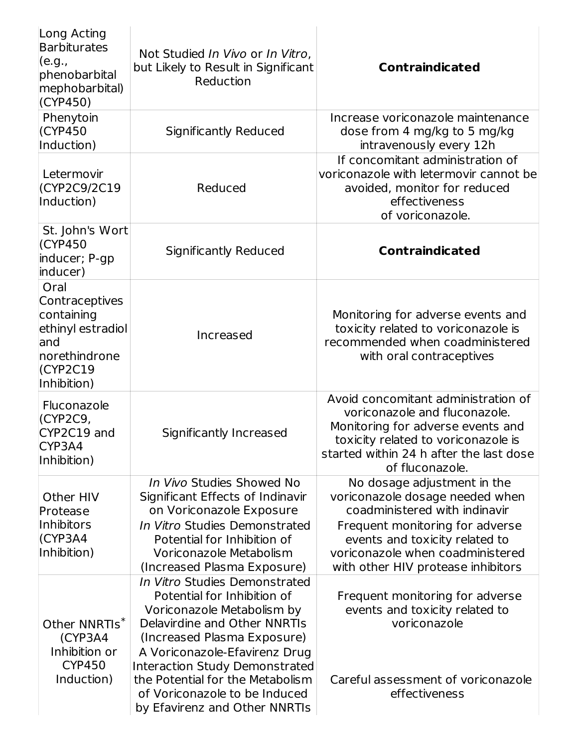| | | |
|---|---|---|
| Long Acting Barbiturates (e.g., phenobarbital mephobarbital) (CYP450) | Not Studied *In Vivo* or *In Vitro*, but Likely to Result in Significant Reduction | **Contraindicated** |
| Phenytoin (CYP450 Induction) | Significantly Reduced | Increase voriconazole maintenance dose from 4 mg/kg to 5 mg/kg intravenously every 12h |
| Letermovir (CYP2C9/2C19 Induction) | Reduced | If concomitant administration of voriconazole with letermovir cannot be avoided, monitor for reduced effectiveness of voriconazole. |
| St. John's Wort (CYP450 inducer; P-gp inducer) | Significantly Reduced | **Contraindicated** |
| Oral Contraceptives containing ethinyl estradiol and norethindrone (CYP2C19 Inhibition) | Increased | Monitoring for adverse events and toxicity related to voriconazole is recommended when coadministered with oral contraceptives |
| Fluconazole (CYP2C9, CYP2C19 and CYP3A4 Inhibition) | Significantly Increased | Avoid concomitant administration of voriconazole and fluconazole. Monitoring for adverse events and toxicity related to voriconazole is started within 24 h after the last dose of fluconazole. |
| Other HIV Protease Inhibitors (CYP3A4 Inhibition) | *In Vivo* Studies Showed No Significant Effects of Indinavir on Voriconazole Exposure<br>*In Vitro* Studies Demonstrated Potential for Inhibition of Voriconazole Metabolism (Increased Plasma Exposure) | No dosage adjustment in the voriconazole dosage needed when coadministered with indinavir<br>Frequent monitoring for adverse events and toxicity related to voriconazole when coadministered with other HIV protease inhibitors |
| Other NNRTIs* (CYP3A4 Inhibition or CYP450 Induction) | *In Vitro* Studies Demonstrated Potential for Inhibition of Voriconazole Metabolism by Delavirdine and Other NNRTIs (Increased Plasma Exposure)<br>A Voriconazole-Efavirenz Drug Interaction Study Demonstrated the Potential for the Metabolism of Voriconazole to be Induced by Efavirenz and Other NNRTIs | Frequent monitoring for adverse events and toxicity related to voriconazole<br>Careful assessment of voriconazole effectiveness |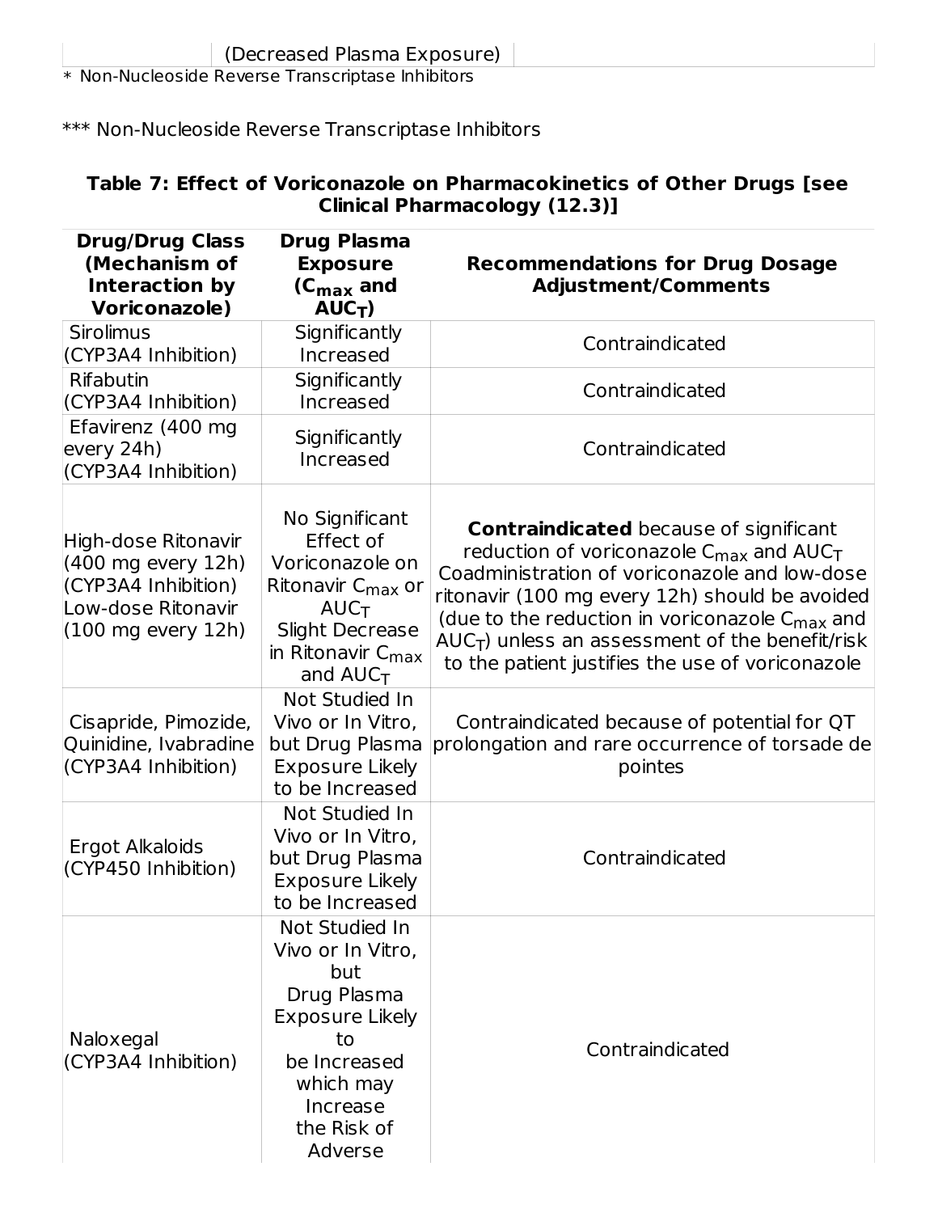| | (Decreased Plasma Exposure) | |
|---|---|---|

* Non-Nucleoside Reverse Transcriptase Inhibitors

*** Non-Nucleoside Reverse Transcriptase Inhibitors

**Table 7: Effect of Voriconazole on Pharmacokinetics of Other Drugs [see Clinical Pharmacology (12.3)]**

| Drug/Drug Class (Mechanism of Interaction by Voriconazole) | Drug Plasma Exposure ($C_{max}$ and $AUC_T$) | Recommendations for Drug Dosage Adjustment/Comments |
|---|---|---|
| Sirolimus (CYP3A4 Inhibition) | Significantly Increased | Contraindicated |
| Rifabutin (CYP3A4 Inhibition) | Significantly Increased | Contraindicated |
| Efavirenz (400 mg every 24h) (CYP3A4 Inhibition) | Significantly Increased | Contraindicated |
| High-dose Ritonavir (400 mg every 12h) (CYP3A4 Inhibition) Low-dose Ritonavir (100 mg every 12h) | No Significant Effect of Voriconazole on Ritonavir $C_{max}$ or $AUC_T$ Slight Decrease in Ritonavir $C_{max}$ and $AUC_T$ | **Contraindicated** because of significant reduction of voriconazole $C_{max}$ and $AUC_T$ Coadministration of voriconazole and low-dose ritonavir (100 mg every 12h) should be avoided (due to the reduction in voriconazole $C_{max}$ and $AUC_T$) unless an assessment of the benefit/risk to the patient justifies the use of voriconazole |
| Cisapride, Pimozide, Quinidine, Ivabradine (CYP3A4 Inhibition) | Not Studied In Vivo or In Vitro, but Drug Plasma Exposure Likely to be Increased | Contraindicated because of potential for QT prolongation and rare occurrence of torsade de pointes |
| Ergot Alkaloids (CYP450 Inhibition) | Not Studied In Vivo or In Vitro, but Drug Plasma Exposure Likely to be Increased | Contraindicated |
| Naloxegal (CYP3A4 Inhibition) | Not Studied In Vivo or In Vitro, but Drug Plasma Exposure Likely to be Increased which may Increase the Risk of Adverse | Contraindicated |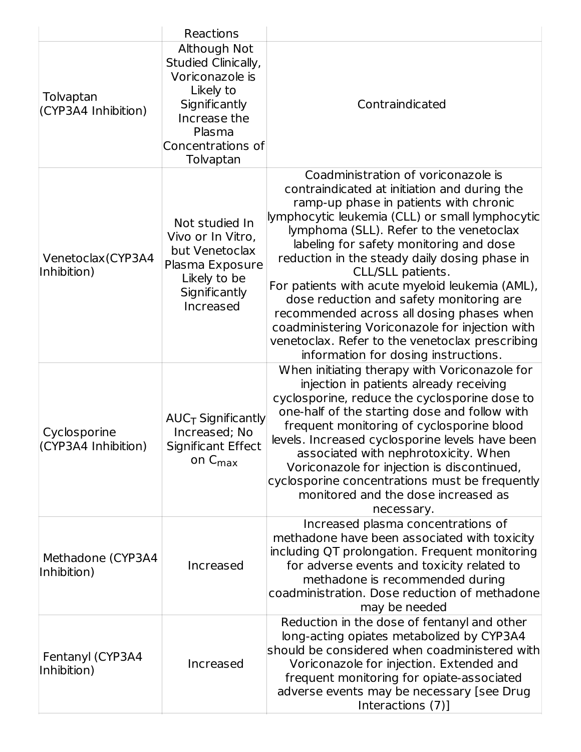| | | |
|---|---|---|
| | Reactions | |
| Tolvaptan (CYP3A4 Inhibition) | Although Not Studied Clinically, Voriconazole is Likely to Significantly Increase the Plasma Concentrations of Tolvaptan | Contraindicated |
| Venetoclax(CYP3A4 Inhibition) | Not studied In Vivo or In Vitro, but Venetoclax Plasma Exposure Likely to be Significantly Increased | Coadministration of voriconazole is contraindicated at initiation and during the ramp-up phase in patients with chronic lymphocytic leukemia (CLL) or small lymphocytic lymphoma (SLL). Refer to the venetoclax labeling for safety monitoring and dose reduction in the steady daily dosing phase in CLL/SLL patients.<br>For patients with acute myeloid leukemia (AML), dose reduction and safety monitoring are recommended across all dosing phases when coadministering Voriconazole for injection with venetoclax. Refer to the venetoclax prescribing information for dosing instructions. |
| Cyclosporine (CYP3A4 Inhibition) | $AUC_{T}$ Significantly Increased; No Significant Effect on $C_{max}$ | When initiating therapy with Voriconazole for injection in patients already receiving cyclosporine, reduce the cyclosporine dose to one-half of the starting dose and follow with frequent monitoring of cyclosporine blood levels. Increased cyclosporine levels have been associated with nephrotoxicity. When Voriconazole for injection is discontinued, cyclosporine concentrations must be frequently monitored and the dose increased as necessary. |
| Methadone (CYP3A4 Inhibition) | Increased | Increased plasma concentrations of methadone have been associated with toxicity including QT prolongation. Frequent monitoring for adverse events and toxicity related to methadone is recommended during coadministration. Dose reduction of methadone may be needed |
| Fentanyl (CYP3A4 Inhibition) | Increased | Reduction in the dose of fentanyl and other long-acting opiates metabolized by CYP3A4 should be considered when coadministered with Voriconazole for injection. Extended and frequent monitoring for opiate-associated adverse events may be necessary [see Drug Interactions (7)] |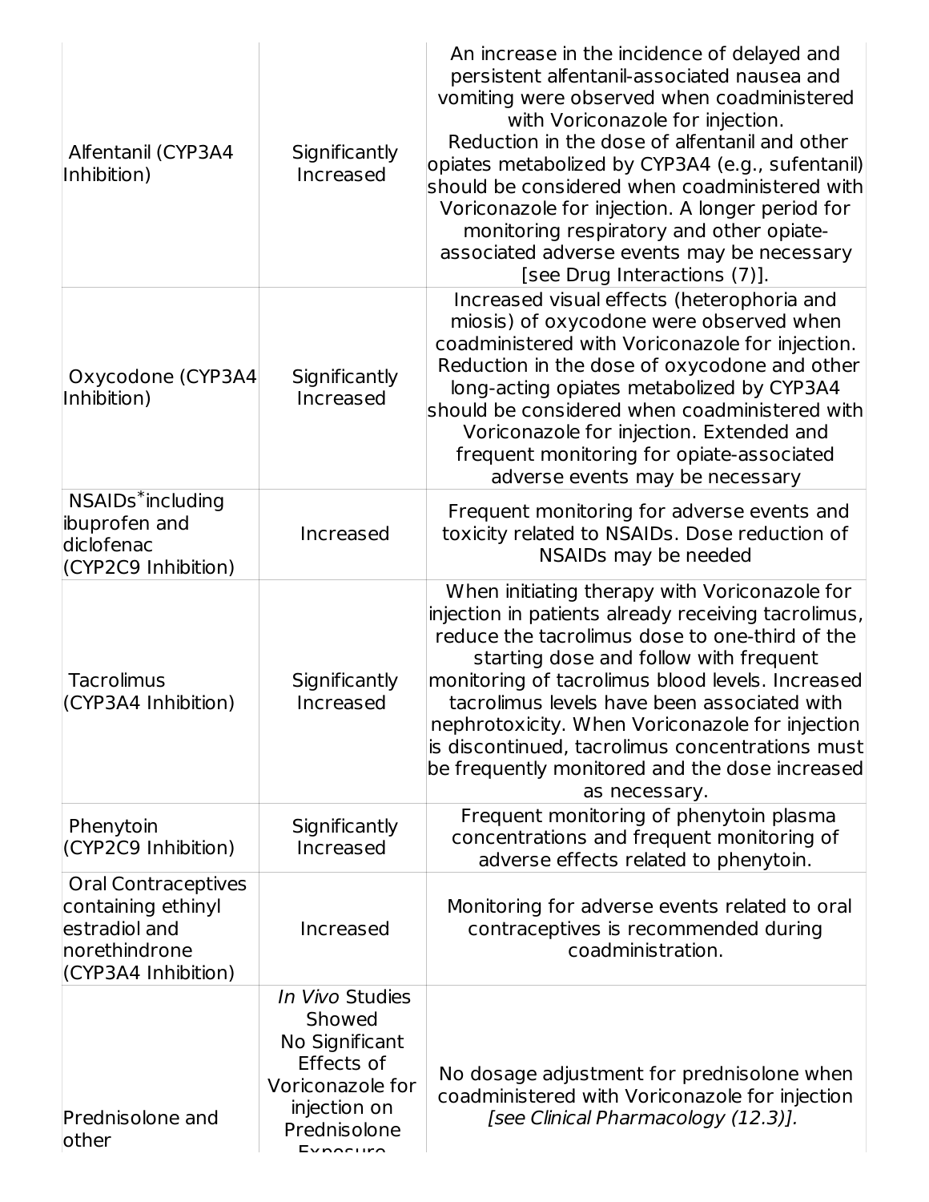| | | |
|---|---|---|
| Alfentanil (CYP3A4 Inhibition) | Significantly Increased | An increase in the incidence of delayed and persistent alfentanil-associated nausea and vomiting were observed when coadministered with Voriconazole for injection. Reduction in the dose of alfentanil and other opiates metabolized by CYP3A4 (e.g., sufentanil) should be considered when coadministered with Voriconazole for injection. A longer period for monitoring respiratory and other opiate-associated adverse events may be necessary [see Drug Interactions (7)]. |
| Oxycodone (CYP3A4 Inhibition) | Significantly Increased | Increased visual effects (heterophoria and miosis) of oxycodone were observed when coadministered with Voriconazole for injection. Reduction in the dose of oxycodone and other long-acting opiates metabolized by CYP3A4 should be considered when coadministered with Voriconazole for injection. Extended and frequent monitoring for opiate-associated adverse events may be necessary |
| NSAIDs* including ibuprofen and diclofenac (CYP2C9 Inhibition) | Increased | Frequent monitoring for adverse events and toxicity related to NSAIDs. Dose reduction of NSAIDs may be needed |
| Tacrolimus (CYP3A4 Inhibition) | Significantly Increased | When initiating therapy with Voriconazole for injection in patients already receiving tacrolimus, reduce the tacrolimus dose to one-third of the starting dose and follow with frequent monitoring of tacrolimus blood levels. Increased tacrolimus levels have been associated with nephrotoxicity. When Voriconazole for injection is discontinued, tacrolimus concentrations must be frequently monitored and the dose increased as necessary. |
| Phenytoin (CYP2C9 Inhibition) | Significantly Increased | Frequent monitoring of phenytoin plasma concentrations and frequent monitoring of adverse effects related to phenytoin. |
| Oral Contraceptives containing ethinyl estradiol and norethindrone (CYP3A4 Inhibition) | Increased | Monitoring for adverse events related to oral contraceptives is recommended during coadministration. |
| Prednisolone and other | *In Vivo* Studies Showed No Significant Effects of Voriconazole for injection on Prednisolone Exposure | No dosage adjustment for prednisolone when coadministered with Voriconazole for injection *[see Clinical Pharmacology (12.3)].* |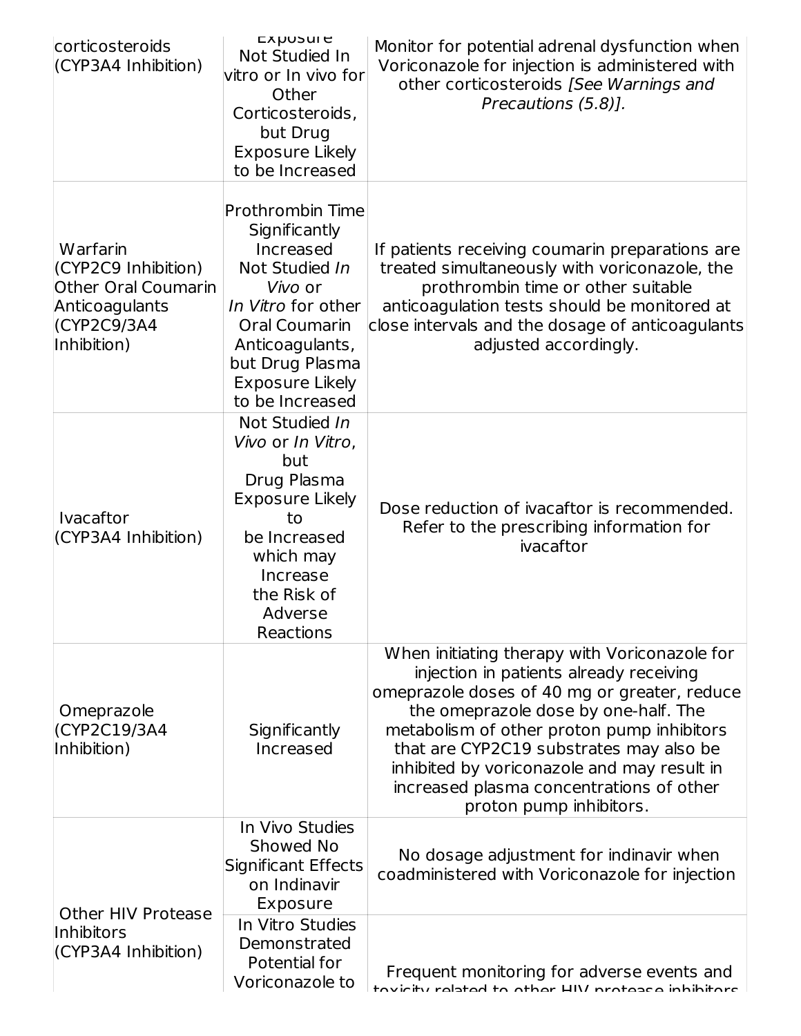| | | |
|---|---|---|
| corticosteroids (CYP3A4 Inhibition) | Exposure Not Studied In vitro or In vivo for Other Corticosteroids, but Drug Exposure Likely to be Increased | Monitor for potential adrenal dysfunction when Voriconazole for injection is administered with other corticosteroids *[See Warnings and Precautions (5.8)]*. |
| Warfarin (CYP2C9 Inhibition) Other Oral Coumarin Anticoagulants (CYP2C9/3A4 Inhibition) | Prothrombin Time Significantly Increased Not Studied *In Vivo* or *In Vitro* for other Oral Coumarin Anticoagulants, but Drug Plasma Exposure Likely to be Increased | If patients receiving coumarin preparations are treated simultaneously with voriconazole, the prothrombin time or other suitable anticoagulation tests should be monitored at close intervals and the dosage of anticoagulants adjusted accordingly. |
| Ivacaftor (CYP3A4 Inhibition) | Not Studied *In Vivo* or *In Vitro*, but Drug Plasma Exposure Likely to be Increased which may Increase the Risk of Adverse Reactions | Dose reduction of ivacaftor is recommended. Refer to the prescribing information for ivacaftor |
| Omeprazole (CYP2C19/3A4 Inhibition) | Significantly Increased | When initiating therapy with Voriconazole for injection in patients already receiving omeprazole doses of 40 mg or greater, reduce the omeprazole dose by one-half. The metabolism of other proton pump inhibitors that are CYP2C19 substrates may also be inhibited by voriconazole and may result in increased plasma concentrations of other proton pump inhibitors. |
| Other HIV Protease Inhibitors (CYP3A4 Inhibition) | In Vivo Studies Showed No Significant Effects on Indinavir Exposure | No dosage adjustment for indinavir when coadministered with Voriconazole for injection |
| | In Vitro Studies Demonstrated Potential for Voriconazole to | Frequent monitoring for adverse events and toxicity related to other HIV protease inhibitors |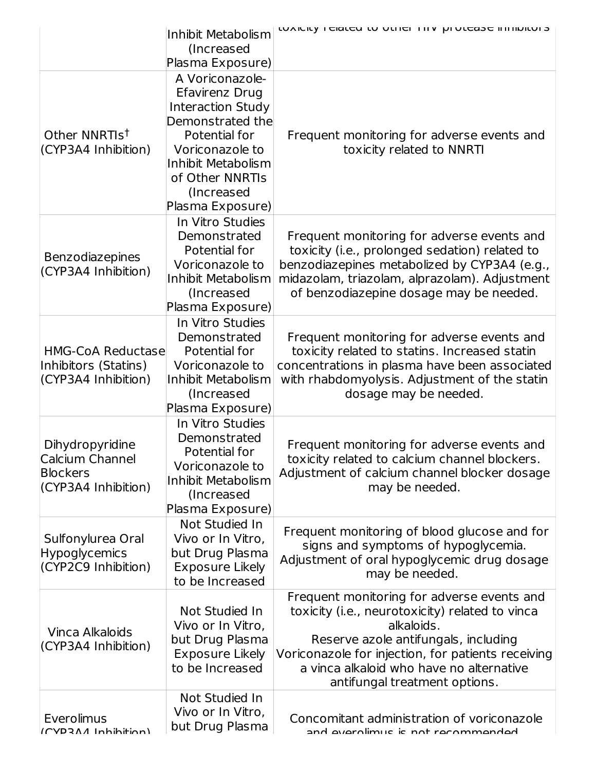| | | |
|---|---|---|
| | Inhibit Metabolism (Increased Plasma Exposure) | toxicity related to other HIV protease inhibitors |
| Other NNRTIs† (CYP3A4 Inhibition) | A Voriconazole-Efavirenz Drug Interaction Study Demonstrated the Potential for Voriconazole to Inhibit Metabolism of Other NNRTIs (Increased Plasma Exposure) | Frequent monitoring for adverse events and toxicity related to NNRTI |
| Benzodiazepines (CYP3A4 Inhibition) | In Vitro Studies Demonstrated Potential for Voriconazole to Inhibit Metabolism (Increased Plasma Exposure) | Frequent monitoring for adverse events and toxicity (i.e., prolonged sedation) related to benzodiazepines metabolized by CYP3A4 (e.g., midazolam, triazolam, alprazolam). Adjustment of benzodiazepine dosage may be needed. |
| HMG-CoA Reductase Inhibitors (Statins) (CYP3A4 Inhibition) | In Vitro Studies Demonstrated Potential for Voriconazole to Inhibit Metabolism (Increased Plasma Exposure) | Frequent monitoring for adverse events and toxicity related to statins. Increased statin concentrations in plasma have been associated with rhabdomyolysis. Adjustment of the statin dosage may be needed. |
| Dihydropyridine Calcium Channel Blockers (CYP3A4 Inhibition) | In Vitro Studies Demonstrated Potential for Voriconazole to Inhibit Metabolism (Increased Plasma Exposure) | Frequent monitoring for adverse events and toxicity related to calcium channel blockers. Adjustment of calcium channel blocker dosage may be needed. |
| Sulfonylurea Oral Hypoglycemics (CYP2C9 Inhibition) | Not Studied In Vivo or In Vitro, but Drug Plasma Exposure Likely to be Increased | Frequent monitoring of blood glucose and for signs and symptoms of hypoglycemia. Adjustment of oral hypoglycemic drug dosage may be needed. |
| Vinca Alkaloids (CYP3A4 Inhibition) | Not Studied In Vivo or In Vitro, but Drug Plasma Exposure Likely to be Increased | Frequent monitoring for adverse events and toxicity (i.e., neurotoxicity) related to vinca alkaloids. Reserve azole antifungals, including Voriconazole for injection, for patients receiving a vinca alkaloid who have no alternative antifungal treatment options. |
| Everolimus (CYP3A4 Inhibition) | Not Studied In Vivo or In Vitro, but Drug Plasma | Concomitant administration of voriconazole and everolimus is not recommended. |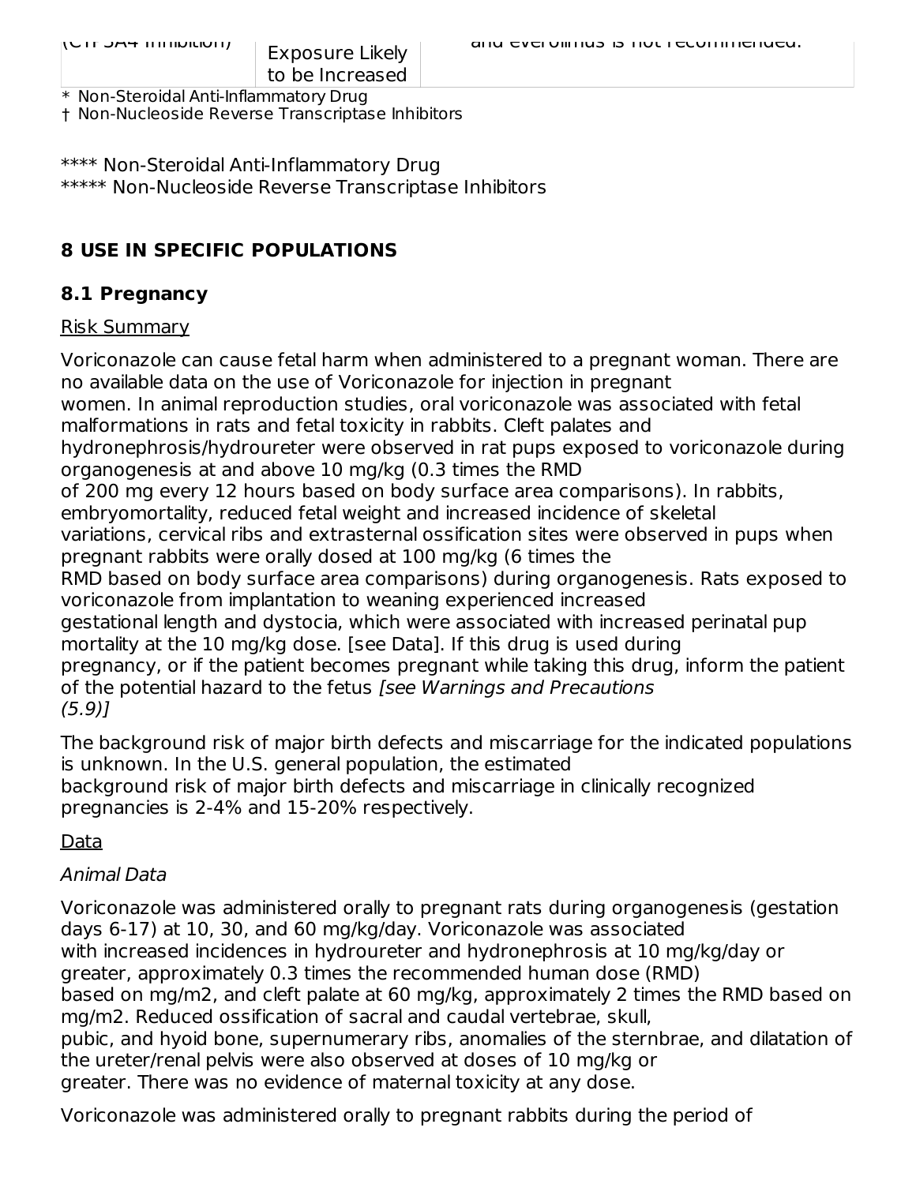| | | |
|---|---|---|
| (CYP3A4 Inhibition) | Exposure Likely to be Increased | and everolimus is not recommended. |

\* Non-Steroidal Anti-Inflammatory Drug
† Non-Nucleoside Reverse Transcriptase Inhibitors

**** Non-Steroidal Anti-Inflammatory Drug
***** Non-Nucleoside Reverse Transcriptase Inhibitors

## 8 USE IN SPECIFIC POPULATIONS

### 8.1 Pregnancy

Risk Summary

Voriconazole can cause fetal harm when administered to a pregnant woman. There are no available data on the use of Voriconazole for injection in pregnant women. In animal reproduction studies, oral voriconazole was associated with fetal malformations in rats and fetal toxicity in rabbits. Cleft palates and hydronephrosis/hydroureter were observed in rat pups exposed to voriconazole during organogenesis at and above 10 mg/kg (0.3 times the RMD of 200 mg every 12 hours based on body surface area comparisons). In rabbits, embryomortality, reduced fetal weight and increased incidence of skeletal variations, cervical ribs and extrasternal ossification sites were observed in pups when pregnant rabbits were orally dosed at 100 mg/kg (6 times the RMD based on body surface area comparisons) during organogenesis. Rats exposed to voriconazole from implantation to weaning experienced increased gestational length and dystocia, which were associated with increased perinatal pup mortality at the 10 mg/kg dose. [see Data]. If this drug is used during pregnancy, or if the patient becomes pregnant while taking this drug, inform the patient of the potential hazard to the fetus *[see Warnings and Precautions (5.9)]*

The background risk of major birth defects and miscarriage for the indicated populations is unknown. In the U.S. general population, the estimated background risk of major birth defects and miscarriage in clinically recognized pregnancies is 2-4% and 15-20% respectively.

Data

*Animal Data*

Voriconazole was administered orally to pregnant rats during organogenesis (gestation days 6-17) at 10, 30, and 60 mg/kg/day. Voriconazole was associated with increased incidences in hydroureter and hydronephrosis at 10 mg/kg/day or greater, approximately 0.3 times the recommended human dose (RMD) based on mg/m2, and cleft palate at 60 mg/kg, approximately 2 times the RMD based on mg/m2. Reduced ossification of sacral and caudal vertebrae, skull, pubic, and hyoid bone, supernumerary ribs, anomalies of the sternbrae, and dilatation of the ureter/renal pelvis were also observed at doses of 10 mg/kg or greater. There was no evidence of maternal toxicity at any dose.

Voriconazole was administered orally to pregnant rabbits during the period of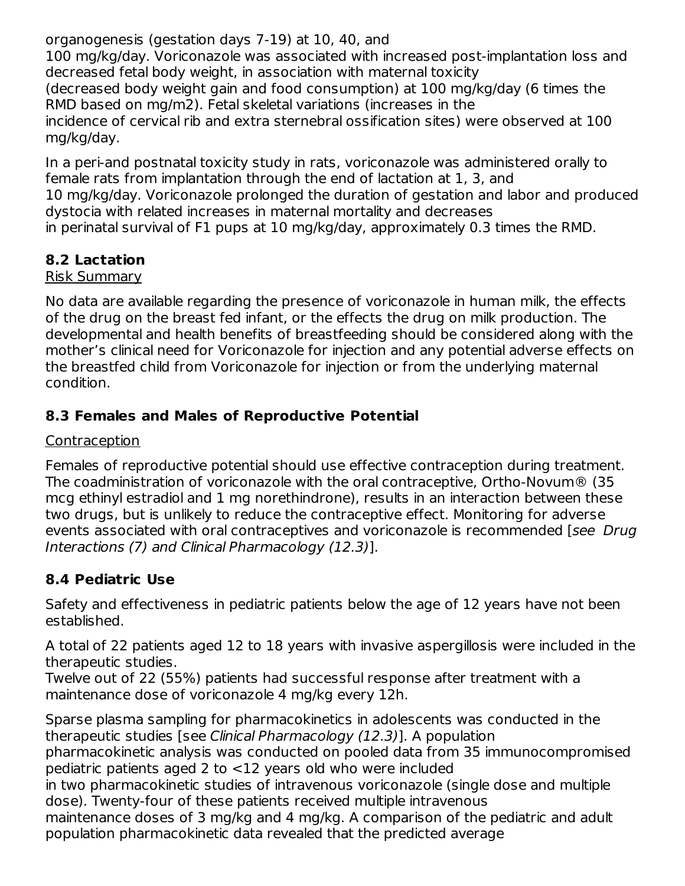organogenesis (gestation days 7-19) at 10, 40, and 100 mg/kg/day. Voriconazole was associated with increased post-implantation loss and decreased fetal body weight, in association with maternal toxicity (decreased body weight gain and food consumption) at 100 mg/kg/day (6 times the RMD based on mg/m2). Fetal skeletal variations (increases in the incidence of cervical rib and extra sternebral ossification sites) were observed at 100 mg/kg/day.

In a peri-and postnatal toxicity study in rats, voriconazole was administered orally to female rats from implantation through the end of lactation at 1, 3, and 10 mg/kg/day. Voriconazole prolonged the duration of gestation and labor and produced dystocia with related increases in maternal mortality and decreases in perinatal survival of F1 pups at 10 mg/kg/day, approximately 0.3 times the RMD.

## 8.2 Lactation

Risk Summary

No data are available regarding the presence of voriconazole in human milk, the effects of the drug on the breast fed infant, or the effects the drug on milk production. The developmental and health benefits of breastfeeding should be considered along with the mother's clinical need for Voriconazole for injection and any potential adverse effects on the breastfed child from Voriconazole for injection or from the underlying maternal condition.

## 8.3 Females and Males of Reproductive Potential

Contraception

Females of reproductive potential should use effective contraception during treatment. The coadministration of voriconazole with the oral contraceptive, Ortho-Novum® (35 mcg ethinyl estradiol and 1 mg norethindrone), results in an interaction between these two drugs, but is unlikely to reduce the contraceptive effect. Monitoring for adverse events associated with oral contraceptives and voriconazole is recommended [*see Drug Interactions (7) and Clinical Pharmacology (12.3)*].

## 8.4 Pediatric Use

Safety and effectiveness in pediatric patients below the age of 12 years have not been established.

A total of 22 patients aged 12 to 18 years with invasive aspergillosis were included in the therapeutic studies.
Twelve out of 22 (55%) patients had successful response after treatment with a maintenance dose of voriconazole 4 mg/kg every 12h.

Sparse plasma sampling for pharmacokinetics in adolescents was conducted in the therapeutic studies [see *Clinical Pharmacology (12.3)*]. A population pharmacokinetic analysis was conducted on pooled data from 35 immunocompromised pediatric patients aged 2 to <12 years old who were included in two pharmacokinetic studies of intravenous voriconazole (single dose and multiple dose). Twenty-four of these patients received multiple intravenous maintenance doses of 3 mg/kg and 4 mg/kg. A comparison of the pediatric and adult population pharmacokinetic data revealed that the predicted average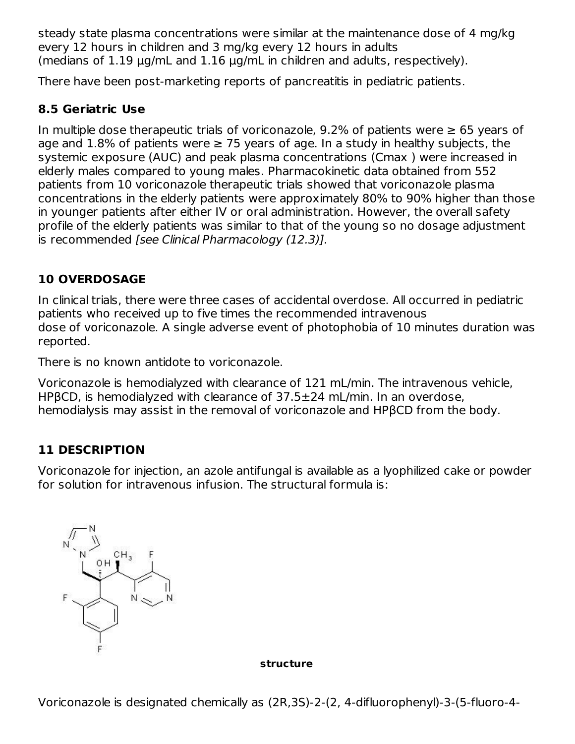steady state plasma concentrations were similar at the maintenance dose of 4 mg/kg every 12 hours in children and 3 mg/kg every 12 hours in adults (medians of 1.19 µg/mL and 1.16 µg/mL in children and adults, respectively).

There have been post-marketing reports of pancreatitis in pediatric patients.

### 8.5 Geriatric Use

In multiple dose therapeutic trials of voriconazole, 9.2% of patients were ≥ 65 years of age and 1.8% of patients were ≥ 75 years of age. In a study in healthy subjects, the systemic exposure (AUC) and peak plasma concentrations (Cmax ) were increased in elderly males compared to young males. Pharmacokinetic data obtained from 552 patients from 10 voriconazole therapeutic trials showed that voriconazole plasma concentrations in the elderly patients were approximately 80% to 90% higher than those in younger patients after either IV or oral administration. However, the overall safety profile of the elderly patients was similar to that of the young so no dosage adjustment is recommended *[see Clinical Pharmacology (12.3)].*

## 10 OVERDOSAGE

In clinical trials, there were three cases of accidental overdose. All occurred in pediatric patients who received up to five times the recommended intravenous dose of voriconazole. A single adverse event of photophobia of 10 minutes duration was reported.

There is no known antidote to voriconazole.

Voriconazole is hemodialyzed with clearance of 121 mL/min. The intravenous vehicle, HPβCD, is hemodialyzed with clearance of 37.5±24 mL/min. In an overdose, hemodialysis may assist in the removal of voriconazole and HPβCD from the body.

## 11 DESCRIPTION

Voriconazole for injection, an azole antifungal is available as a lyophilized cake or powder for solution for intravenous infusion. The structural formula is:

**structure**

Voriconazole is designated chemically as (2R,3S)-2-(2, 4-difluorophenyl)-3-(5-fluoro-4-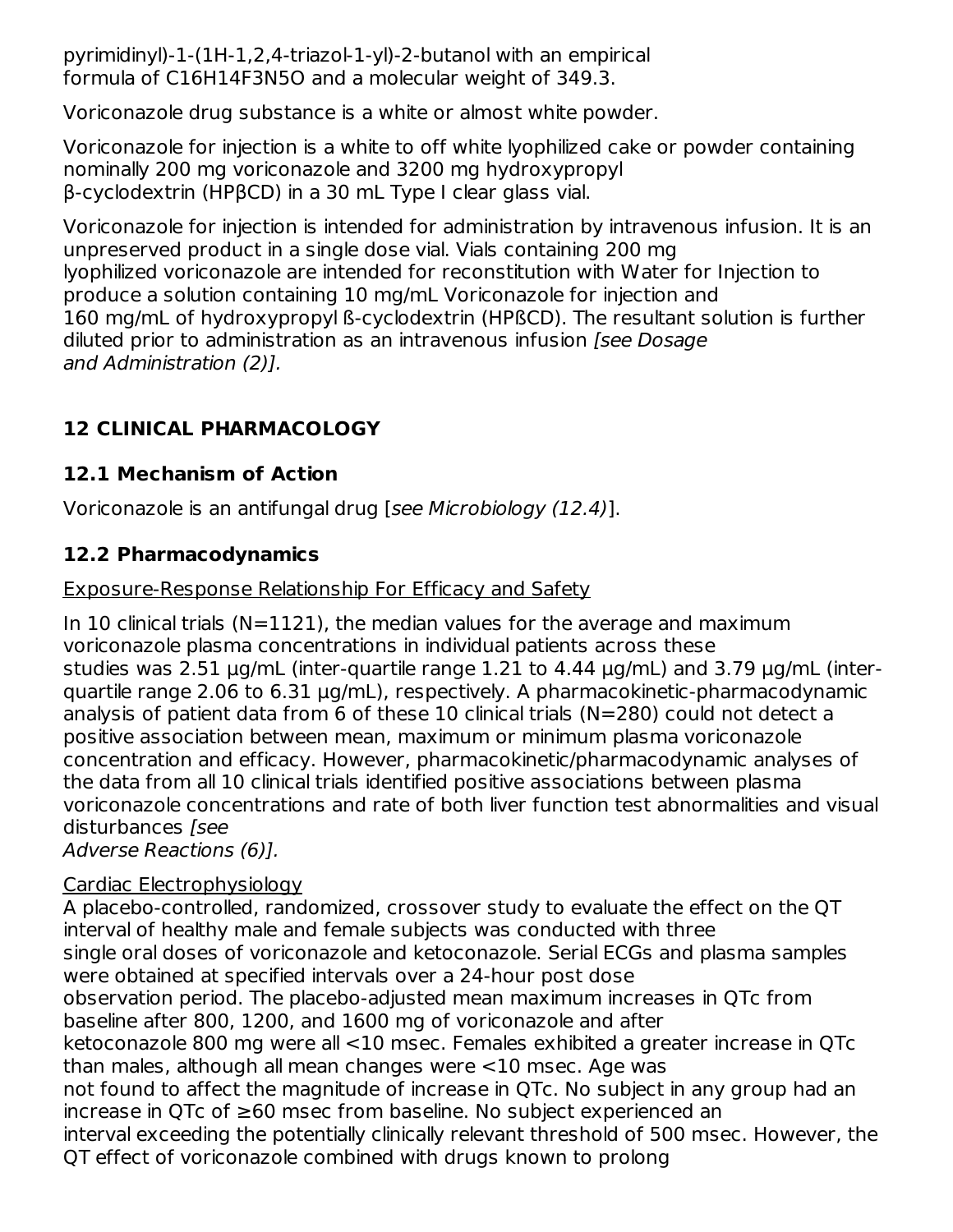pyrimidinyl)-1-(1H-1,2,4-triazol-1-yl)-2-butanol with an empirical formula of $C_{16}H_{14}F_3N_5O$ and a molecular weight of 349.3.

Voriconazole drug substance is a white or almost white powder.

Voriconazole for injection is a white to off white lyophilized cake or powder containing nominally 200 mg voriconazole and 3200 mg hydroxypropyl β-cyclodextrin (HPβCD) in a 30 mL Type I clear glass vial.

Voriconazole for injection is intended for administration by intravenous infusion. It is an unpreserved product in a single dose vial. Vials containing 200 mg lyophilized voriconazole are intended for reconstitution with Water for Injection to produce a solution containing 10 mg/mL Voriconazole for injection and 160 mg/mL of hydroxypropyl ß-cyclodextrin (HPßCD). The resultant solution is further diluted prior to administration as an intravenous infusion *[see Dosage and Administration (2)].*

## 12 CLINICAL PHARMACOLOGY

### 12.1 Mechanism of Action

Voriconazole is an antifungal drug [*see Microbiology (12.4)*].

### 12.2 Pharmacodynamics

Exposure-Response Relationship For Efficacy and Safety

In 10 clinical trials (N=1121), the median values for the average and maximum voriconazole plasma concentrations in individual patients across these studies was 2.51 µg/mL (inter-quartile range 1.21 to 4.44 µg/mL) and 3.79 µg/mL (inter-quartile range 2.06 to 6.31 µg/mL), respectively. A pharmacokinetic-pharmacodynamic analysis of patient data from 6 of these 10 clinical trials (N=280) could not detect a positive association between mean, maximum or minimum plasma voriconazole concentration and efficacy. However, pharmacokinetic/pharmacodynamic analyses of the data from all 10 clinical trials identified positive associations between plasma voriconazole concentrations and rate of both liver function test abnormalities and visual disturbances *[see Adverse Reactions (6)].*

Cardiac Electrophysiology

A placebo-controlled, randomized, crossover study to evaluate the effect on the QT interval of healthy male and female subjects was conducted with three single oral doses of voriconazole and ketoconazole. Serial ECGs and plasma samples were obtained at specified intervals over a 24-hour post dose observation period. The placebo-adjusted mean maximum increases in QTc from baseline after 800, 1200, and 1600 mg of voriconazole and after ketoconazole 800 mg were all <10 msec. Females exhibited a greater increase in QTc than males, although all mean changes were <10 msec. Age was not found to affect the magnitude of increase in QTc. No subject in any group had an increase in QTc of ≥60 msec from baseline. No subject experienced an interval exceeding the potentially clinically relevant threshold of 500 msec. However, the QT effect of voriconazole combined with drugs known to prolong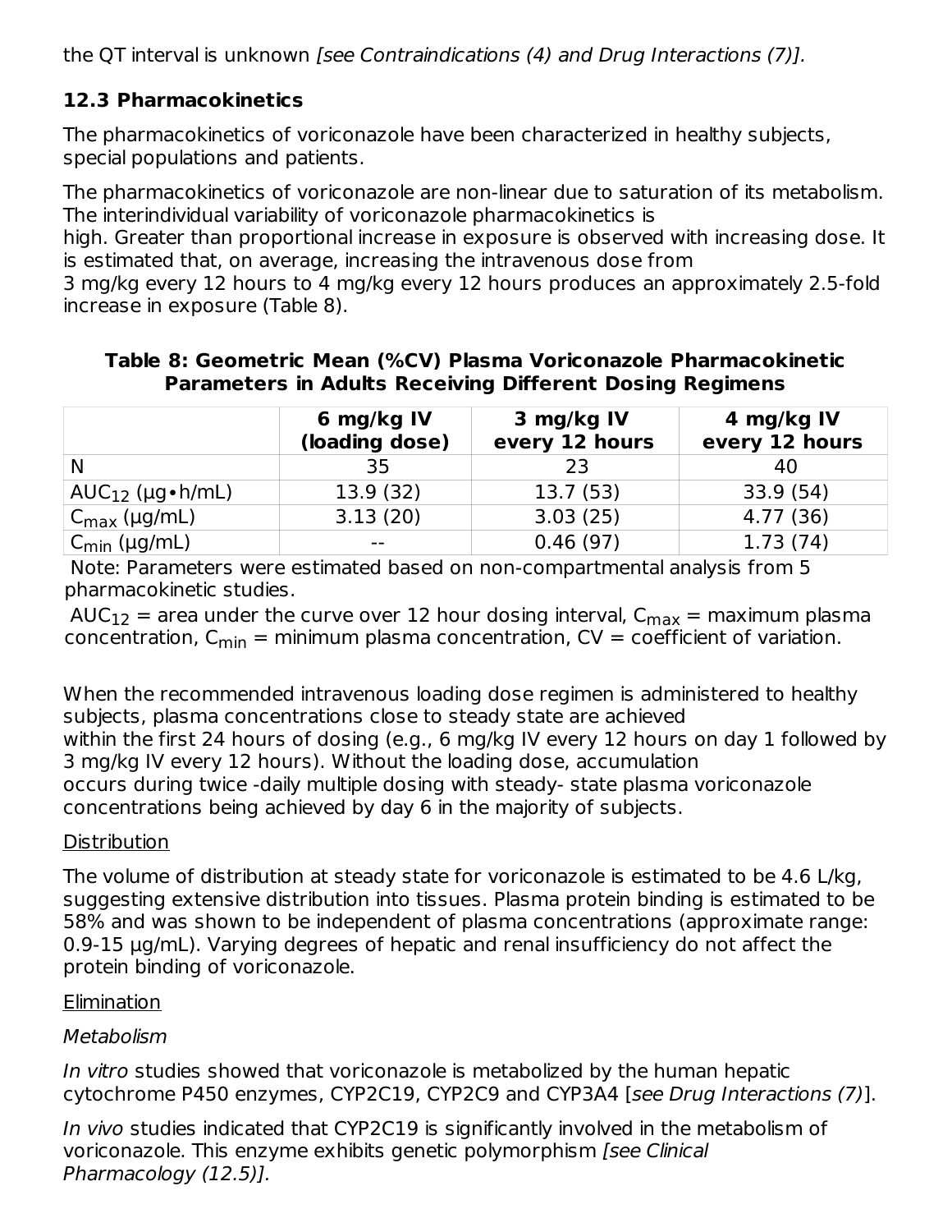the QT interval is unknown *[see Contraindications (4) and Drug Interactions (7)].*

### 12.3 Pharmacokinetics

The pharmacokinetics of voriconazole have been characterized in healthy subjects, special populations and patients.

The pharmacokinetics of voriconazole are non-linear due to saturation of its metabolism. The interindividual variability of voriconazole pharmacokinetics is high. Greater than proportional increase in exposure is observed with increasing dose. It is estimated that, on average, increasing the intravenous dose from 3 mg/kg every 12 hours to 4 mg/kg every 12 hours produces an approximately 2.5-fold increase in exposure (Table 8).

**Table 8: Geometric Mean (%CV) Plasma Voriconazole Pharmacokinetic Parameters in Adults Receiving Different Dosing Regimens**

| | 6 mg/kg IV (loading dose) | 3 mg/kg IV every 12 hours | 4 mg/kg IV every 12 hours |
|---|---|---|---|
| N | 35 | 23 | 40 |
| $AUC_{12}$ (μg•h/mL) | 13.9 (32) | 13.7 (53) | 33.9 (54) |
| $C_{max}$ (μg/mL) | 3.13 (20) | 3.03 (25) | 4.77 (36) |
| $C_{min}$ (μg/mL) | -- | 0.46 (97) | 1.73 (74) |

Note: Parameters were estimated based on non-compartmental analysis from 5 pharmacokinetic studies.

$AUC_{12}$ = area under the curve over 12 hour dosing interval, $C_{max}$ = maximum plasma concentration, $C_{min}$ = minimum plasma concentration, CV = coefficient of variation.

When the recommended intravenous loading dose regimen is administered to healthy subjects, plasma concentrations close to steady state are achieved within the first 24 hours of dosing (e.g., 6 mg/kg IV every 12 hours on day 1 followed by 3 mg/kg IV every 12 hours). Without the loading dose, accumulation occurs during twice -daily multiple dosing with steady- state plasma voriconazole concentrations being achieved by day 6 in the majority of subjects.

<u>Distribution</u>

The volume of distribution at steady state for voriconazole is estimated to be 4.6 L/kg, suggesting extensive distribution into tissues. Plasma protein binding is estimated to be 58% and was shown to be independent of plasma concentrations (approximate range: 0.9-15 μg/mL). Varying degrees of hepatic and renal insufficiency do not affect the protein binding of voriconazole.

<u>Elimination</u>

*Metabolism*

*In vitro* studies showed that voriconazole is metabolized by the human hepatic cytochrome P450 enzymes, CYP2C19, CYP2C9 and CYP3A4 [*see Drug Interactions (7)*].

*In vivo* studies indicated that CYP2C19 is significantly involved in the metabolism of voriconazole. This enzyme exhibits genetic polymorphism *[see Clinical Pharmacology (12.5)].*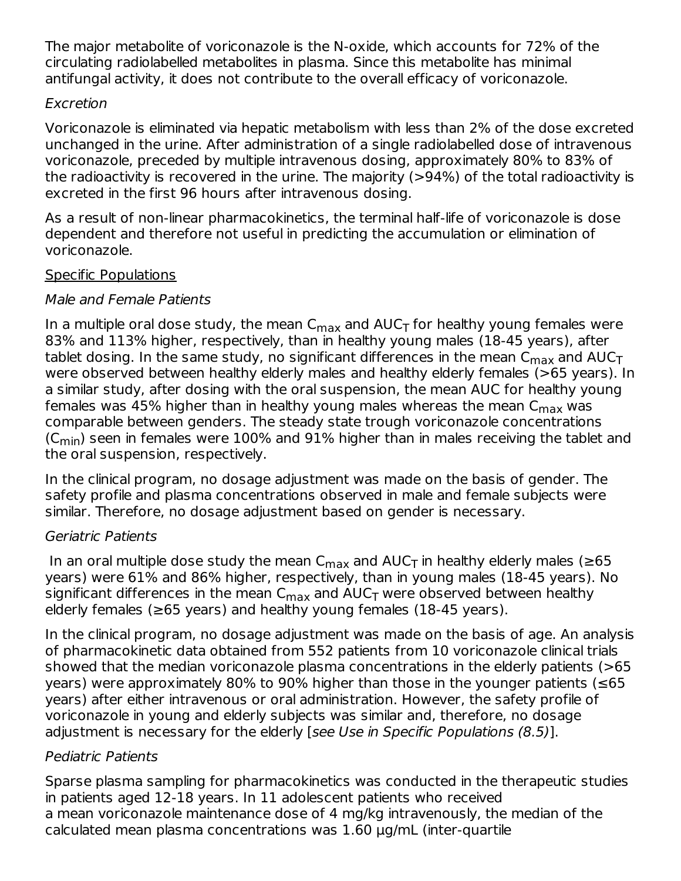The major metabolite of voriconazole is the N-oxide, which accounts for 72% of the circulating radiolabelled metabolites in plasma. Since this metabolite has minimal antifungal activity, it does not contribute to the overall efficacy of voriconazole.

*Excretion*

Voriconazole is eliminated via hepatic metabolism with less than 2% of the dose excreted unchanged in the urine. After administration of a single radiolabelled dose of intravenous voriconazole, preceded by multiple intravenous dosing, approximately 80% to 83% of the radioactivity is recovered in the urine. The majority (>94%) of the total radioactivity is excreted in the first 96 hours after intravenous dosing.

As a result of non-linear pharmacokinetics, the terminal half-life of voriconazole is dose dependent and therefore not useful in predicting the accumulation or elimination of voriconazole.

Specific Populations

*Male and Female Patients*

In a multiple oral dose study, the mean $C_{max}$ and $AUC_T$ for healthy young females were 83% and 113% higher, respectively, than in healthy young males (18-45 years), after tablet dosing. In the same study, no significant differences in the mean $C_{max}$ and $AUC_T$ were observed between healthy elderly males and healthy elderly females (>65 years). In a similar study, after dosing with the oral suspension, the mean AUC for healthy young females was 45% higher than in healthy young males whereas the mean $C_{max}$ was comparable between genders. The steady state trough voriconazole concentrations ($C_{min}$) seen in females were 100% and 91% higher than in males receiving the tablet and the oral suspension, respectively.

In the clinical program, no dosage adjustment was made on the basis of gender. The safety profile and plasma concentrations observed in male and female subjects were similar. Therefore, no dosage adjustment based on gender is necessary.

*Geriatric Patients*

In an oral multiple dose study the mean $C_{max}$ and $AUC_T$ in healthy elderly males (≥65 years) were 61% and 86% higher, respectively, than in young males (18-45 years). No significant differences in the mean $C_{max}$ and $AUC_T$ were observed between healthy elderly females (≥65 years) and healthy young females (18-45 years).

In the clinical program, no dosage adjustment was made on the basis of age. An analysis of pharmacokinetic data obtained from 552 patients from 10 voriconazole clinical trials showed that the median voriconazole plasma concentrations in the elderly patients (>65 years) were approximately 80% to 90% higher than those in the younger patients (≤65 years) after either intravenous or oral administration. However, the safety profile of voriconazole in young and elderly subjects was similar and, therefore, no dosage adjustment is necessary for the elderly [*see Use in Specific Populations (8.5)*].

*Pediatric Patients*

Sparse plasma sampling for pharmacokinetics was conducted in the therapeutic studies in patients aged 12-18 years. In 11 adolescent patients who received a mean voriconazole maintenance dose of 4 mg/kg intravenously, the median of the calculated mean plasma concentrations was 1.60 µg/mL (inter-quartile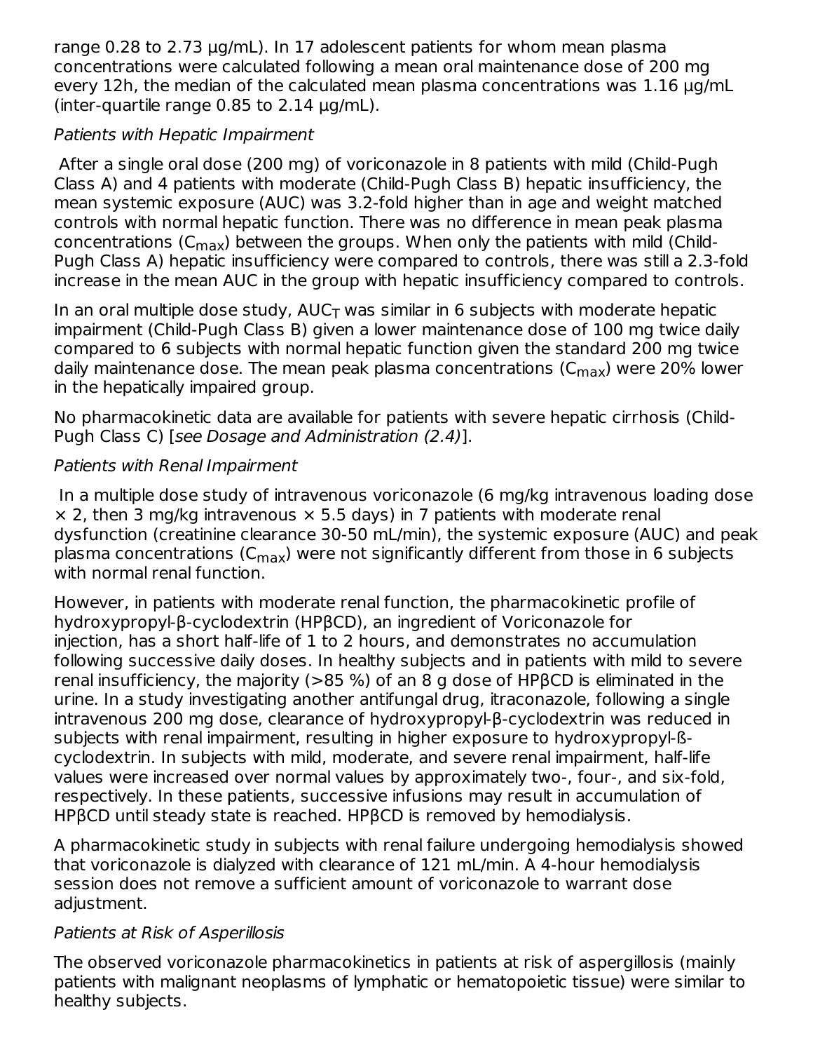range 0.28 to 2.73 µg/mL). In 17 adolescent patients for whom mean plasma concentrations were calculated following a mean oral maintenance dose of 200 mg every 12h, the median of the calculated mean plasma concentrations was 1.16 µg/mL (inter-quartile range 0.85 to 2.14 µg/mL).

*Patients with Hepatic Impairment*

After a single oral dose (200 mg) of voriconazole in 8 patients with mild (Child-Pugh Class A) and 4 patients with moderate (Child-Pugh Class B) hepatic insufficiency, the mean systemic exposure (AUC) was 3.2-fold higher than in age and weight matched controls with normal hepatic function. There was no difference in mean peak plasma concentrations ($C_{max}$) between the groups. When only the patients with mild (Child-Pugh Class A) hepatic insufficiency were compared to controls, there was still a 2.3-fold increase in the mean AUC in the group with hepatic insufficiency compared to controls.

In an oral multiple dose study, $AUC_{T}$ was similar in 6 subjects with moderate hepatic impairment (Child-Pugh Class B) given a lower maintenance dose of 100 mg twice daily compared to 6 subjects with normal hepatic function given the standard 200 mg twice daily maintenance dose. The mean peak plasma concentrations ($C_{max}$) were 20% lower in the hepatically impaired group.

No pharmacokinetic data are available for patients with severe hepatic cirrhosis (Child-Pugh Class C) [*see Dosage and Administration (2.4)*].

*Patients with Renal Impairment*

In a multiple dose study of intravenous voriconazole (6 mg/kg intravenous loading dose × 2, then 3 mg/kg intravenous × 5.5 days) in 7 patients with moderate renal dysfunction (creatinine clearance 30-50 mL/min), the systemic exposure (AUC) and peak plasma concentrations ($C_{max}$) were not significantly different from those in 6 subjects with normal renal function.

However, in patients with moderate renal function, the pharmacokinetic profile of hydroxypropyl-β-cyclodextrin (HPβCD), an ingredient of Voriconazole for injection, has a short half-life of 1 to 2 hours, and demonstrates no accumulation following successive daily doses. In healthy subjects and in patients with mild to severe renal insufficiency, the majority (>85 %) of an 8 g dose of HPβCD is eliminated in the urine. In a study investigating another antifungal drug, itraconazole, following a single intravenous 200 mg dose, clearance of hydroxypropyl-β-cyclodextrin was reduced in subjects with renal impairment, resulting in higher exposure to hydroxypropyl-ß-cyclodextrin. In subjects with mild, moderate, and severe renal impairment, half-life values were increased over normal values by approximately two-, four-, and six-fold, respectively. In these patients, successive infusions may result in accumulation of HPβCD until steady state is reached. HPβCD is removed by hemodialysis.

A pharmacokinetic study in subjects with renal failure undergoing hemodialysis showed that voriconazole is dialyzed with clearance of 121 mL/min. A 4-hour hemodialysis session does not remove a sufficient amount of voriconazole to warrant dose adjustment.

*Patients at Risk of Asperillosis*

The observed voriconazole pharmacokinetics in patients at risk of aspergillosis (mainly patients with malignant neoplasms of lymphatic or hematopoietic tissue) were similar to healthy subjects.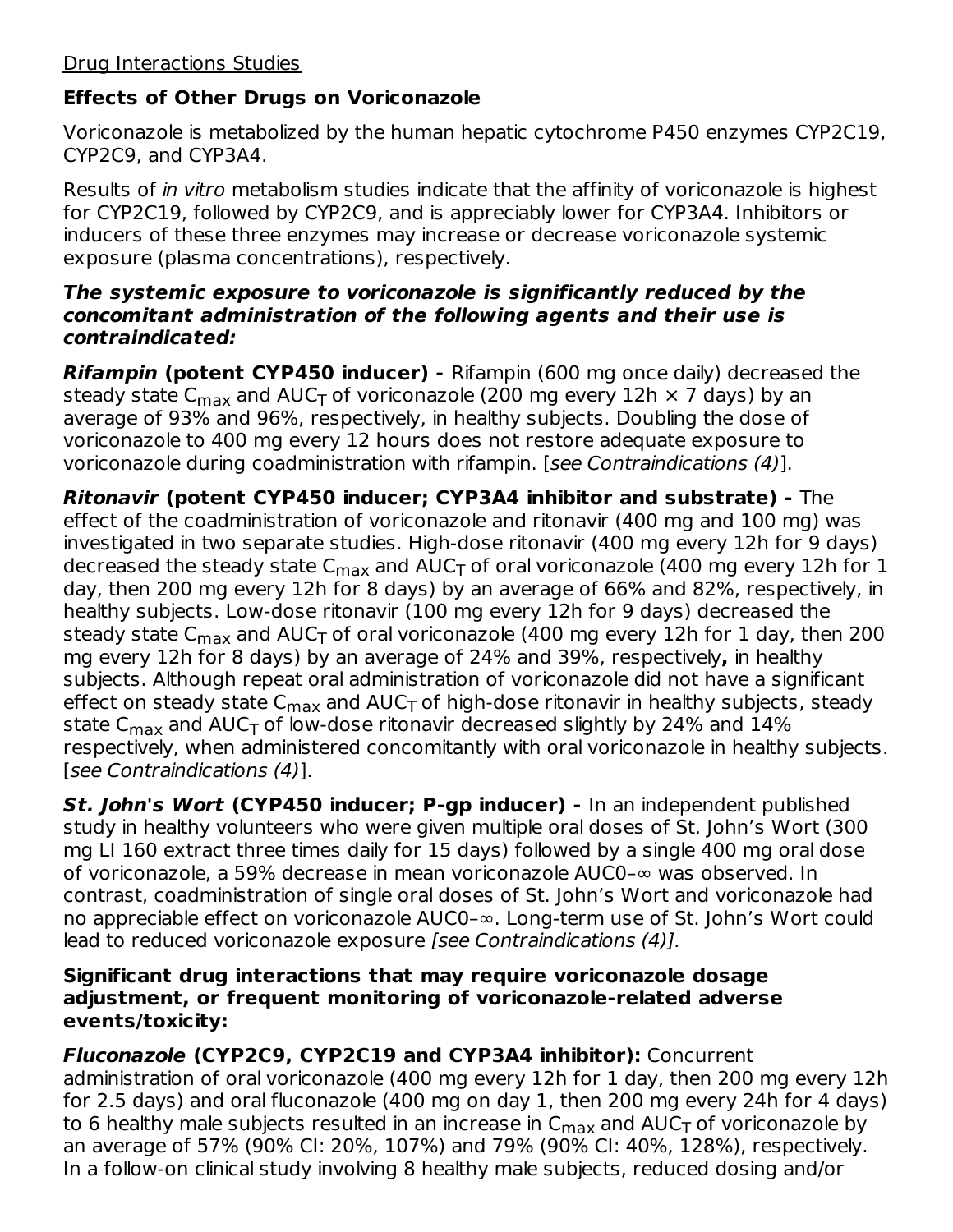Drug Interactions Studies

**Effects of Other Drugs on Voriconazole**

Voriconazole is metabolized by the human hepatic cytochrome P450 enzymes CYP2C19, CYP2C9, and CYP3A4.

Results of *in vitro* metabolism studies indicate that the affinity of voriconazole is highest for CYP2C19, followed by CYP2C9, and is appreciably lower for CYP3A4. Inhibitors or inducers of these three enzymes may increase or decrease voriconazole systemic exposure (plasma concentrations), respectively.

***The systemic exposure to voriconazole is significantly reduced by the concomitant administration of the following agents and their use is contraindicated:***

***Rifampin* (potent CYP450 inducer) -** Rifampin (600 mg once daily) decreased the steady state $C_{max}$ and $AUC_T$ of voriconazole (200 mg every 12h × 7 days) by an average of 93% and 96%, respectively, in healthy subjects. Doubling the dose of voriconazole to 400 mg every 12 hours does not restore adequate exposure to voriconazole during coadministration with rifampin. [*see Contraindications (4)*].

***Ritonavir* (potent CYP450 inducer; CYP3A4 inhibitor and substrate) -** The effect of the coadministration of voriconazole and ritonavir (400 mg and 100 mg) was investigated in two separate studies. High-dose ritonavir (400 mg every 12h for 9 days) decreased the steady state $C_{max}$ and $AUC_T$ of oral voriconazole (400 mg every 12h for 1 day, then 200 mg every 12h for 8 days) by an average of 66% and 82%, respectively, in healthy subjects. Low-dose ritonavir (100 mg every 12h for 9 days) decreased the steady state $C_{max}$ and $AUC_T$ of oral voriconazole (400 mg every 12h for 1 day, then 200 mg every 12h for 8 days) by an average of 24% and 39%, respectively**,** in healthy subjects. Although repeat oral administration of voriconazole did not have a significant effect on steady state $C_{max}$ and $AUC_T$ of high-dose ritonavir in healthy subjects, steady state $C_{max}$ and $AUC_T$ of low-dose ritonavir decreased slightly by 24% and 14% respectively, when administered concomitantly with oral voriconazole in healthy subjects. [*see Contraindications (4)*].

***St. John's Wort* (CYP450 inducer; P-gp inducer) -** In an independent published study in healthy volunteers who were given multiple oral doses of St. John's Wort (300 mg LI 160 extract three times daily for 15 days) followed by a single 400 mg oral dose of voriconazole, a 59% decrease in mean voriconazole $AUC_{0-\infty}$ was observed. In contrast, coadministration of single oral doses of St. John's Wort and voriconazole had no appreciable effect on voriconazole $AUC_{0-\infty}$. Long-term use of St. John's Wort could lead to reduced voriconazole exposure *[see Contraindications (4)]*.

**Significant drug interactions that may require voriconazole dosage adjustment, or frequent monitoring of voriconazole-related adverse events/toxicity:**

***Fluconazole* (CYP2C9, CYP2C19 and CYP3A4 inhibitor):** Concurrent administration of oral voriconazole (400 mg every 12h for 1 day, then 200 mg every 12h for 2.5 days) and oral fluconazole (400 mg on day 1, then 200 mg every 24h for 4 days) to 6 healthy male subjects resulted in an increase in $C_{max}$ and $AUC_T$ of voriconazole by an average of 57% (90% CI: 20%, 107%) and 79% (90% CI: 40%, 128%), respectively. In a follow-on clinical study involving 8 healthy male subjects, reduced dosing and/or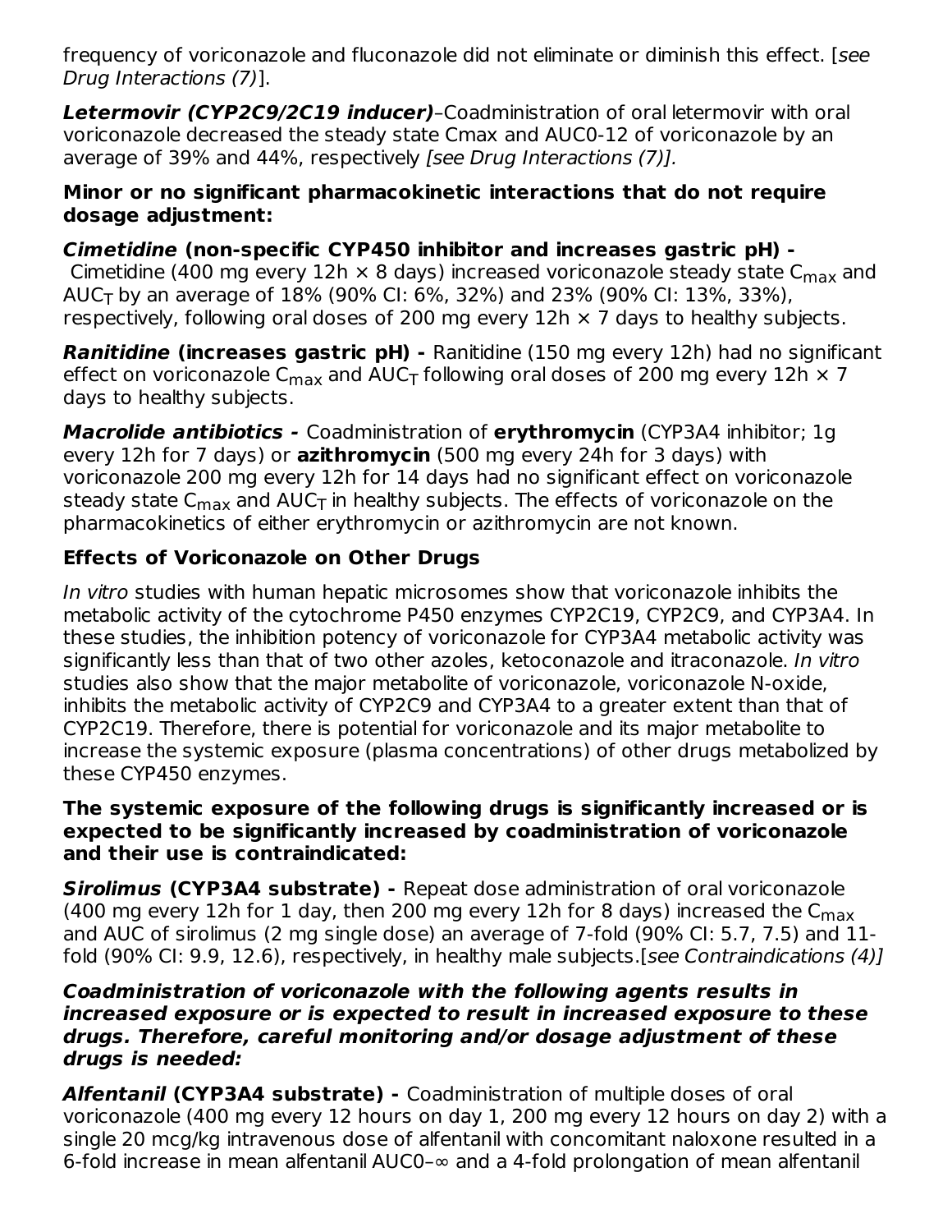frequency of voriconazole and fluconazole did not eliminate or diminish this effect. [*see Drug Interactions (7)*].

***Letermovir* (CYP2C9/2C19 inducer)**–Coadministration of oral letermovir with oral voriconazole decreased the steady state Cmax and AUC0-12 of voriconazole by an average of 39% and 44%, respectively *[see Drug Interactions (7)].*

**Minor or no significant pharmacokinetic interactions that do not require dosage adjustment:**

***Cimetidine* (non-specific CYP450 inhibitor and increases gastric pH) -** Cimetidine (400 mg every 12h × 8 days) increased voriconazole steady state $C_{max}$ and $AUC_T$ by an average of 18% (90% CI: 6%, 32%) and 23% (90% CI: 13%, 33%), respectively, following oral doses of 200 mg every 12h × 7 days to healthy subjects.

***Ranitidine* (increases gastric pH) -** Ranitidine (150 mg every 12h) had no significant effect on voriconazole $C_{max}$ and $AUC_T$ following oral doses of 200 mg every 12h × 7 days to healthy subjects.

***Macrolide antibiotics* -** Coadministration of **erythromycin** (CYP3A4 inhibitor; 1g every 12h for 7 days) or **azithromycin** (500 mg every 24h for 3 days) with voriconazole 200 mg every 12h for 14 days had no significant effect on voriconazole steady state $C_{max}$ and $AUC_T$ in healthy subjects. The effects of voriconazole on the pharmacokinetics of either erythromycin or azithromycin are not known.

**Effects of Voriconazole on Other Drugs**

*In vitro* studies with human hepatic microsomes show that voriconazole inhibits the metabolic activity of the cytochrome P450 enzymes CYP2C19, CYP2C9, and CYP3A4. In these studies, the inhibition potency of voriconazole for CYP3A4 metabolic activity was significantly less than that of two other azoles, ketoconazole and itraconazole. *In vitro* studies also show that the major metabolite of voriconazole, voriconazole N-oxide, inhibits the metabolic activity of CYP2C9 and CYP3A4 to a greater extent than that of CYP2C19. Therefore, there is potential for voriconazole and its major metabolite to increase the systemic exposure (plasma concentrations) of other drugs metabolized by these CYP450 enzymes.

**The systemic exposure of the following drugs is significantly increased or is expected to be significantly increased by coadministration of voriconazole and their use is contraindicated:**

***Sirolimus* (CYP3A4 substrate) -** Repeat dose administration of oral voriconazole (400 mg every 12h for 1 day, then 200 mg every 12h for 8 days) increased the $C_{max}$ and AUC of sirolimus (2 mg single dose) an average of 7-fold (90% CI: 5.7, 7.5) and 11-fold (90% CI: 9.9, 12.6), respectively, in healthy male subjects.[*see Contraindications (4)]*

***Coadministration of voriconazole with the following agents results in increased exposure or is expected to result in increased exposure to these drugs. Therefore, careful monitoring and/or dosage adjustment of these drugs is needed:***

***Alfentanil* (CYP3A4 substrate) -** Coadministration of multiple doses of oral voriconazole (400 mg every 12 hours on day 1, 200 mg every 12 hours on day 2) with a single 20 mcg/kg intravenous dose of alfentanil with concomitant naloxone resulted in a 6-fold increase in mean alfentanil AUC0–∞ and a 4-fold prolongation of mean alfentanil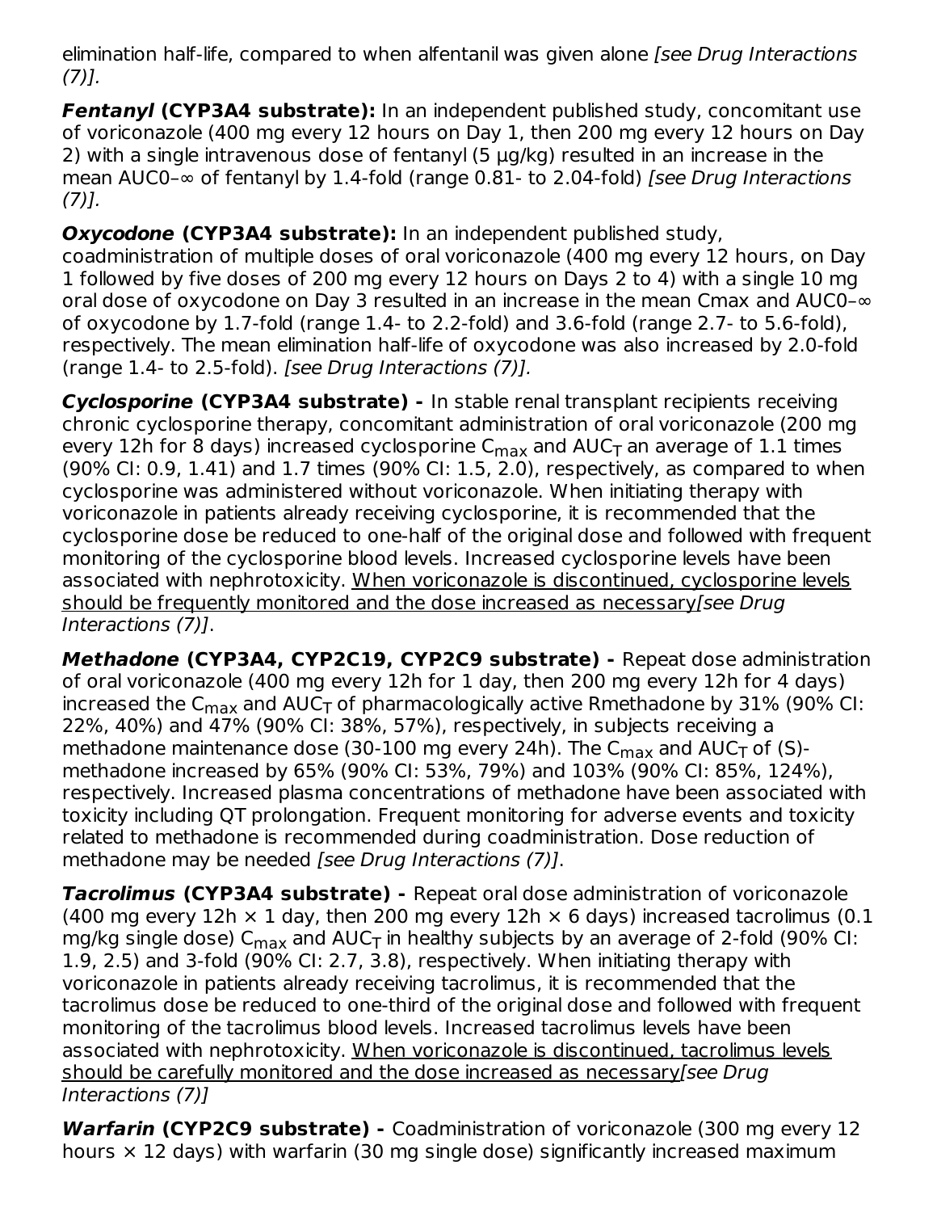elimination half-life, compared to when alfentanil was given alone *[see Drug Interactions (7)].*

***Fentanyl*** **(CYP3A4 substrate):** In an independent published study, concomitant use of voriconazole (400 mg every 12 hours on Day 1, then 200 mg every 12 hours on Day 2) with a single intravenous dose of fentanyl (5 µg/kg) resulted in an increase in the mean AUC0–∞ of fentanyl by 1.4-fold (range 0.81- to 2.04-fold) *[see Drug Interactions (7)].*

***Oxycodone*** **(CYP3A4 substrate):** In an independent published study, coadministration of multiple doses of oral voriconazole (400 mg every 12 hours, on Day 1 followed by five doses of 200 mg every 12 hours on Days 2 to 4) with a single 10 mg oral dose of oxycodone on Day 3 resulted in an increase in the mean Cmax and AUC0–∞ of oxycodone by 1.7-fold (range 1.4- to 2.2-fold) and 3.6-fold (range 2.7- to 5.6-fold), respectively. The mean elimination half-life of oxycodone was also increased by 2.0-fold (range 1.4- to 2.5-fold). *[see Drug Interactions (7)].*

***Cyclosporine*** **(CYP3A4 substrate) -** In stable renal transplant recipients receiving chronic cyclosporine therapy, concomitant administration of oral voriconazole (200 mg every 12h for 8 days) increased cyclosporine $C_{max}$ and $AUC_T$ an average of 1.1 times (90% CI: 0.9, 1.41) and 1.7 times (90% CI: 1.5, 2.0), respectively, as compared to when cyclosporine was administered without voriconazole. When initiating therapy with voriconazole in patients already receiving cyclosporine, it is recommended that the cyclosporine dose be reduced to one-half of the original dose and followed with frequent monitoring of the cyclosporine blood levels. Increased cyclosporine levels have been associated with nephrotoxicity. <u>When voriconazole is discontinued, cyclosporine levels should be frequently monitored and the dose increased as necessary</u>*[see Drug Interactions (7)]*.

***Methadone*** **(CYP3A4, CYP2C19, CYP2C9 substrate) -** Repeat dose administration of oral voriconazole (400 mg every 12h for 1 day, then 200 mg every 12h for 4 days) increased the $C_{max}$ and $AUC_T$ of pharmacologically active Rmethadone by 31% (90% CI: 22%, 40%) and 47% (90% CI: 38%, 57%), respectively, in subjects receiving a methadone maintenance dose (30-100 mg every 24h). The $C_{max}$ and $AUC_T$ of (S)-methadone increased by 65% (90% CI: 53%, 79%) and 103% (90% CI: 85%, 124%), respectively. Increased plasma concentrations of methadone have been associated with toxicity including QT prolongation. Frequent monitoring for adverse events and toxicity related to methadone is recommended during coadministration. Dose reduction of methadone may be needed *[see Drug Interactions (7)]*.

***Tacrolimus*** **(CYP3A4 substrate) -** Repeat oral dose administration of voriconazole (400 mg every 12h × 1 day, then 200 mg every 12h × 6 days) increased tacrolimus (0.1 mg/kg single dose) $C_{max}$ and $AUC_T$ in healthy subjects by an average of 2-fold (90% CI: 1.9, 2.5) and 3-fold (90% CI: 2.7, 3.8), respectively. When initiating therapy with voriconazole in patients already receiving tacrolimus, it is recommended that the tacrolimus dose be reduced to one-third of the original dose and followed with frequent monitoring of the tacrolimus blood levels. Increased tacrolimus levels have been associated with nephrotoxicity. <u>When voriconazole is discontinued, tacrolimus levels should be carefully monitored and the dose increased as necessary</u>*[see Drug Interactions (7)]*

***Warfarin*** **(CYP2C9 substrate) -** Coadministration of voriconazole (300 mg every 12 hours × 12 days) with warfarin (30 mg single dose) significantly increased maximum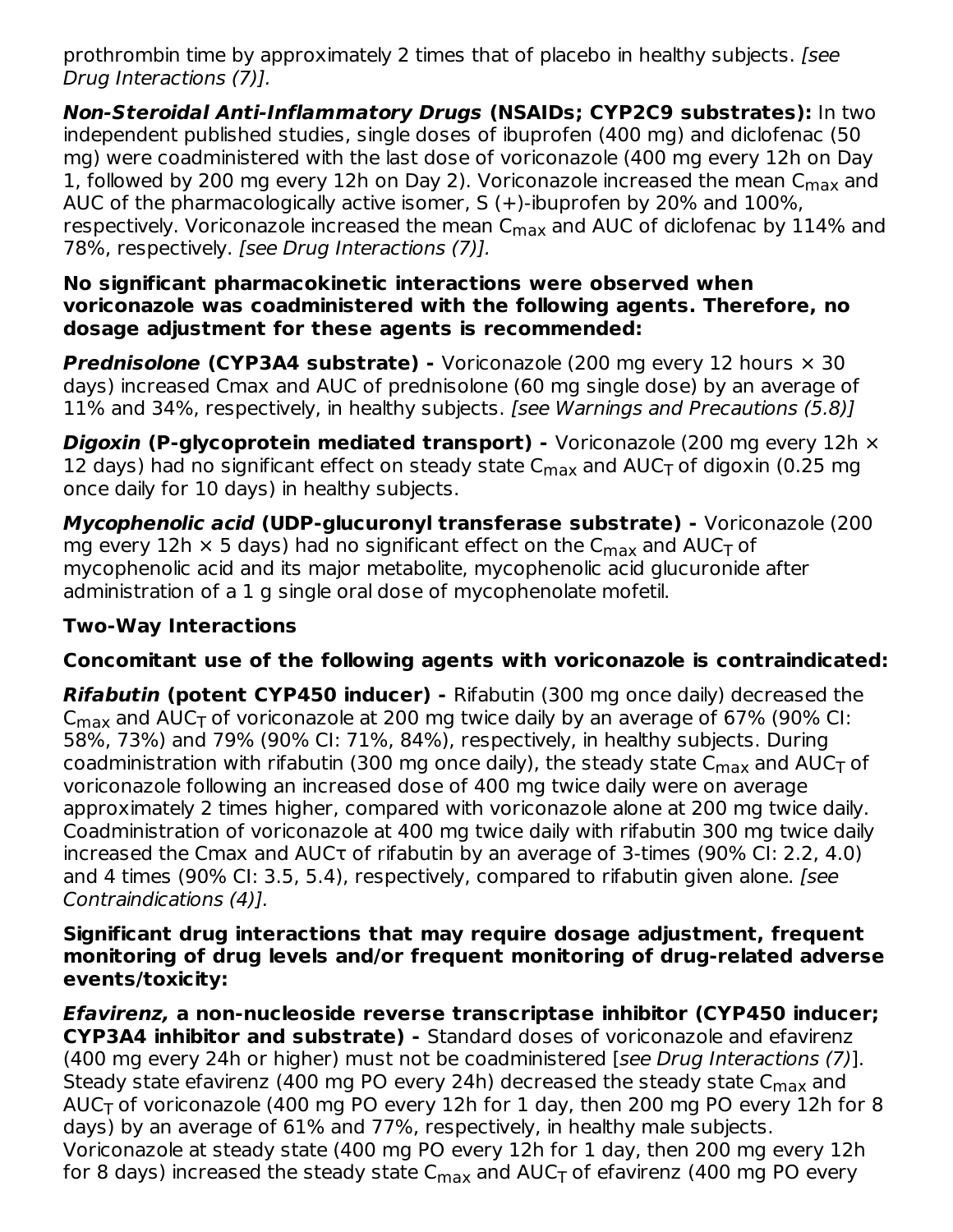prothrombin time by approximately 2 times that of placebo in healthy subjects. *[see Drug Interactions (7)].*

***Non-Steroidal Anti-Inflammatory Drugs*** **(NSAIDs; CYP2C9 substrates):** In two independent published studies, single doses of ibuprofen (400 mg) and diclofenac (50 mg) were coadministered with the last dose of voriconazole (400 mg every 12h on Day 1, followed by 200 mg every 12h on Day 2). Voriconazole increased the mean $C_{max}$ and AUC of the pharmacologically active isomer, S (+)-ibuprofen by 20% and 100%, respectively. Voriconazole increased the mean $C_{max}$ and AUC of diclofenac by 114% and 78%, respectively. *[see Drug Interactions (7)].*

**No significant pharmacokinetic interactions were observed when voriconazole was coadministered with the following agents. Therefore, no dosage adjustment for these agents is recommended:**

***Prednisolone*** **(CYP3A4 substrate) -** Voriconazole (200 mg every 12 hours × 30 days) increased Cmax and AUC of prednisolone (60 mg single dose) by an average of 11% and 34%, respectively, in healthy subjects. *[see Warnings and Precautions (5.8)]*

***Digoxin*** **(P-glycoprotein mediated transport) -** Voriconazole (200 mg every 12h × 12 days) had no significant effect on steady state $C_{max}$ and $AUC_{\tau}$ of digoxin (0.25 mg once daily for 10 days) in healthy subjects.

***Mycophenolic acid*** **(UDP-glucuronyl transferase substrate) -** Voriconazole (200 mg every 12h × 5 days) had no significant effect on the $C_{max}$ and $AUC_{\tau}$ of mycophenolic acid and its major metabolite, mycophenolic acid glucuronide after administration of a 1 g single oral dose of mycophenolate mofetil.

**Two-Way Interactions**

**Concomitant use of the following agents with voriconazole is contraindicated:**

***Rifabutin*** **(potent CYP450 inducer) -** Rifabutin (300 mg once daily) decreased the $C_{max}$ and $AUC_{\tau}$ of voriconazole at 200 mg twice daily by an average of 67% (90% CI: 58%, 73%) and 79% (90% CI: 71%, 84%), respectively, in healthy subjects. During coadministration with rifabutin (300 mg once daily), the steady state $C_{max}$ and $AUC_{\tau}$ of voriconazole following an increased dose of 400 mg twice daily were on average approximately 2 times higher, compared with voriconazole alone at 200 mg twice daily. Coadministration of voriconazole at 400 mg twice daily with rifabutin 300 mg twice daily increased the Cmax and AUCτ of rifabutin by an average of 3-times (90% CI: 2.2, 4.0) and 4 times (90% CI: 3.5, 5.4), respectively, compared to rifabutin given alone. *[see Contraindications (4)].*

**Significant drug interactions that may require dosage adjustment, frequent monitoring of drug levels and/or frequent monitoring of drug-related adverse events/toxicity:**

***Efavirenz,*** **a non-nucleoside reverse transcriptase inhibitor (CYP450 inducer; CYP3A4 inhibitor and substrate) -** Standard doses of voriconazole and efavirenz (400 mg every 24h or higher) must not be coadministered [*see Drug Interactions (7)*]. Steady state efavirenz (400 mg PO every 24h) decreased the steady state $C_{max}$ and $AUC_{\tau}$ of voriconazole (400 mg PO every 12h for 1 day, then 200 mg PO every 12h for 8 days) by an average of 61% and 77%, respectively, in healthy male subjects. Voriconazole at steady state (400 mg PO every 12h for 1 day, then 200 mg every 12h for 8 days) increased the steady state $C_{max}$ and $AUC_{\tau}$ of efavirenz (400 mg PO every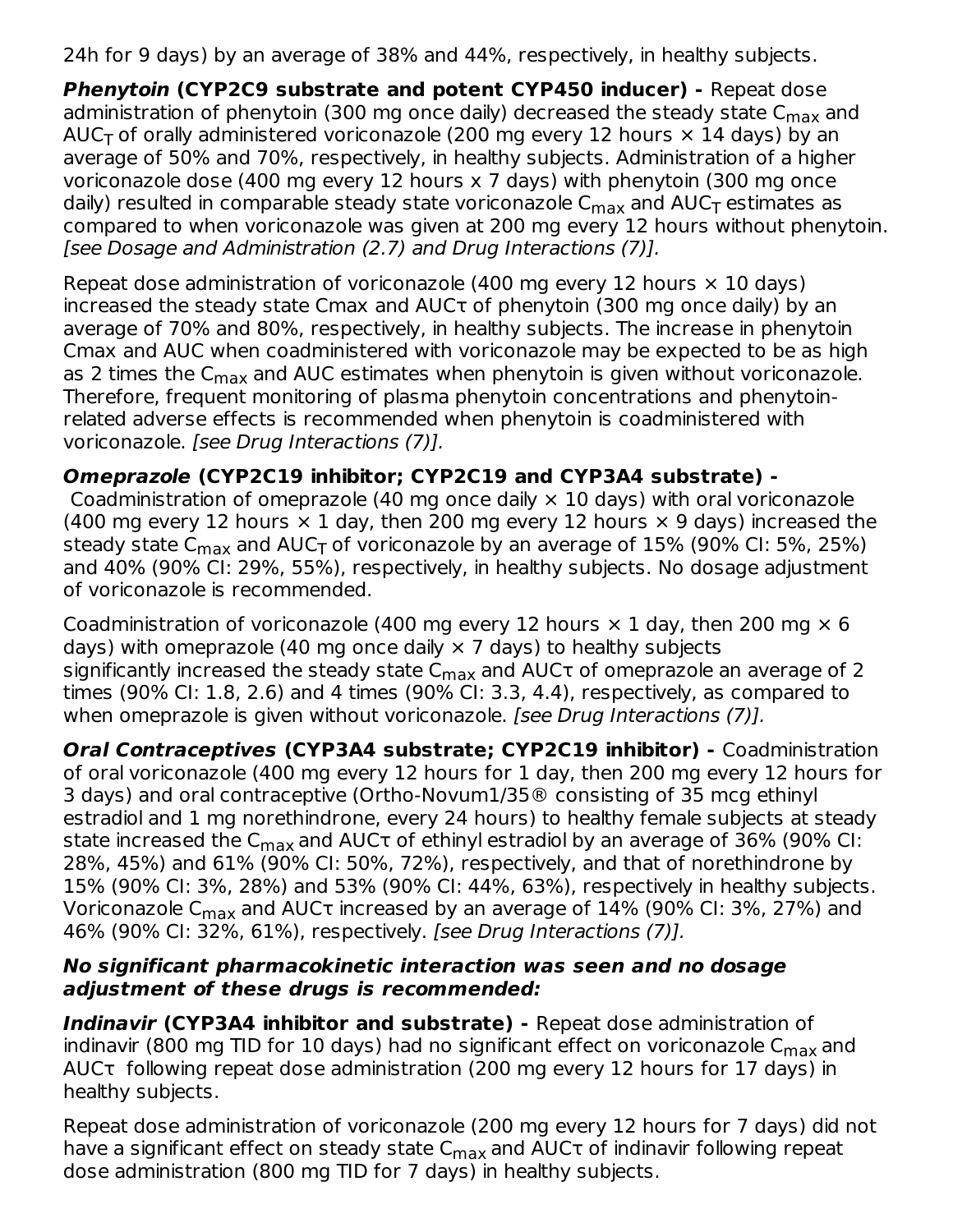24h for 9 days) by an average of 38% and 44%, respectively, in healthy subjects.

***Phenytoin*** **(CYP2C9 substrate and potent CYP450 inducer) -** Repeat dose administration of phenytoin (300 mg once daily) decreased the steady state $C_{max}$ and $AUC_{\tau}$ of orally administered voriconazole (200 mg every 12 hours × 14 days) by an average of 50% and 70%, respectively, in healthy subjects. Administration of a higher voriconazole dose (400 mg every 12 hours x 7 days) with phenytoin (300 mg once daily) resulted in comparable steady state voriconazole $C_{max}$ and $AUC_{\tau}$ estimates as compared to when voriconazole was given at 200 mg every 12 hours without phenytoin. *[see Dosage and Administration (2.7) and Drug Interactions (7)].*

Repeat dose administration of voriconazole (400 mg every 12 hours × 10 days) increased the steady state Cmax and AUCτ of phenytoin (300 mg once daily) by an average of 70% and 80%, respectively, in healthy subjects. The increase in phenytoin Cmax and AUC when coadministered with voriconazole may be expected to be as high as 2 times the $C_{max}$ and AUC estimates when phenytoin is given without voriconazole. Therefore, frequent monitoring of plasma phenytoin concentrations and phenytoin-related adverse effects is recommended when phenytoin is coadministered with voriconazole. *[see Drug Interactions (7)].*

***Omeprazole*** **(CYP2C19 inhibitor; CYP2C19 and CYP3A4 substrate) -** Coadministration of omeprazole (40 mg once daily × 10 days) with oral voriconazole (400 mg every 12 hours × 1 day, then 200 mg every 12 hours × 9 days) increased the steady state $C_{max}$ and $AUC_{\tau}$ of voriconazole by an average of 15% (90% CI: 5%, 25%) and 40% (90% CI: 29%, 55%), respectively, in healthy subjects. No dosage adjustment of voriconazole is recommended.

Coadministration of voriconazole (400 mg every 12 hours × 1 day, then 200 mg × 6 days) with omeprazole (40 mg once daily × 7 days) to healthy subjects significantly increased the steady state $C_{max}$ and AUCτ of omeprazole an average of 2 times (90% CI: 1.8, 2.6) and 4 times (90% CI: 3.3, 4.4), respectively, as compared to when omeprazole is given without voriconazole. *[see Drug Interactions (7)].*

***Oral Contraceptives*** **(CYP3A4 substrate; CYP2C19 inhibitor) -** Coadministration of oral voriconazole (400 mg every 12 hours for 1 day, then 200 mg every 12 hours for 3 days) and oral contraceptive (Ortho-Novum1/35® consisting of 35 mcg ethinyl estradiol and 1 mg norethindrone, every 24 hours) to healthy female subjects at steady state increased the $C_{max}$ and AUCτ of ethinyl estradiol by an average of 36% (90% CI: 28%, 45%) and 61% (90% CI: 50%, 72%), respectively, and that of norethindrone by 15% (90% CI: 3%, 28%) and 53% (90% CI: 44%, 63%), respectively in healthy subjects. Voriconazole $C_{max}$ and AUCτ increased by an average of 14% (90% CI: 3%, 27%) and 46% (90% CI: 32%, 61%), respectively. *[see Drug Interactions (7)].*

***No significant pharmacokinetic interaction was seen and no dosage adjustment of these drugs is recommended:***

***Indinavir*** **(CYP3A4 inhibitor and substrate) -** Repeat dose administration of indinavir (800 mg TID for 10 days) had no significant effect on voriconazole $C_{max}$ and AUCτ following repeat dose administration (200 mg every 12 hours for 17 days) in healthy subjects.

Repeat dose administration of voriconazole (200 mg every 12 hours for 7 days) did not have a significant effect on steady state $C_{max}$ and AUCτ of indinavir following repeat dose administration (800 mg TID for 7 days) in healthy subjects.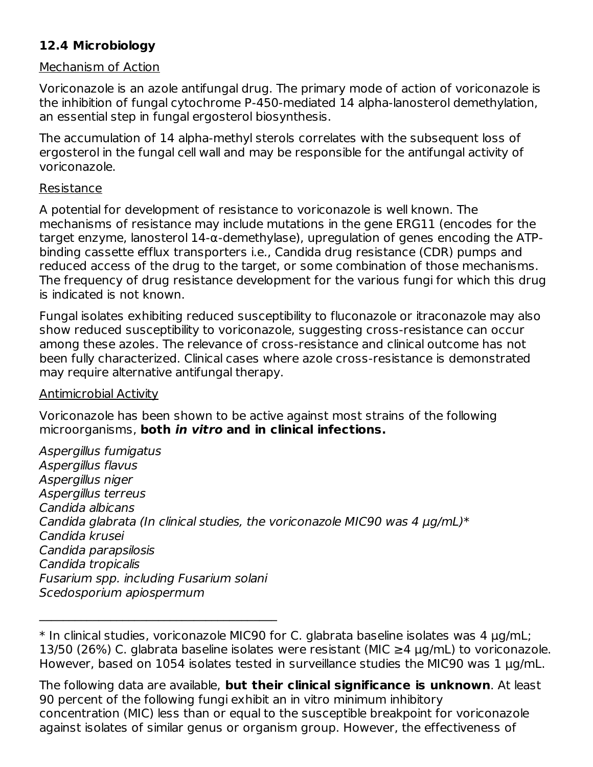### 12.4 Microbiology

Mechanism of Action

Voriconazole is an azole antifungal drug. The primary mode of action of voriconazole is the inhibition of fungal cytochrome P-450-mediated 14 alpha-lanosterol demethylation, an essential step in fungal ergosterol biosynthesis.

The accumulation of 14 alpha-methyl sterols correlates with the subsequent loss of ergosterol in the fungal cell wall and may be responsible for the antifungal activity of voriconazole.

Resistance

A potential for development of resistance to voriconazole is well known. The mechanisms of resistance may include mutations in the gene ERG11 (encodes for the target enzyme, lanosterol 14-α-demethylase), upregulation of genes encoding the ATP-binding cassette efflux transporters i.e., Candida drug resistance (CDR) pumps and reduced access of the drug to the target, or some combination of those mechanisms. The frequency of drug resistance development for the various fungi for which this drug is indicated is not known.

Fungal isolates exhibiting reduced susceptibility to fluconazole or itraconazole may also show reduced susceptibility to voriconazole, suggesting cross-resistance can occur among these azoles. The relevance of cross-resistance and clinical outcome has not been fully characterized. Clinical cases where azole cross-resistance is demonstrated may require alternative antifungal therapy.

Antimicrobial Activity

Voriconazole has been shown to be active against most strains of the following microorganisms, **both *in vitro* and in clinical infections.**

*Aspergillus fumigatus*
*Aspergillus flavus*
*Aspergillus niger*
*Aspergillus terreus*
*Candida albicans*
*Candida glabrata (In clinical studies, the voriconazole MIC90 was 4 µg/mL)**
*Candida krusei*
*Candida parapsilosis*
*Candida tropicalis*
*Fusarium spp. including Fusarium solani*
*Scedosporium apiospermum*

---

* In clinical studies, voriconazole MIC90 for C. glabrata baseline isolates was 4 µg/mL; 13/50 (26%) C. glabrata baseline isolates were resistant (MIC ≥4 µg/mL) to voriconazole. However, based on 1054 isolates tested in surveillance studies the MIC90 was 1 µg/mL.

The following data are available, **but their clinical significance is unknown**. At least 90 percent of the following fungi exhibit an in vitro minimum inhibitory concentration (MIC) less than or equal to the susceptible breakpoint for voriconazole against isolates of similar genus or organism group. However, the effectiveness of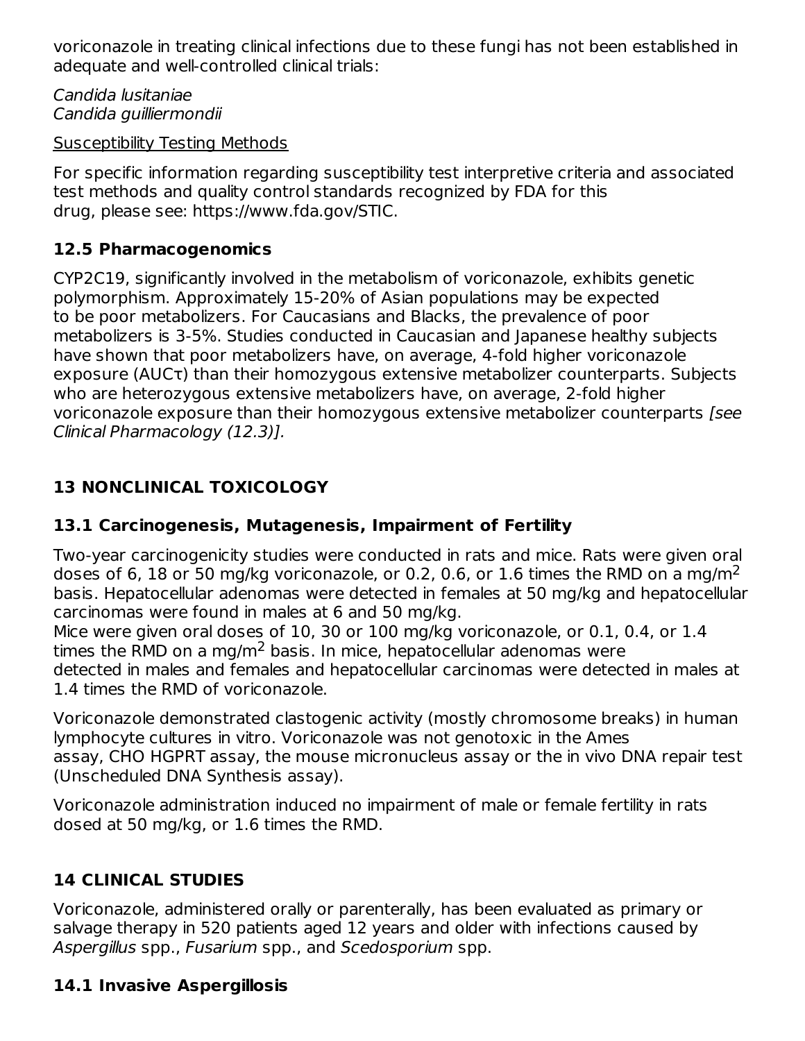voriconazole in treating clinical infections due to these fungi has not been established in adequate and well-controlled clinical trials:

*Candida lusitaniae*
*Candida guilliermondii*

Susceptibility Testing Methods

For specific information regarding susceptibility test interpretive criteria and associated test methods and quality control standards recognized by FDA for this drug, please see: https://www.fda.gov/STIC.

### 12.5 Pharmacogenomics

CYP2C19, significantly involved in the metabolism of voriconazole, exhibits genetic polymorphism. Approximately 15-20% of Asian populations may be expected to be poor metabolizers. For Caucasians and Blacks, the prevalence of poor metabolizers is 3-5%. Studies conducted in Caucasian and Japanese healthy subjects have shown that poor metabolizers have, on average, 4-fold higher voriconazole exposure (AUCτ) than their homozygous extensive metabolizer counterparts. Subjects who are heterozygous extensive metabolizers have, on average, 2-fold higher voriconazole exposure than their homozygous extensive metabolizer counterparts *[see Clinical Pharmacology (12.3)].*

## 13 NONCLINICAL TOXICOLOGY

### 13.1 Carcinogenesis, Mutagenesis, Impairment of Fertility

Two-year carcinogenicity studies were conducted in rats and mice. Rats were given oral doses of 6, 18 or 50 mg/kg voriconazole, or 0.2, 0.6, or 1.6 times the RMD on a mg/m$^2$ basis. Hepatocellular adenomas were detected in females at 50 mg/kg and hepatocellular carcinomas were found in males at 6 and 50 mg/kg.
Mice were given oral doses of 10, 30 or 100 mg/kg voriconazole, or 0.1, 0.4, or 1.4 times the RMD on a mg/m$^2$ basis. In mice, hepatocellular adenomas were detected in males and females and hepatocellular carcinomas were detected in males at 1.4 times the RMD of voriconazole.

Voriconazole demonstrated clastogenic activity (mostly chromosome breaks) in human lymphocyte cultures in vitro. Voriconazole was not genotoxic in the Ames assay, CHO HGPRT assay, the mouse micronucleus assay or the in vivo DNA repair test (Unscheduled DNA Synthesis assay).

Voriconazole administration induced no impairment of male or female fertility in rats dosed at 50 mg/kg, or 1.6 times the RMD.

## 14 CLINICAL STUDIES

Voriconazole, administered orally or parenterally, has been evaluated as primary or salvage therapy in 520 patients aged 12 years and older with infections caused by *Aspergillus* spp., *Fusarium* spp., and *Scedosporium* spp.

### 14.1 Invasive Aspergillosis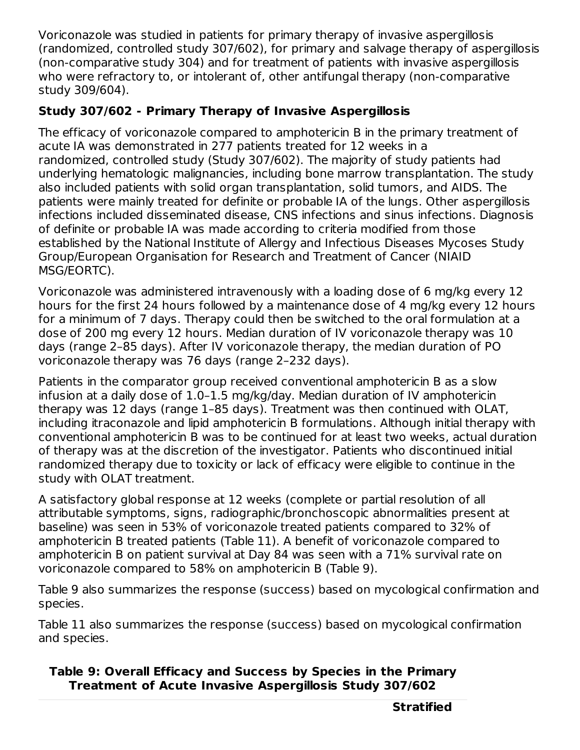Voriconazole was studied in patients for primary therapy of invasive aspergillosis (randomized, controlled study 307/602), for primary and salvage therapy of aspergillosis (non-comparative study 304) and for treatment of patients with invasive aspergillosis who were refractory to, or intolerant of, other antifungal therapy (non-comparative study 309/604).

### Study 307/602 - Primary Therapy of Invasive Aspergillosis

The efficacy of voriconazole compared to amphotericin B in the primary treatment of acute IA was demonstrated in 277 patients treated for 12 weeks in a randomized, controlled study (Study 307/602). The majority of study patients had underlying hematologic malignancies, including bone marrow transplantation. The study also included patients with solid organ transplantation, solid tumors, and AIDS. The patients were mainly treated for definite or probable IA of the lungs. Other aspergillosis infections included disseminated disease, CNS infections and sinus infections. Diagnosis of definite or probable IA was made according to criteria modified from those established by the National Institute of Allergy and Infectious Diseases Mycoses Study Group/European Organisation for Research and Treatment of Cancer (NIAID MSG/EORTC).

Voriconazole was administered intravenously with a loading dose of 6 mg/kg every 12 hours for the first 24 hours followed by a maintenance dose of 4 mg/kg every 12 hours for a minimum of 7 days. Therapy could then be switched to the oral formulation at a dose of 200 mg every 12 hours. Median duration of IV voriconazole therapy was 10 days (range 2–85 days). After IV voriconazole therapy, the median duration of PO voriconazole therapy was 76 days (range 2–232 days).

Patients in the comparator group received conventional amphotericin B as a slow infusion at a daily dose of 1.0–1.5 mg/kg/day. Median duration of IV amphotericin therapy was 12 days (range 1–85 days). Treatment was then continued with OLAT, including itraconazole and lipid amphotericin B formulations. Although initial therapy with conventional amphotericin B was to be continued for at least two weeks, actual duration of therapy was at the discretion of the investigator. Patients who discontinued initial randomized therapy due to toxicity or lack of efficacy were eligible to continue in the study with OLAT treatment.

A satisfactory global response at 12 weeks (complete or partial resolution of all attributable symptoms, signs, radiographic/bronchoscopic abnormalities present at baseline) was seen in 53% of voriconazole treated patients compared to 32% of amphotericin B treated patients (Table 11). A benefit of voriconazole compared to amphotericin B on patient survival at Day 84 was seen with a 71% survival rate on voriconazole compared to 58% on amphotericin B (Table 9).

Table 9 also summarizes the response (success) based on mycological confirmation and species.

Table 11 also summarizes the response (success) based on mycological confirmation and species.

**Table 9: Overall Efficacy and Success by Species in the Primary Treatment of Acute Invasive Aspergillosis Study 307/602**

| | | | Stratified |
|---|---|---|---|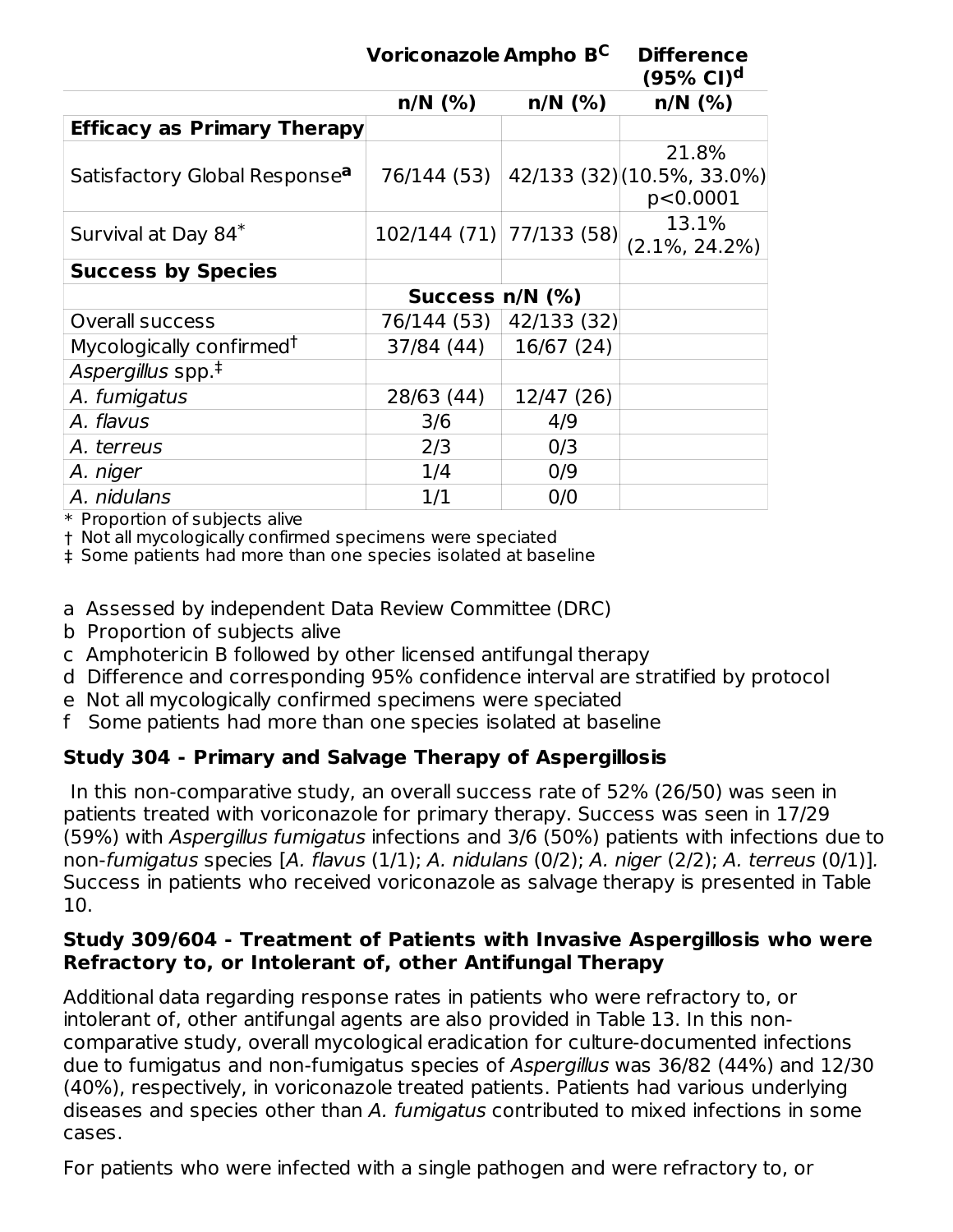| | Voriconazole | Ampho B[C] | Difference (95% CI)[d] |
|---|---|---|---|
| | n/N (%) | n/N (%) | n/N (%) |
| **Efficacy as Primary Therapy** | | | |
| Satisfactory Global Response[a] | 76/144 (53) | 42/133 (32) | 21.8% (10.5%, 33.0%) p<0.0001 |
| Survival at Day 84* | 102/144 (71) | 77/133 (58) | 13.1% (2.1%, 24.2%) |
| **Success by Species** | | | |
| | **Success n/N (%)** | | |
| Overall success | 76/144 (53) | 42/133 (32) | |
| Mycologically confirmed† | 37/84 (44) | 16/67 (24) | |
| *Aspergillus* spp.‡ | | | |
| *A. fumigatus* | 28/63 (44) | 12/47 (26) | |
| *A. flavus* | 3/6 | 4/9 | |
| *A. terreus* | 2/3 | 0/3 | |
| *A. niger* | 1/4 | 0/9 | |
| *A. nidulans* | 1/1 | 0/0 | |

\* Proportion of subjects alive
† Not all mycologically confirmed specimens were speciated
‡ Some patients had more than one species isolated at baseline

a Assessed by independent Data Review Committee (DRC)
b Proportion of subjects alive
c Amphotericin B followed by other licensed antifungal therapy
d Difference and corresponding 95% confidence interval are stratified by protocol
e Not all mycologically confirmed specimens were speciated
f Some patients had more than one species isolated at baseline

**Study 304 - Primary and Salvage Therapy of Aspergillosis**

In this non-comparative study, an overall success rate of 52% (26/50) was seen in patients treated with voriconazole for primary therapy. Success was seen in 17/29 (59%) with *Aspergillus fumigatus* infections and 3/6 (50%) patients with infections due to non-*fumigatus* species [*A. flavus* (1/1); *A. nidulans* (0/2); *A. niger* (2/2); *A. terreus* (0/1)]. Success in patients who received voriconazole as salvage therapy is presented in Table 10.

**Study 309/604 - Treatment of Patients with Invasive Aspergillosis who were Refractory to, or Intolerant of, other Antifungal Therapy**

Additional data regarding response rates in patients who were refractory to, or intolerant of, other antifungal agents are also provided in Table 13. In this non-comparative study, overall mycological eradication for culture-documented infections due to fumigatus and non-fumigatus species of *Aspergillus* was 36/82 (44%) and 12/30 (40%), respectively, in voriconazole treated patients. Patients had various underlying diseases and species other than *A. fumigatus* contributed to mixed infections in some cases.

For patients who were infected with a single pathogen and were refractory to, or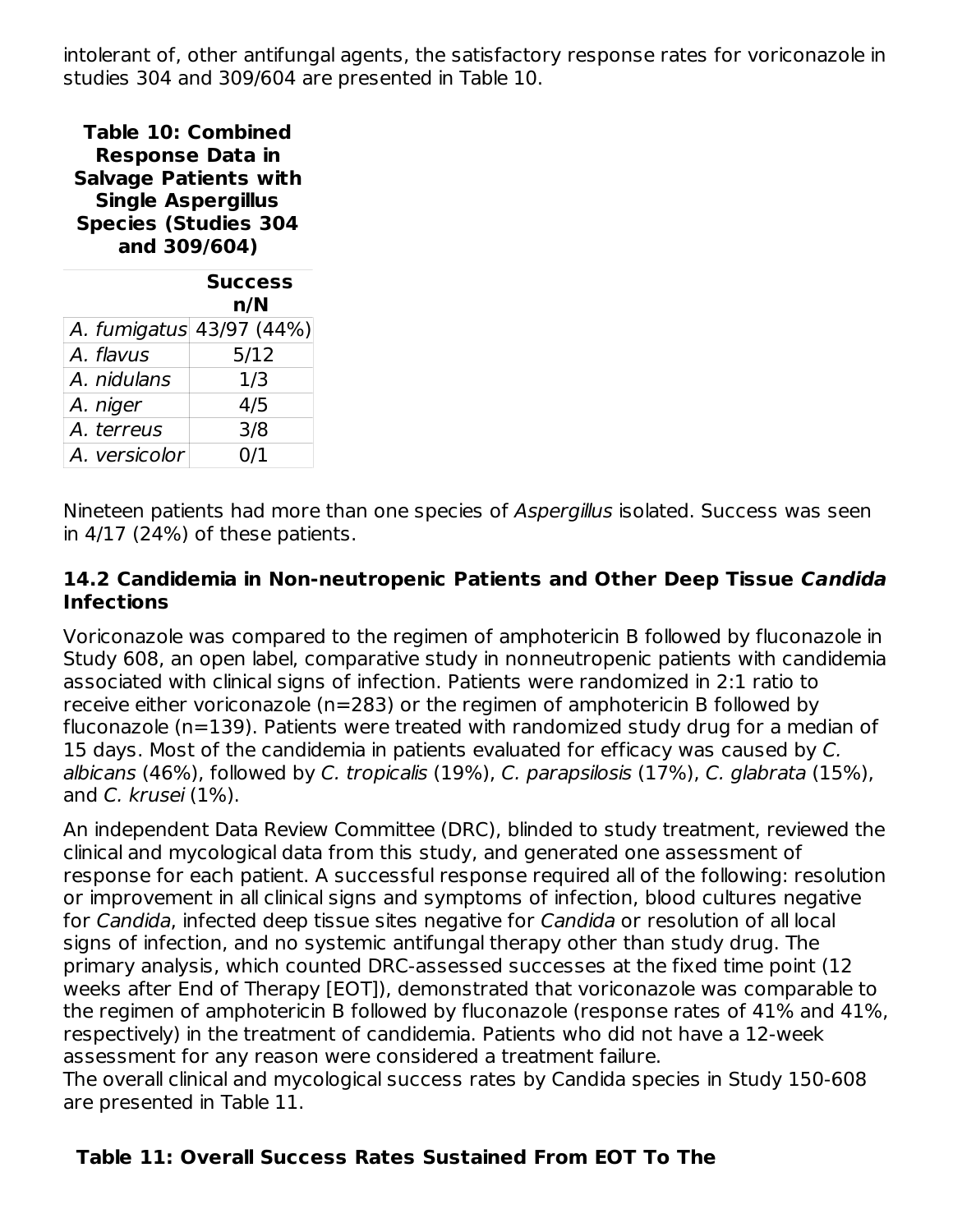intolerant of, other antifungal agents, the satisfactory response rates for voriconazole in studies 304 and 309/604 are presented in Table 10.

**Table 10: Combined Response Data in Salvage Patients with Single Aspergillus Species (Studies 304 and 309/604)**

| | Success n/N |
|---|---|
| *A. fumigatus* | 43/97 (44%) |
| *A. flavus* | 5/12 |
| *A. nidulans* | 1/3 |
| *A. niger* | 4/5 |
| *A. terreus* | 3/8 |
| *A. versicolor* | 0/1 |

Nineteen patients had more than one species of *Aspergillus* isolated. Success was seen in 4/17 (24%) of these patients.

### 14.2 Candidemia in Non-neutropenic Patients and Other Deep Tissue *Candida* Infections

Voriconazole was compared to the regimen of amphotericin B followed by fluconazole in Study 608, an open label, comparative study in nonneutropenic patients with candidemia associated with clinical signs of infection. Patients were randomized in 2:1 ratio to receive either voriconazole (n=283) or the regimen of amphotericin B followed by fluconazole (n=139). Patients were treated with randomized study drug for a median of 15 days. Most of the candidemia in patients evaluated for efficacy was caused by *C. albicans* (46%), followed by *C. tropicalis* (19%), *C. parapsilosis* (17%), *C. glabrata* (15%), and *C. krusei* (1%).

An independent Data Review Committee (DRC), blinded to study treatment, reviewed the clinical and mycological data from this study, and generated one assessment of response for each patient. A successful response required all of the following: resolution or improvement in all clinical signs and symptoms of infection, blood cultures negative for *Candida*, infected deep tissue sites negative for *Candida* or resolution of all local signs of infection, and no systemic antifungal therapy other than study drug. The primary analysis, which counted DRC-assessed successes at the fixed time point (12 weeks after End of Therapy [EOT]), demonstrated that voriconazole was comparable to the regimen of amphotericin B followed by fluconazole (response rates of 41% and 41%, respectively) in the treatment of candidemia. Patients who did not have a 12-week assessment for any reason were considered a treatment failure.
The overall clinical and mycological success rates by Candida species in Study 150-608 are presented in Table 11.

**Table 11: Overall Success Rates Sustained From EOT To The**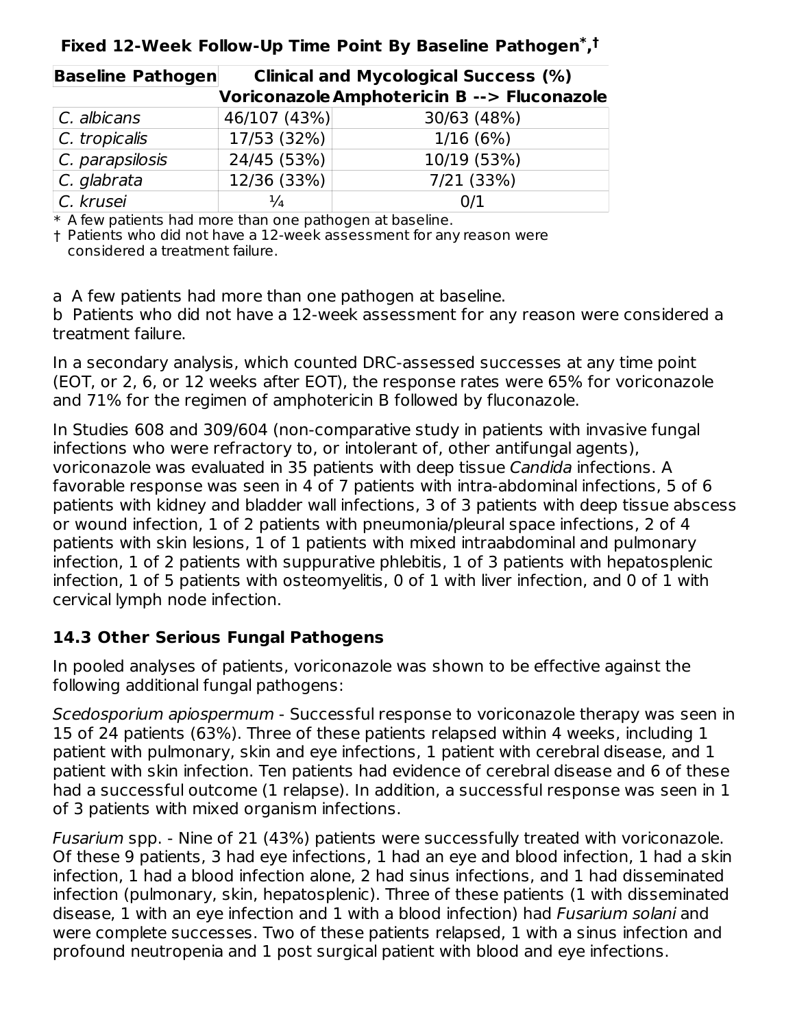**Fixed 12-Week Follow-Up Time Point By Baseline Pathogen*,†**

| Baseline Pathogen | Clinical and Mycological Success (%) | |
| --- | --- | --- |
| | Voriconazole | Amphotericin B --> Fluconazole |
| *C. albicans* | 46/107 (43%) | 30/63 (48%) |
| *C. tropicalis* | 17/53 (32%) | 1/16 (6%) |
| *C. parapsilosis* | 24/45 (53%) | 10/19 (53%) |
| *C. glabrata* | 12/36 (33%) | 7/21 (33%) |
| *C. krusei* | ¼ | 0/1 |

\* A few patients had more than one pathogen at baseline.
† Patients who did not have a 12-week assessment for any reason were considered a treatment failure.

a A few patients had more than one pathogen at baseline.
b Patients who did not have a 12-week assessment for any reason were considered a treatment failure.

In a secondary analysis, which counted DRC-assessed successes at any time point (EOT, or 2, 6, or 12 weeks after EOT), the response rates were 65% for voriconazole and 71% for the regimen of amphotericin B followed by fluconazole.

In Studies 608 and 309/604 (non-comparative study in patients with invasive fungal infections who were refractory to, or intolerant of, other antifungal agents), voriconazole was evaluated in 35 patients with deep tissue *Candida* infections. A favorable response was seen in 4 of 7 patients with intra-abdominal infections, 5 of 6 patients with kidney and bladder wall infections, 3 of 3 patients with deep tissue abscess or wound infection, 1 of 2 patients with pneumonia/pleural space infections, 2 of 4 patients with skin lesions, 1 of 1 patients with mixed intraabdominal and pulmonary infection, 1 of 2 patients with suppurative phlebitis, 1 of 3 patients with hepatosplenic infection, 1 of 5 patients with osteomyelitis, 0 of 1 with liver infection, and 0 of 1 with cervical lymph node infection.

## 14.3 Other Serious Fungal Pathogens

In pooled analyses of patients, voriconazole was shown to be effective against the following additional fungal pathogens:

*Scedosporium apiospermum* - Successful response to voriconazole therapy was seen in 15 of 24 patients (63%). Three of these patients relapsed within 4 weeks, including 1 patient with pulmonary, skin and eye infections, 1 patient with cerebral disease, and 1 patient with skin infection. Ten patients had evidence of cerebral disease and 6 of these had a successful outcome (1 relapse). In addition, a successful response was seen in 1 of 3 patients with mixed organism infections.

*Fusarium* spp. - Nine of 21 (43%) patients were successfully treated with voriconazole. Of these 9 patients, 3 had eye infections, 1 had an eye and blood infection, 1 had a skin infection, 1 had a blood infection alone, 2 had sinus infections, and 1 had disseminated infection (pulmonary, skin, hepatosplenic). Three of these patients (1 with disseminated disease, 1 with an eye infection and 1 with a blood infection) had *Fusarium solani* and were complete successes. Two of these patients relapsed, 1 with a sinus infection and profound neutropenia and 1 post surgical patient with blood and eye infections.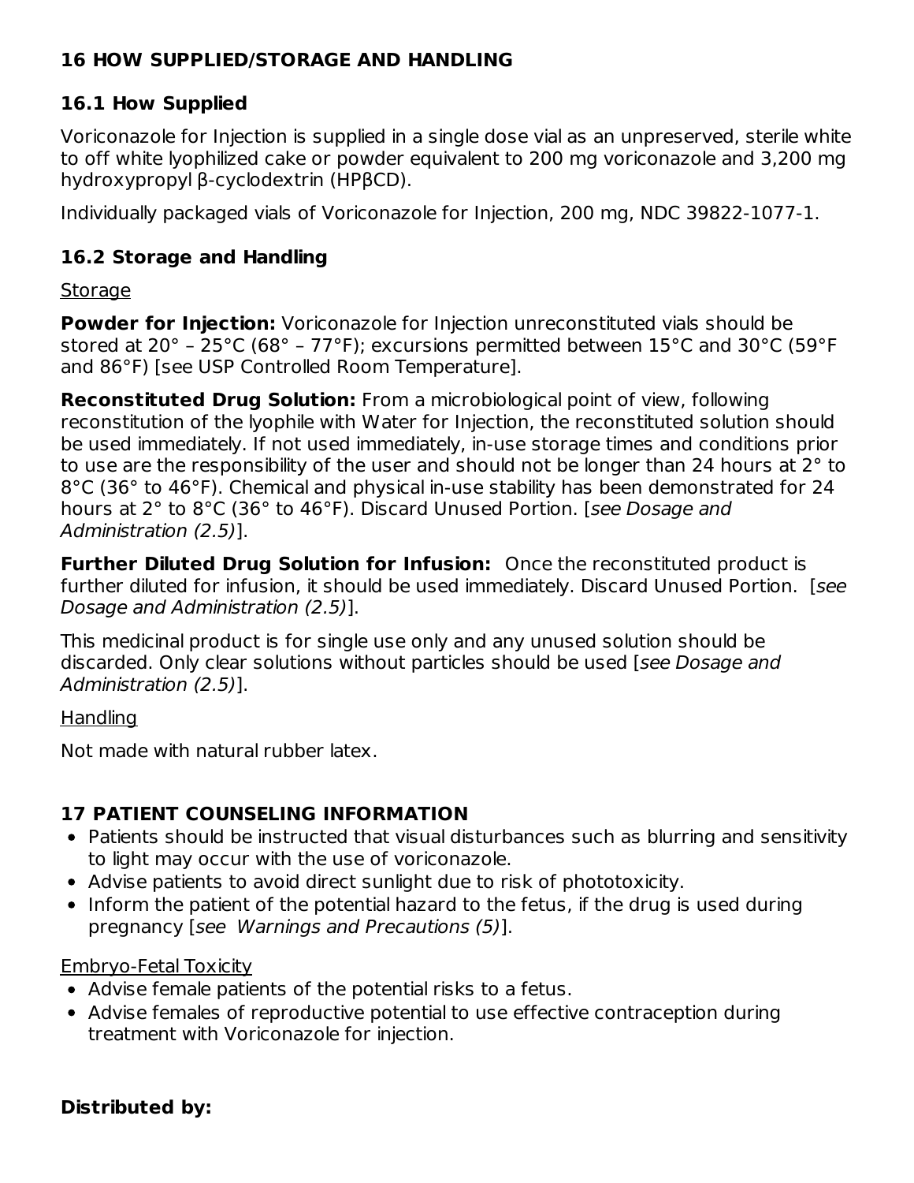## 16 HOW SUPPLIED/STORAGE AND HANDLING

### 16.1 How Supplied

Voriconazole for Injection is supplied in a single dose vial as an unpreserved, sterile white to off white lyophilized cake or powder equivalent to 200 mg voriconazole and 3,200 mg hydroxypropyl β-cyclodextrin (HPβCD).

Individually packaged vials of Voriconazole for Injection, 200 mg, NDC 39822-1077-1.

### 16.2 Storage and Handling

Storage

**Powder for Injection:** Voriconazole for Injection unreconstituted vials should be stored at 20° – 25°C (68° – 77°F); excursions permitted between 15°C and 30°C (59°F and 86°F) [see USP Controlled Room Temperature].

**Reconstituted Drug Solution:** From a microbiological point of view, following reconstitution of the lyophile with Water for Injection, the reconstituted solution should be used immediately. If not used immediately, in-use storage times and conditions prior to use are the responsibility of the user and should not be longer than 24 hours at 2° to 8°C (36° to 46°F). Chemical and physical in-use stability has been demonstrated for 24 hours at 2° to 8°C (36° to 46°F). Discard Unused Portion. [*see Dosage and Administration (2.5)*].

**Further Diluted Drug Solution for Infusion:** Once the reconstituted product is further diluted for infusion, it should be used immediately. Discard Unused Portion. [*see Dosage and Administration (2.5)*].

This medicinal product is for single use only and any unused solution should be discarded. Only clear solutions without particles should be used [*see Dosage and Administration (2.5)*].

Handling

Not made with natural rubber latex.

## 17 PATIENT COUNSELING INFORMATION

- Patients should be instructed that visual disturbances such as blurring and sensitivity to light may occur with the use of voriconazole.
- Advise patients to avoid direct sunlight due to risk of phototoxicity.
- Inform the patient of the potential hazard to the fetus, if the drug is used during pregnancy [*see Warnings and Precautions (5)*].

Embryo-Fetal Toxicity

- Advise female patients of the potential risks to a fetus.
- Advise females of reproductive potential to use effective contraception during treatment with Voriconazole for injection.

**Distributed by:**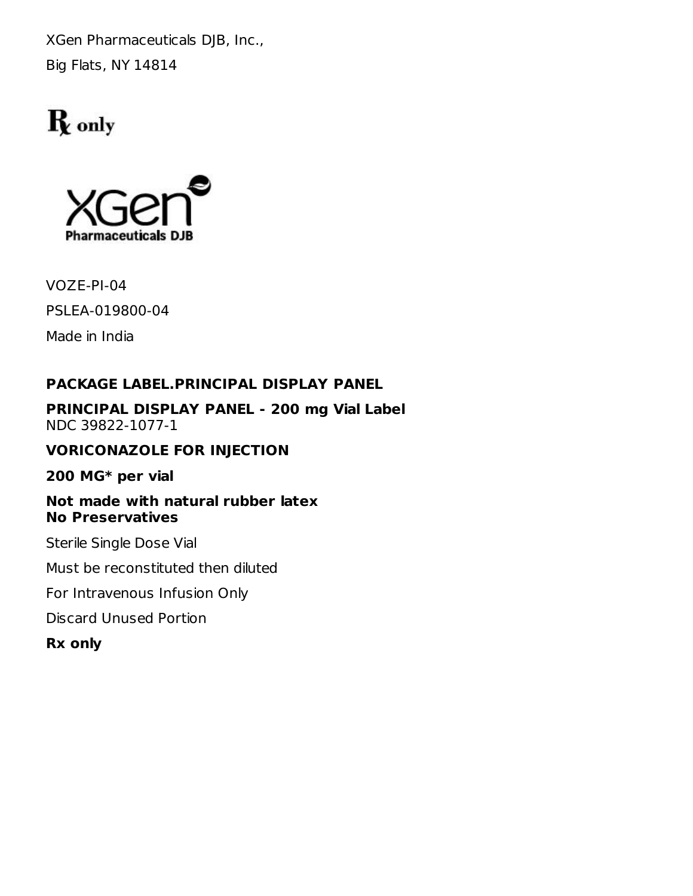XGen Pharmaceuticals DJB, Inc.,

Big Flats, NY 14814

Rx only

XGen
Pharmaceuticals DJB

VOZE-PI-04

PSLEA-019800-04

Made in India

**PACKAGE LABEL.PRINCIPAL DISPLAY PANEL**

**PRINCIPAL DISPLAY PANEL - 200 mg Vial Label**
NDC 39822-1077-1

**VORICONAZOLE FOR INJECTION**

**200 MG* per vial**

**Not made with natural rubber latex**
**No Preservatives**

Sterile Single Dose Vial

Must be reconstituted then diluted

For Intravenous Infusion Only

Discard Unused Portion

**Rx only**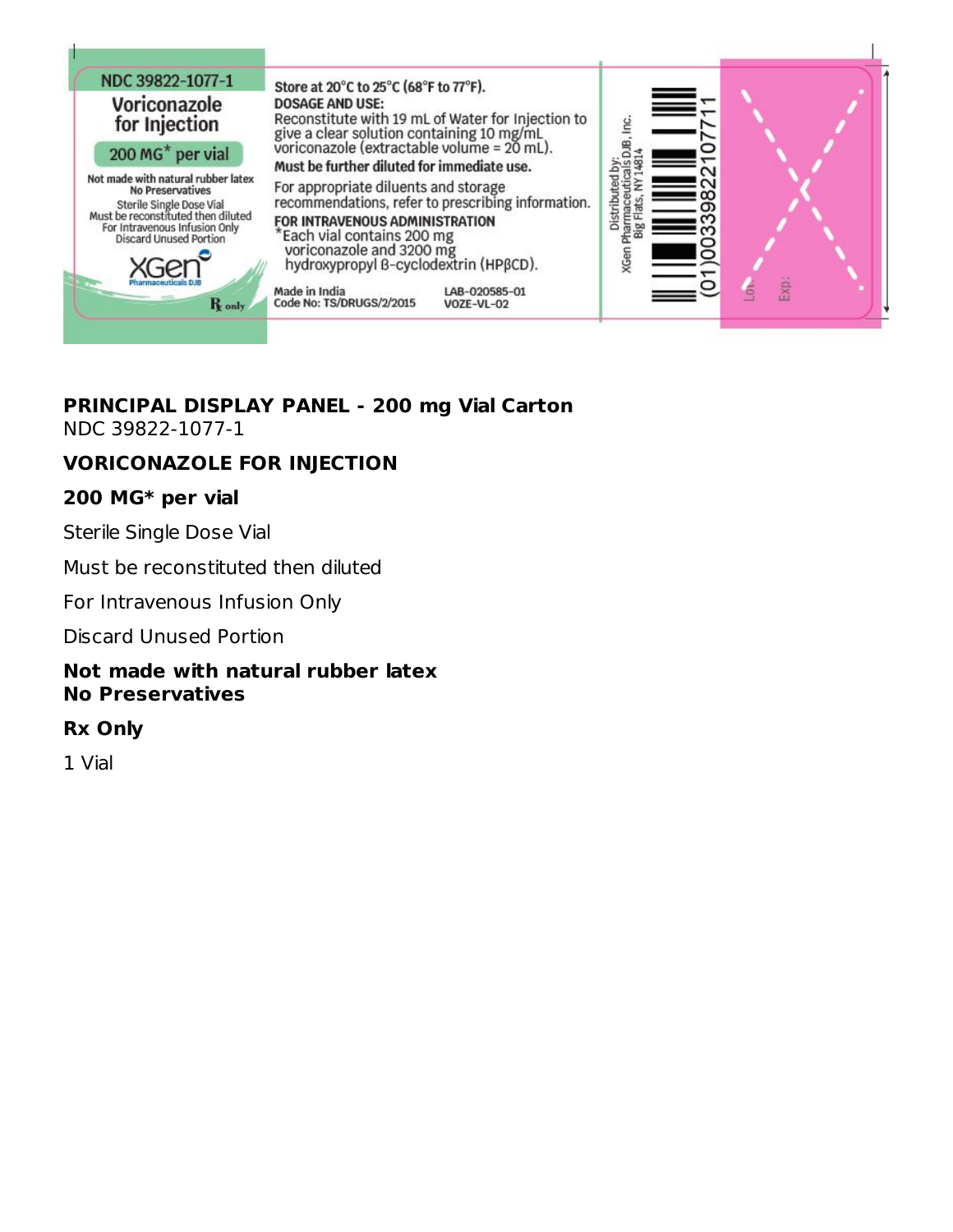NDC 39822-1077-1

Voriconazole for Injection

200 MG* per vial

Not made with natural rubber latex
No Preservatives

Sterile Single Dose Vial
Must be reconstituted then diluted
For Intravenous Infusion Only
Discard Unused Portion

XGen Pharmaceuticals DJB

Rx only

Store at 20°C to 25°C (68°F to 77°F).

DOSAGE AND USE:
Reconstitute with 19 mL of Water for Injection to give a clear solution containing 10 mg/mL voriconazole (extractable volume = 20 mL).

**Must be further diluted for immediate use.**

For appropriate diluents and storage recommendations, refer to prescribing information.

FOR INTRAVENOUS ADMINISTRATION

*Each vial contains 200 mg voriconazole and 3200 mg hydroxypropyl β-cyclodextrin (HPβCD).

Made in India
Code No: TS/DRUGS/2/2015

LAB-020585-01
VOZE-VL-02

Distributed by:
XGen Pharmaceuticals DJB, Inc.
Big Flats, NY 14814

(01)00339822107711

Lot:

Exp:

**PRINCIPAL DISPLAY PANEL - 200 mg Vial Carton**
NDC 39822-1077-1

**VORICONAZOLE FOR INJECTION**

**200 MG* per vial**

Sterile Single Dose Vial

Must be reconstituted then diluted

For Intravenous Infusion Only

Discard Unused Portion

**Not made with natural rubber latex**
**No Preservatives**

**Rx Only**

1 Vial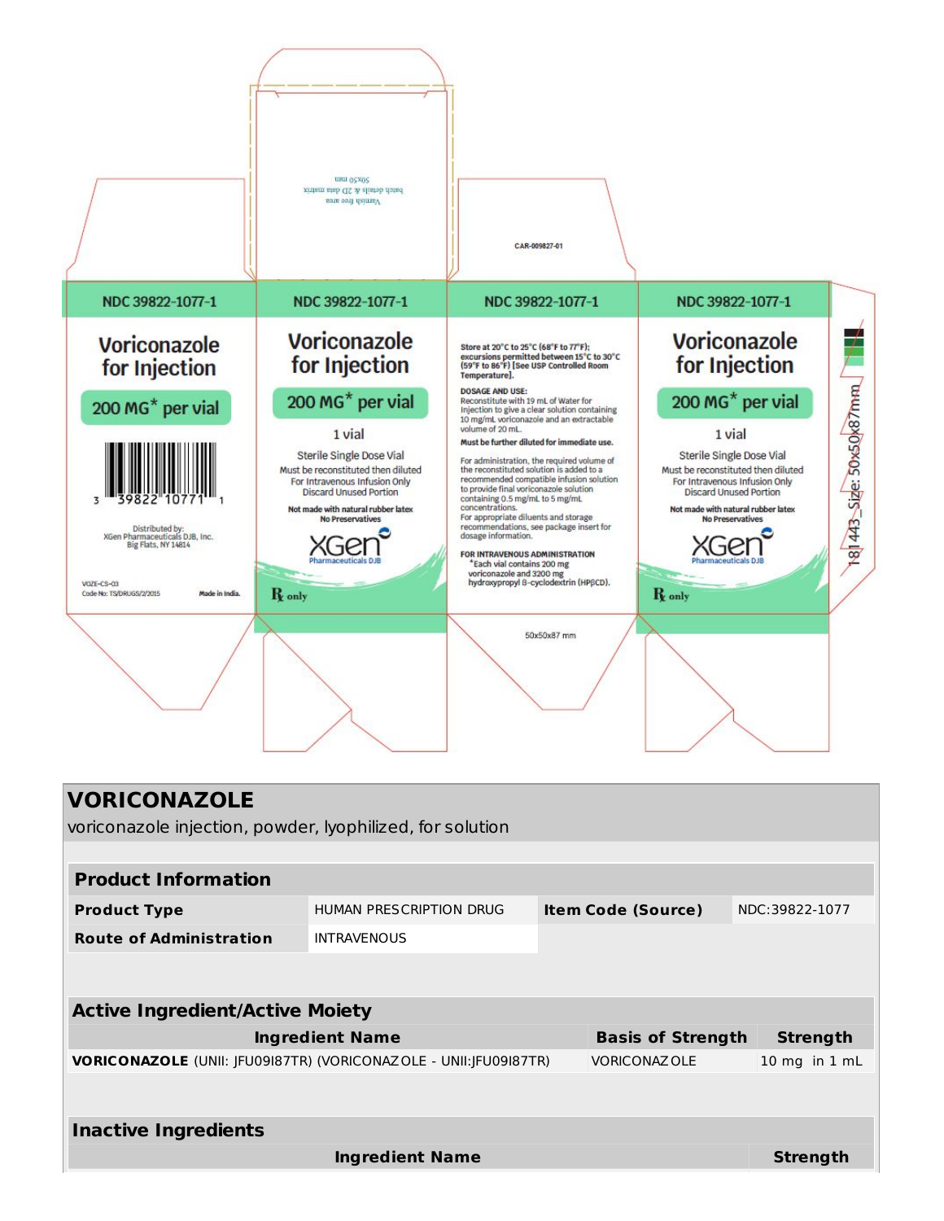Varnish free area
batch details & 2D data matrix
50x50 mm

CAR-009827-01

NDC 39822-1077-1

**Voriconazole for Injection**

**200 MG* per vial**

3 39822 10771 1

Distributed by:
XGen Pharmaceuticals DJB, Inc.
Big Flats, NY 14814

VOZE-CS-03
Code No: TS/DRUGS/2/2015

Made in India.

NDC 39822-1077-1

**Voriconazole for Injection**

**200 MG* per vial**

1 vial

Sterile Single Dose Vial
Must be reconstituted then diluted
For Intravenous Infusion Only
Discard Unused Portion

**Not made with natural rubber latex**
**No Preservatives**

XGen
Pharmaceuticals DJB

℞ only

NDC 39822-1077-1

**Store at 20°C to 25°C (68°F to 77°F); excursions permitted between 15°C to 30°C (59°F to 86°F) [See USP Controlled Room Temperature].**

**DOSAGE AND USE:**
Reconstitute with 19 mL of Water for Injection to give a clear solution containing 10 mg/mL voriconazole and an extractable volume of 20 mL.

**Must be further diluted for immediate use.**

For administration, the required volume of the reconstituted solution is added to a recommended compatible infusion solution to provide final voriconazole solution containing 0.5 mg/mL to 5 mg/mL concentrations.
For appropriate diluents and storage recommendations, see package insert for dosage information.

**FOR INTRAVENOUS ADMINISTRATION**
*Each vial contains 200 mg voriconazole and 3200 mg hydroxypropyl β-cyclodextrin (HPβCD).

50x50x87 mm

NDC 39822-1077-1

**Voriconazole for Injection**

**200 MG* per vial**

1 vial

Sterile Single Dose Vial
Must be reconstituted then diluted
For Intravenous Infusion Only
Discard Unused Portion

**Not made with natural rubber latex**
**No Preservatives**

XGen
Pharmaceuticals DJB

℞ only

181443_Size: 50x50x87mm

## VORICONAZOLE

voriconazole injection, powder, lyophilized, for solution

| Product Information | | | |
|---|---|---|---|
| **Product Type** | HUMAN PRESCRIPTION DRUG | **Item Code (Source)** | NDC:39822-1077 |
| **Route of Administration** | INTRAVENOUS | | |

| Active Ingredient/Active Moiety | | |
|---|---|---|
| **Ingredient Name** | **Basis of Strength** | **Strength** |
| **VORICONAZOLE** (UNII: JFU09I87TR) (VORICONAZOLE - UNII:JFU09I87TR) | VORICONAZOLE | 10 mg in 1 mL |

| Inactive Ingredients | |
|---|---|
| **Ingredient Name** | **Strength** |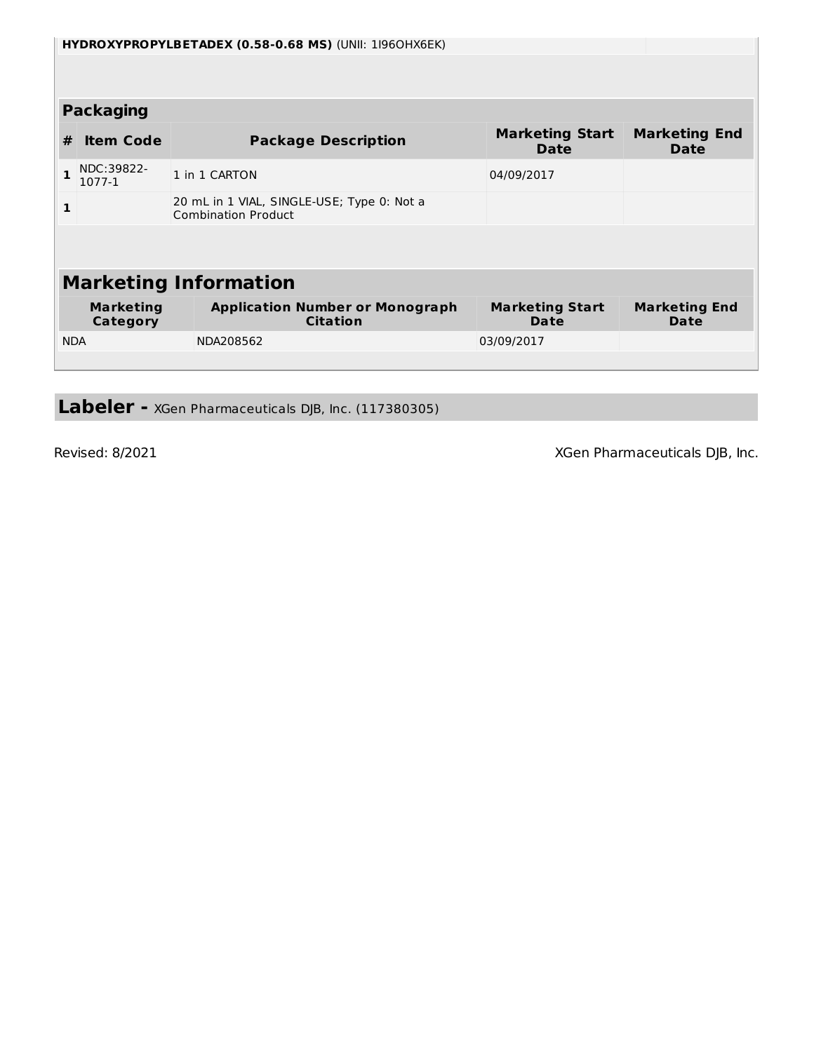| | |
|---|---|
| **HYDROXYPROPYLBETADEX (0.58-0.68 MS)** (UNII: 1I96OHX6EK) | |

**Packaging**

| # | Item Code | Package Description | Marketing Start Date | Marketing End Date |
|---|---|---|---|---|
| 1 | NDC:39822-1077-1 | 1 in 1 CARTON | 04/09/2017 | |
| 1 | | 20 mL in 1 VIAL, SINGLE-USE; Type 0: Not a Combination Product | | |

## Marketing Information

| Marketing Category | Application Number or Monograph Citation | Marketing Start Date | Marketing End Date |
|---|---|---|---|
| NDA | NDA208562 | 03/09/2017 | |

## Labeler - XGen Pharmaceuticals DJB, Inc. (117380305)

Revised: 8/2021

XGen Pharmaceuticals DJB, Inc.